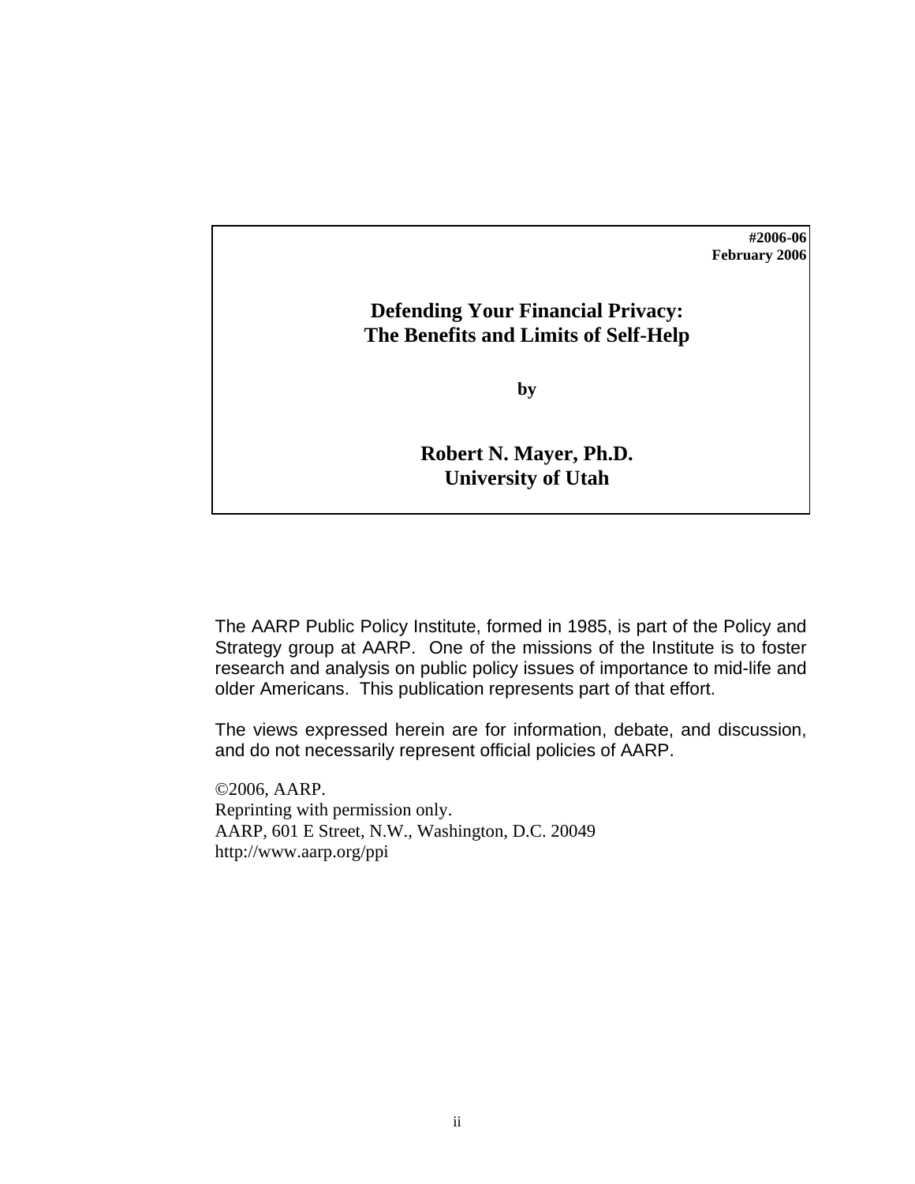**#2006-06**
**February 2006**

# Defending Your Financial Privacy: The Benefits and Limits of Self-Help

**by**

**Robert N. Mayer, Ph.D.**
**University of Utah**

The AARP Public Policy Institute, formed in 1985, is part of the Policy and Strategy group at AARP. One of the missions of the Institute is to foster research and analysis on public policy issues of importance to mid-life and older Americans. This publication represents part of that effort.

The views expressed herein are for information, debate, and discussion, and do not necessarily represent official policies of AARP.

©2006, AARP.
Reprinting with permission only.
AARP, 601 E Street, N.W., Washington, D.C. 20049
http://www.aarp.org/ppi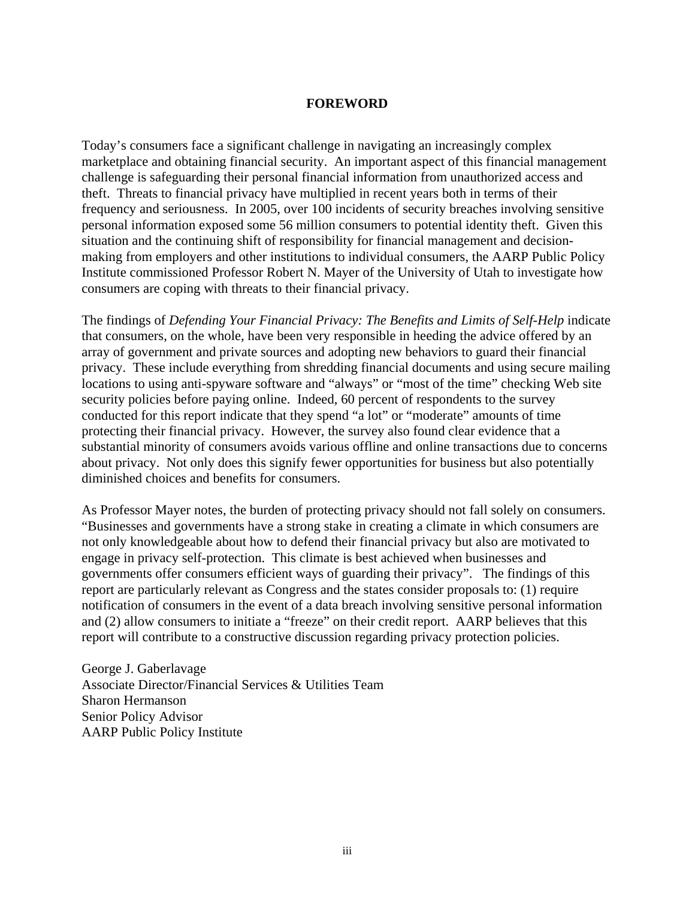## FOREWORD

Today's consumers face a significant challenge in navigating an increasingly complex marketplace and obtaining financial security. An important aspect of this financial management challenge is safeguarding their personal financial information from unauthorized access and theft. Threats to financial privacy have multiplied in recent years both in terms of their frequency and seriousness. In 2005, over 100 incidents of security breaches involving sensitive personal information exposed some 56 million consumers to potential identity theft. Given this situation and the continuing shift of responsibility for financial management and decision-making from employers and other institutions to individual consumers, the AARP Public Policy Institute commissioned Professor Robert N. Mayer of the University of Utah to investigate how consumers are coping with threats to their financial privacy.

The findings of *Defending Your Financial Privacy: The Benefits and Limits of Self-Help* indicate that consumers, on the whole, have been very responsible in heeding the advice offered by an array of government and private sources and adopting new behaviors to guard their financial privacy. These include everything from shredding financial documents and using secure mailing locations to using anti-spyware software and "always" or "most of the time" checking Web site security policies before paying online. Indeed, 60 percent of respondents to the survey conducted for this report indicate that they spend "a lot" or "moderate" amounts of time protecting their financial privacy. However, the survey also found clear evidence that a substantial minority of consumers avoids various offline and online transactions due to concerns about privacy. Not only does this signify fewer opportunities for business but also potentially diminished choices and benefits for consumers.

As Professor Mayer notes, the burden of protecting privacy should not fall solely on consumers. "Businesses and governments have a strong stake in creating a climate in which consumers are not only knowledgeable about how to defend their financial privacy but also are motivated to engage in privacy self-protection. This climate is best achieved when businesses and governments offer consumers efficient ways of guarding their privacy". The findings of this report are particularly relevant as Congress and the states consider proposals to: (1) require notification of consumers in the event of a data breach involving sensitive personal information and (2) allow consumers to initiate a "freeze" on their credit report. AARP believes that this report will contribute to a constructive discussion regarding privacy protection policies.

George J. Gaberlavage
Associate Director/Financial Services & Utilities Team
Sharon Hermanson
Senior Policy Advisor
AARP Public Policy Institute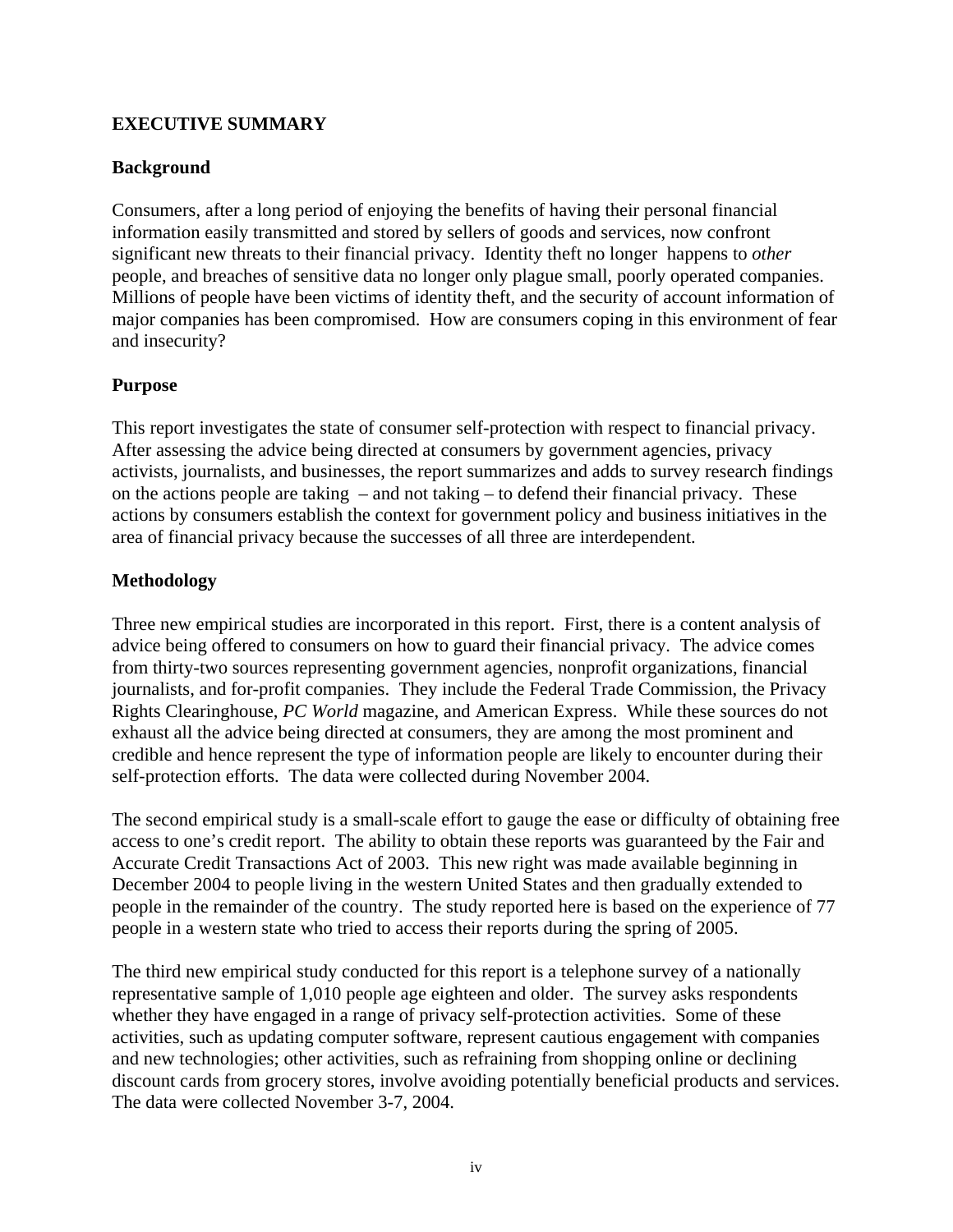# EXECUTIVE SUMMARY

## Background

Consumers, after a long period of enjoying the benefits of having their personal financial information easily transmitted and stored by sellers of goods and services, now confront significant new threats to their financial privacy. Identity theft no longer happens to *other* people, and breaches of sensitive data no longer only plague small, poorly operated companies. Millions of people have been victims of identity theft, and the security of account information of major companies has been compromised. How are consumers coping in this environment of fear and insecurity?

## Purpose

This report investigates the state of consumer self-protection with respect to financial privacy. After assessing the advice being directed at consumers by government agencies, privacy activists, journalists, and businesses, the report summarizes and adds to survey research findings on the actions people are taking – and not taking – to defend their financial privacy. These actions by consumers establish the context for government policy and business initiatives in the area of financial privacy because the successes of all three are interdependent.

## Methodology

Three new empirical studies are incorporated in this report. First, there is a content analysis of advice being offered to consumers on how to guard their financial privacy. The advice comes from thirty-two sources representing government agencies, nonprofit organizations, financial journalists, and for-profit companies. They include the Federal Trade Commission, the Privacy Rights Clearinghouse, *PC World* magazine, and American Express. While these sources do not exhaust all the advice being directed at consumers, they are among the most prominent and credible and hence represent the type of information people are likely to encounter during their self-protection efforts. The data were collected during November 2004.

The second empirical study is a small-scale effort to gauge the ease or difficulty of obtaining free access to one's credit report. The ability to obtain these reports was guaranteed by the Fair and Accurate Credit Transactions Act of 2003. This new right was made available beginning in December 2004 to people living in the western United States and then gradually extended to people in the remainder of the country. The study reported here is based on the experience of 77 people in a western state who tried to access their reports during the spring of 2005.

The third new empirical study conducted for this report is a telephone survey of a nationally representative sample of 1,010 people age eighteen and older. The survey asks respondents whether they have engaged in a range of privacy self-protection activities. Some of these activities, such as updating computer software, represent cautious engagement with companies and new technologies; other activities, such as refraining from shopping online or declining discount cards from grocery stores, involve avoiding potentially beneficial products and services. The data were collected November 3-7, 2004.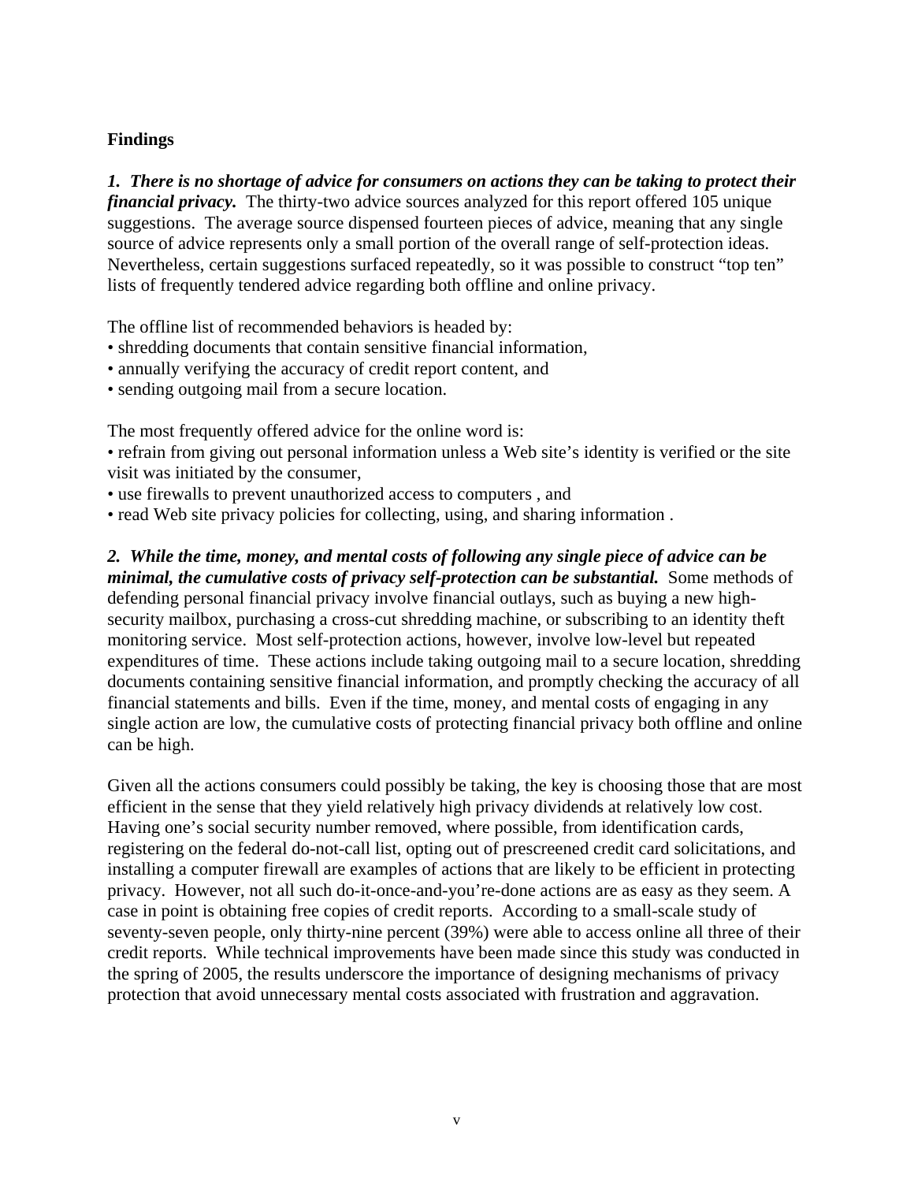## Findings

***1. There is no shortage of advice for consumers on actions they can be taking to protect their financial privacy.*** The thirty-two advice sources analyzed for this report offered 105 unique suggestions. The average source dispensed fourteen pieces of advice, meaning that any single source of advice represents only a small portion of the overall range of self-protection ideas. Nevertheless, certain suggestions surfaced repeatedly, so it was possible to construct "top ten" lists of frequently tendered advice regarding both offline and online privacy.

The offline list of recommended behaviors is headed by:

- shredding documents that contain sensitive financial information,
- annually verifying the accuracy of credit report content, and
- sending outgoing mail from a secure location.

The most frequently offered advice for the online word is:

- refrain from giving out personal information unless a Web site's identity is verified or the site visit was initiated by the consumer,
- use firewalls to prevent unauthorized access to computers , and
- read Web site privacy policies for collecting, using, and sharing information .

***2. While the time, money, and mental costs of following any single piece of advice can be minimal, the cumulative costs of privacy self-protection can be substantial.*** Some methods of defending personal financial privacy involve financial outlays, such as buying a new high-security mailbox, purchasing a cross-cut shredding machine, or subscribing to an identity theft monitoring service. Most self-protection actions, however, involve low-level but repeated expenditures of time. These actions include taking outgoing mail to a secure location, shredding documents containing sensitive financial information, and promptly checking the accuracy of all financial statements and bills. Even if the time, money, and mental costs of engaging in any single action are low, the cumulative costs of protecting financial privacy both offline and online can be high.

Given all the actions consumers could possibly be taking, the key is choosing those that are most efficient in the sense that they yield relatively high privacy dividends at relatively low cost. Having one's social security number removed, where possible, from identification cards, registering on the federal do-not-call list, opting out of prescreened credit card solicitations, and installing a computer firewall are examples of actions that are likely to be efficient in protecting privacy. However, not all such do-it-once-and-you're-done actions are as easy as they seem. A case in point is obtaining free copies of credit reports. According to a small-scale study of seventy-seven people, only thirty-nine percent (39%) were able to access online all three of their credit reports. While technical improvements have been made since this study was conducted in the spring of 2005, the results underscore the importance of designing mechanisms of privacy protection that avoid unnecessary mental costs associated with frustration and aggravation.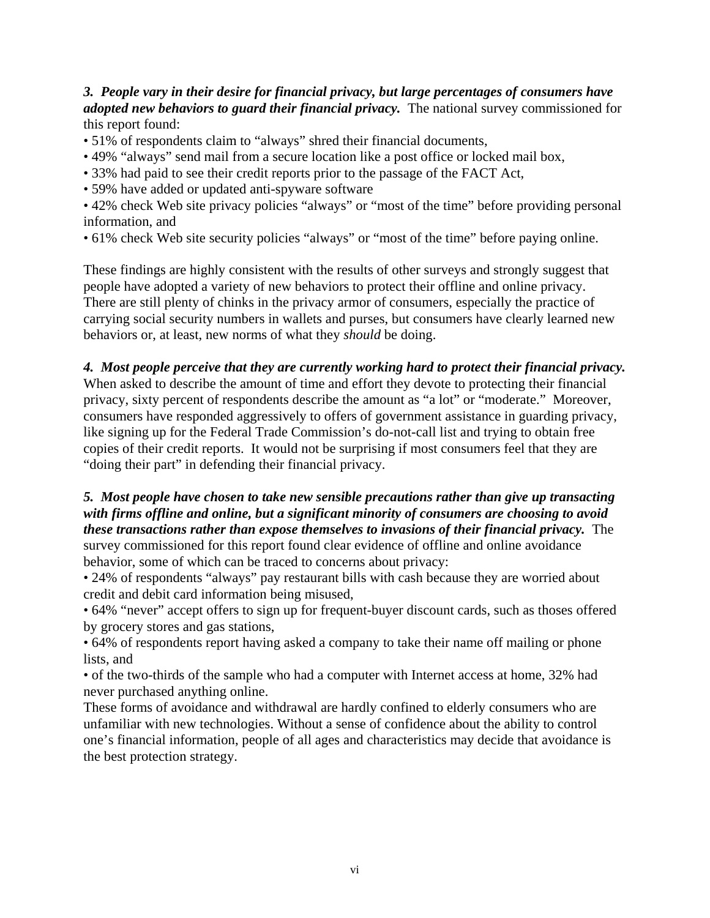***3. People vary in their desire for financial privacy, but large percentages of consumers have adopted new behaviors to guard their financial privacy.*** The national survey commissioned for this report found:

- 51% of respondents claim to "always" shred their financial documents,
- 49% "always" send mail from a secure location like a post office or locked mail box,
- 33% had paid to see their credit reports prior to the passage of the FACT Act,
- 59% have added or updated anti-spyware software
- 42% check Web site privacy policies "always" or "most of the time" before providing personal information, and
- 61% check Web site security policies "always" or "most of the time" before paying online.

These findings are highly consistent with the results of other surveys and strongly suggest that people have adopted a variety of new behaviors to protect their offline and online privacy. There are still plenty of chinks in the privacy armor of consumers, especially the practice of carrying social security numbers in wallets and purses, but consumers have clearly learned new behaviors or, at least, new norms of what they *should* be doing.

***4. Most people perceive that they are currently working hard to protect their financial privacy.*** When asked to describe the amount of time and effort they devote to protecting their financial privacy, sixty percent of respondents describe the amount as "a lot" or "moderate." Moreover, consumers have responded aggressively to offers of government assistance in guarding privacy, like signing up for the Federal Trade Commission's do-not-call list and trying to obtain free copies of their credit reports. It would not be surprising if most consumers feel that they are "doing their part" in defending their financial privacy.

***5. Most people have chosen to take new sensible precautions rather than give up transacting with firms offline and online, but a significant minority of consumers are choosing to avoid these transactions rather than expose themselves to invasions of their financial privacy.*** The survey commissioned for this report found clear evidence of offline and online avoidance behavior, some of which can be traced to concerns about privacy:

- 24% of respondents "always" pay restaurant bills with cash because they are worried about credit and debit card information being misused,
- 64% "never" accept offers to sign up for frequent-buyer discount cards, such as thoses offered by grocery stores and gas stations,
- 64% of respondents report having asked a company to take their name off mailing or phone lists, and
- of the two-thirds of the sample who had a computer with Internet access at home, 32% had never purchased anything online.

These forms of avoidance and withdrawal are hardly confined to elderly consumers who are unfamiliar with new technologies. Without a sense of confidence about the ability to control one's financial information, people of all ages and characteristics may decide that avoidance is the best protection strategy.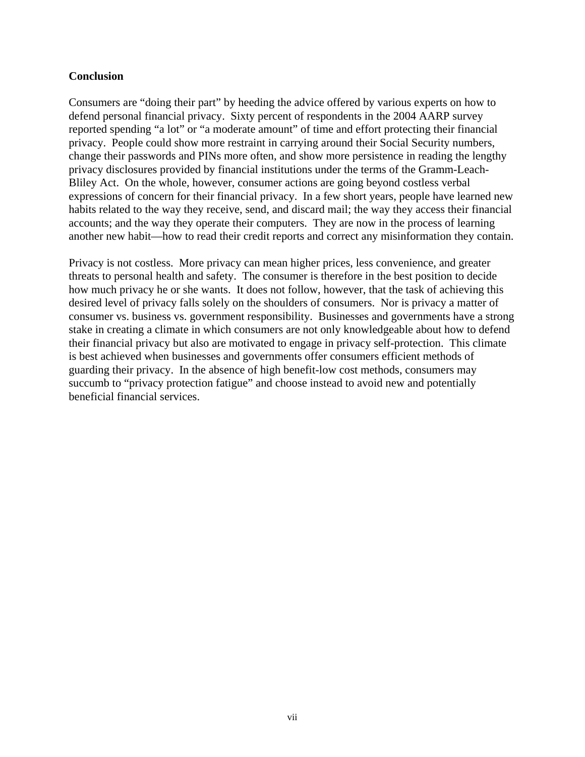**Conclusion**

Consumers are "doing their part" by heeding the advice offered by various experts on how to defend personal financial privacy. Sixty percent of respondents in the 2004 AARP survey reported spending "a lot" or "a moderate amount" of time and effort protecting their financial privacy. People could show more restraint in carrying around their Social Security numbers, change their passwords and PINs more often, and show more persistence in reading the lengthy privacy disclosures provided by financial institutions under the terms of the Gramm-Leach-Bliley Act. On the whole, however, consumer actions are going beyond costless verbal expressions of concern for their financial privacy. In a few short years, people have learned new habits related to the way they receive, send, and discard mail; the way they access their financial accounts; and the way they operate their computers. They are now in the process of learning another new habit—how to read their credit reports and correct any misinformation they contain.

Privacy is not costless. More privacy can mean higher prices, less convenience, and greater threats to personal health and safety. The consumer is therefore in the best position to decide how much privacy he or she wants. It does not follow, however, that the task of achieving this desired level of privacy falls solely on the shoulders of consumers. Nor is privacy a matter of consumer vs. business vs. government responsibility. Businesses and governments have a strong stake in creating a climate in which consumers are not only knowledgeable about how to defend their financial privacy but also are motivated to engage in privacy self-protection. This climate is best achieved when businesses and governments offer consumers efficient methods of guarding their privacy. In the absence of high benefit-low cost methods, consumers may succumb to "privacy protection fatigue" and choose instead to avoid new and potentially beneficial financial services.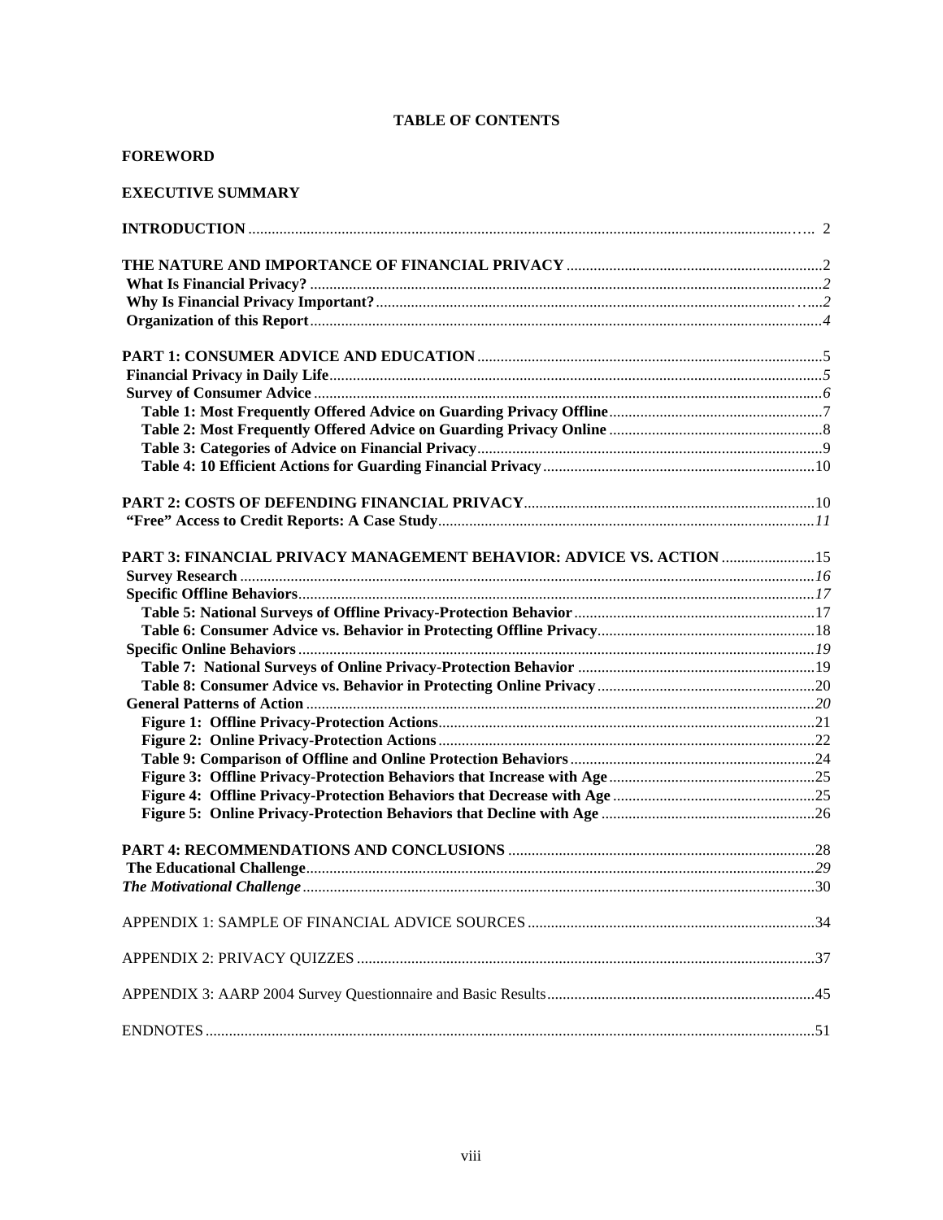# TABLE OF CONTENTS

**FOREWORD**

**EXECUTIVE SUMMARY**

**INTRODUCTION** .... 2

**THE NATURE AND IMPORTANCE OF FINANCIAL PRIVACY** .... 2
- **What Is Financial Privacy?** .... *2*
- **Why Is Financial Privacy Important?** .... *2*
- **Organization of this Report** .... *4*

**PART 1: CONSUMER ADVICE AND EDUCATION** .... 5
- **Financial Privacy in Daily Life** .... *5*
- **Survey of Consumer Advice** .... *6*
  - **Table 1: Most Frequently Offered Advice on Guarding Privacy Offline** .... 7
  - **Table 2: Most Frequently Offered Advice on Guarding Privacy Online** .... 8
  - **Table 3: Categories of Advice on Financial Privacy** .... 9
  - **Table 4: 10 Efficient Actions for Guarding Financial Privacy** .... 10

**PART 2: COSTS OF DEFENDING FINANCIAL PRIVACY** .... 10
- **"Free" Access to Credit Reports: A Case Study** .... *11*

**PART 3: FINANCIAL PRIVACY MANAGEMENT BEHAVIOR: ADVICE VS. ACTION** .... 15
- **Survey Research** .... *16*
- **Specific Offline Behaviors** .... *17*
  - **Table 5: National Surveys of Offline Privacy-Protection Behavior** .... 17
  - **Table 6: Consumer Advice vs. Behavior in Protecting Offline Privacy** .... 18
- **Specific Online Behaviors** .... *19*
  - **Table 7: National Surveys of Online Privacy-Protection Behavior** .... 19
  - **Table 8: Consumer Advice vs. Behavior in Protecting Online Privacy** .... 20
- **General Patterns of Action** .... *20*
  - **Figure 1: Offline Privacy-Protection Actions** .... 21
  - **Figure 2: Online Privacy-Protection Actions** .... 22
  - **Table 9: Comparison of Offline and Online Protection Behaviors** .... 24
  - **Figure 3: Offline Privacy-Protection Behaviors that Increase with Age** .... 25
  - **Figure 4: Offline Privacy-Protection Behaviors that Decrease with Age** .... 25
  - **Figure 5: Online Privacy-Protection Behaviors that Decline with Age** .... 26

**PART 4: RECOMMENDATIONS AND CONCLUSIONS** .... 28
- **The Educational Challenge** .... *29*
- ***The Motivational Challenge*** .... 30

APPENDIX 1: SAMPLE OF FINANCIAL ADVICE SOURCES .... 34

APPENDIX 2: PRIVACY QUIZZES .... 37

APPENDIX 3: AARP 2004 Survey Questionnaire and Basic Results .... 45

ENDNOTES .... 51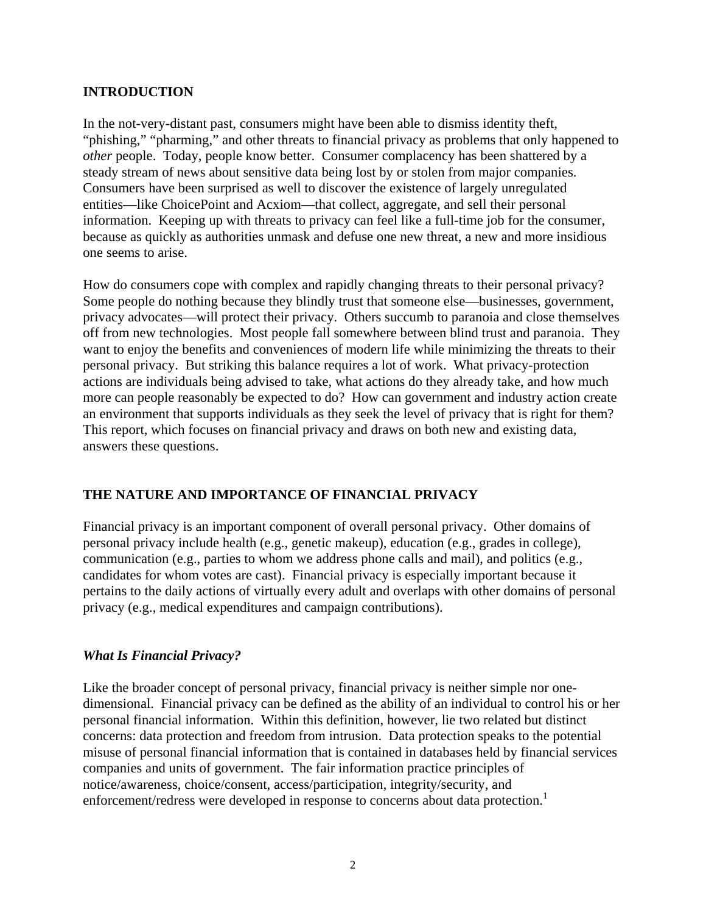## INTRODUCTION

In the not-very-distant past, consumers might have been able to dismiss identity theft, "phishing," "pharming," and other threats to financial privacy as problems that only happened to *other* people. Today, people know better. Consumer complacency has been shattered by a steady stream of news about sensitive data being lost by or stolen from major companies. Consumers have been surprised as well to discover the existence of largely unregulated entities—like ChoicePoint and Acxiom—that collect, aggregate, and sell their personal information. Keeping up with threats to privacy can feel like a full-time job for the consumer, because as quickly as authorities unmask and defuse one new threat, a new and more insidious one seems to arise.

How do consumers cope with complex and rapidly changing threats to their personal privacy? Some people do nothing because they blindly trust that someone else—businesses, government, privacy advocates—will protect their privacy. Others succumb to paranoia and close themselves off from new technologies. Most people fall somewhere between blind trust and paranoia. They want to enjoy the benefits and conveniences of modern life while minimizing the threats to their personal privacy. But striking this balance requires a lot of work. What privacy-protection actions are individuals being advised to take, what actions do they already take, and how much more can people reasonably be expected to do? How can government and industry action create an environment that supports individuals as they seek the level of privacy that is right for them? This report, which focuses on financial privacy and draws on both new and existing data, answers these questions.

## THE NATURE AND IMPORTANCE OF FINANCIAL PRIVACY

Financial privacy is an important component of overall personal privacy. Other domains of personal privacy include health (e.g., genetic makeup), education (e.g., grades in college), communication (e.g., parties to whom we address phone calls and mail), and politics (e.g., candidates for whom votes are cast). Financial privacy is especially important because it pertains to the daily actions of virtually every adult and overlaps with other domains of personal privacy (e.g., medical expenditures and campaign contributions).

### *What Is Financial Privacy?*

Like the broader concept of personal privacy, financial privacy is neither simple nor one-dimensional. Financial privacy can be defined as the ability of an individual to control his or her personal financial information. Within this definition, however, lie two related but distinct concerns: data protection and freedom from intrusion. Data protection speaks to the potential misuse of personal financial information that is contained in databases held by financial services companies and units of government. The fair information practice principles of notice/awareness, choice/consent, access/participation, integrity/security, and enforcement/redress were developed in response to concerns about data protection.[1]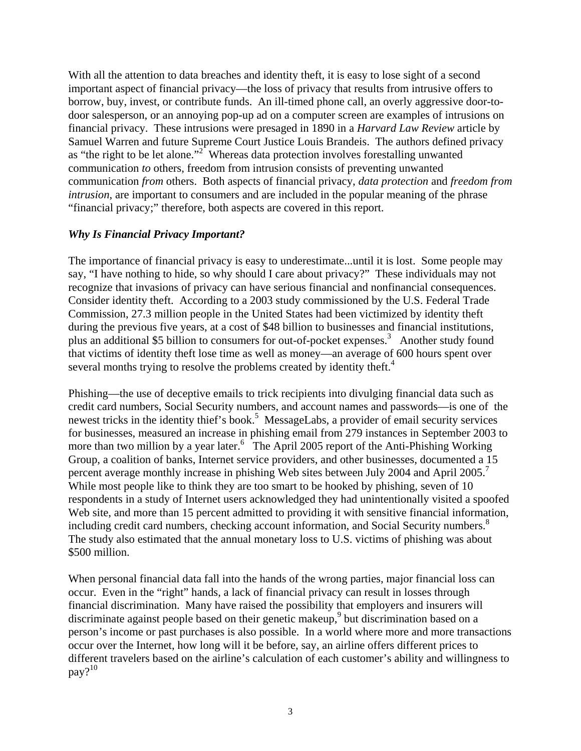With all the attention to data breaches and identity theft, it is easy to lose sight of a second important aspect of financial privacy—the loss of privacy that results from intrusive offers to borrow, buy, invest, or contribute funds. An ill-timed phone call, an overly aggressive door-to-door salesperson, or an annoying pop-up ad on a computer screen are examples of intrusions on financial privacy. These intrusions were presaged in 1890 in a *Harvard Law Review* article by Samuel Warren and future Supreme Court Justice Louis Brandeis. The authors defined privacy as "the right to be let alone."[2] Whereas data protection involves forestalling unwanted communication *to* others, freedom from intrusion consists of preventing unwanted communication *from* others. Both aspects of financial privacy, *data protection* and *freedom from intrusion*, are important to consumers and are included in the popular meaning of the phrase "financial privacy;" therefore, both aspects are covered in this report.

### *Why Is Financial Privacy Important?*

The importance of financial privacy is easy to underestimate...until it is lost. Some people may say, "I have nothing to hide, so why should I care about privacy?" These individuals may not recognize that invasions of privacy can have serious financial and nonfinancial consequences. Consider identity theft. According to a 2003 study commissioned by the U.S. Federal Trade Commission, 27.3 million people in the United States had been victimized by identity theft during the previous five years, at a cost of $48 billion to businesses and financial institutions, plus an additional $5 billion to consumers for out-of-pocket expenses.[3] Another study found that victims of identity theft lose time as well as money—an average of 600 hours spent over several months trying to resolve the problems created by identity theft.[4]

Phishing—the use of deceptive emails to trick recipients into divulging financial data such as credit card numbers, Social Security numbers, and account names and passwords—is one of the newest tricks in the identity thief's book.[5] MessageLabs, a provider of email security services for businesses, measured an increase in phishing email from 279 instances in September 2003 to more than two million by a year later.[6] The April 2005 report of the Anti-Phishing Working Group, a coalition of banks, Internet service providers, and other businesses, documented a 15 percent average monthly increase in phishing Web sites between July 2004 and April 2005.[7] While most people like to think they are too smart to be hooked by phishing, seven of 10 respondents in a study of Internet users acknowledged they had unintentionally visited a spoofed Web site, and more than 15 percent admitted to providing it with sensitive financial information, including credit card numbers, checking account information, and Social Security numbers.[8] The study also estimated that the annual monetary loss to U.S. victims of phishing was about $500 million.

When personal financial data fall into the hands of the wrong parties, major financial loss can occur. Even in the "right" hands, a lack of financial privacy can result in losses through financial discrimination. Many have raised the possibility that employers and insurers will discriminate against people based on their genetic makeup,[9] but discrimination based on a person's income or past purchases is also possible. In a world where more and more transactions occur over the Internet, how long will it be before, say, an airline offers different prices to different travelers based on the airline's calculation of each customer's ability and willingness to pay?[10]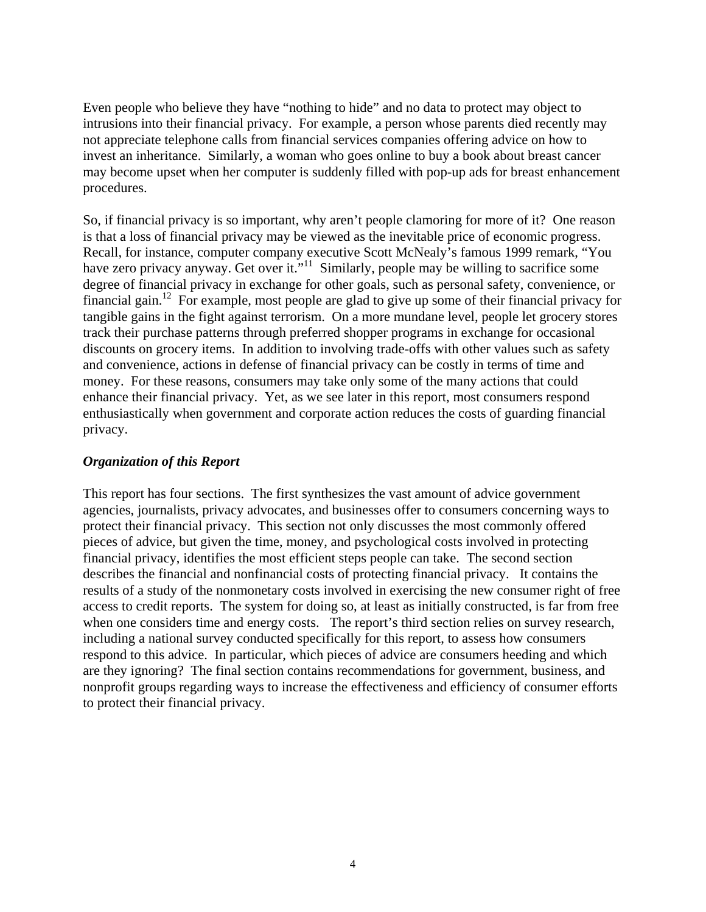Even people who believe they have "nothing to hide" and no data to protect may object to intrusions into their financial privacy. For example, a person whose parents died recently may not appreciate telephone calls from financial services companies offering advice on how to invest an inheritance. Similarly, a woman who goes online to buy a book about breast cancer may become upset when her computer is suddenly filled with pop-up ads for breast enhancement procedures.

So, if financial privacy is so important, why aren't people clamoring for more of it? One reason is that a loss of financial privacy may be viewed as the inevitable price of economic progress. Recall, for instance, computer company executive Scott McNealy's famous 1999 remark, "You have zero privacy anyway. Get over it."[11] Similarly, people may be willing to sacrifice some degree of financial privacy in exchange for other goals, such as personal safety, convenience, or financial gain.[12] For example, most people are glad to give up some of their financial privacy for tangible gains in the fight against terrorism. On a more mundane level, people let grocery stores track their purchase patterns through preferred shopper programs in exchange for occasional discounts on grocery items. In addition to involving trade-offs with other values such as safety and convenience, actions in defense of financial privacy can be costly in terms of time and money. For these reasons, consumers may take only some of the many actions that could enhance their financial privacy. Yet, as we see later in this report, most consumers respond enthusiastically when government and corporate action reduces the costs of guarding financial privacy.

### *Organization of this Report*

This report has four sections. The first synthesizes the vast amount of advice government agencies, journalists, privacy advocates, and businesses offer to consumers concerning ways to protect their financial privacy. This section not only discusses the most commonly offered pieces of advice, but given the time, money, and psychological costs involved in protecting financial privacy, identifies the most efficient steps people can take. The second section describes the financial and nonfinancial costs of protecting financial privacy. It contains the results of a study of the nonmonetary costs involved in exercising the new consumer right of free access to credit reports. The system for doing so, at least as initially constructed, is far from free when one considers time and energy costs. The report's third section relies on survey research, including a national survey conducted specifically for this report, to assess how consumers respond to this advice. In particular, which pieces of advice are consumers heeding and which are they ignoring? The final section contains recommendations for government, business, and nonprofit groups regarding ways to increase the effectiveness and efficiency of consumer efforts to protect their financial privacy.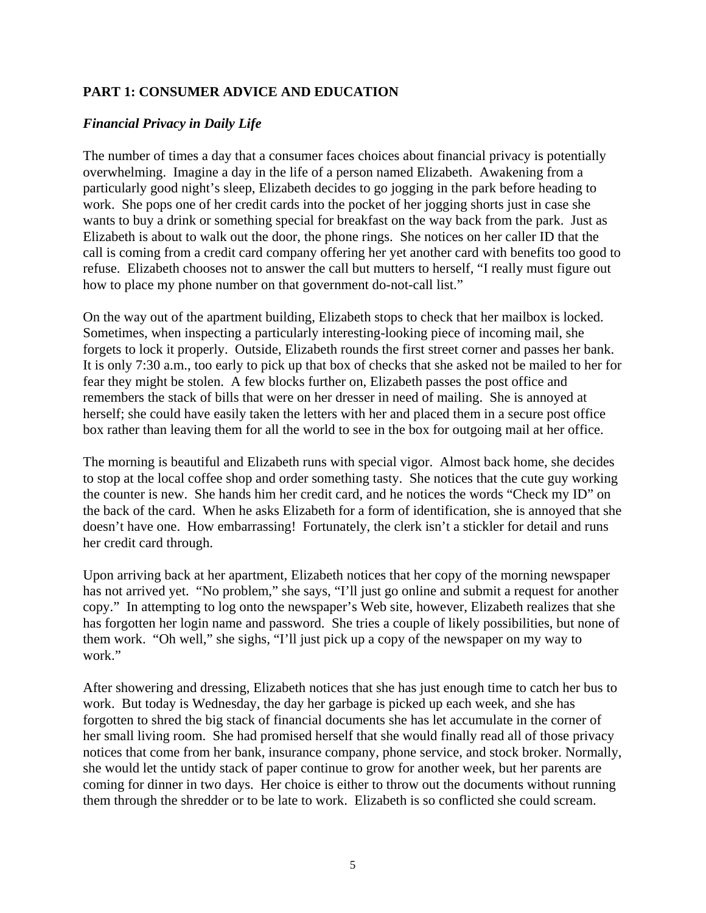## PART 1: CONSUMER ADVICE AND EDUCATION

### *Financial Privacy in Daily Life*

The number of times a day that a consumer faces choices about financial privacy is potentially overwhelming. Imagine a day in the life of a person named Elizabeth. Awakening from a particularly good night's sleep, Elizabeth decides to go jogging in the park before heading to work. She pops one of her credit cards into the pocket of her jogging shorts just in case she wants to buy a drink or something special for breakfast on the way back from the park. Just as Elizabeth is about to walk out the door, the phone rings. She notices on her caller ID that the call is coming from a credit card company offering her yet another card with benefits too good to refuse. Elizabeth chooses not to answer the call but mutters to herself, "I really must figure out how to place my phone number on that government do-not-call list."

On the way out of the apartment building, Elizabeth stops to check that her mailbox is locked. Sometimes, when inspecting a particularly interesting-looking piece of incoming mail, she forgets to lock it properly. Outside, Elizabeth rounds the first street corner and passes her bank. It is only 7:30 a.m., too early to pick up that box of checks that she asked not be mailed to her for fear they might be stolen. A few blocks further on, Elizabeth passes the post office and remembers the stack of bills that were on her dresser in need of mailing. She is annoyed at herself; she could have easily taken the letters with her and placed them in a secure post office box rather than leaving them for all the world to see in the box for outgoing mail at her office.

The morning is beautiful and Elizabeth runs with special vigor. Almost back home, she decides to stop at the local coffee shop and order something tasty. She notices that the cute guy working the counter is new. She hands him her credit card, and he notices the words "Check my ID" on the back of the card. When he asks Elizabeth for a form of identification, she is annoyed that she doesn't have one. How embarrassing! Fortunately, the clerk isn't a stickler for detail and runs her credit card through.

Upon arriving back at her apartment, Elizabeth notices that her copy of the morning newspaper has not arrived yet. "No problem," she says, "I'll just go online and submit a request for another copy." In attempting to log onto the newspaper's Web site, however, Elizabeth realizes that she has forgotten her login name and password. She tries a couple of likely possibilities, but none of them work. "Oh well," she sighs, "I'll just pick up a copy of the newspaper on my way to work."

After showering and dressing, Elizabeth notices that she has just enough time to catch her bus to work. But today is Wednesday, the day her garbage is picked up each week, and she has forgotten to shred the big stack of financial documents she has let accumulate in the corner of her small living room. She had promised herself that she would finally read all of those privacy notices that come from her bank, insurance company, phone service, and stock broker. Normally, she would let the untidy stack of paper continue to grow for another week, but her parents are coming for dinner in two days. Her choice is either to throw out the documents without running them through the shredder or to be late to work. Elizabeth is so conflicted she could scream.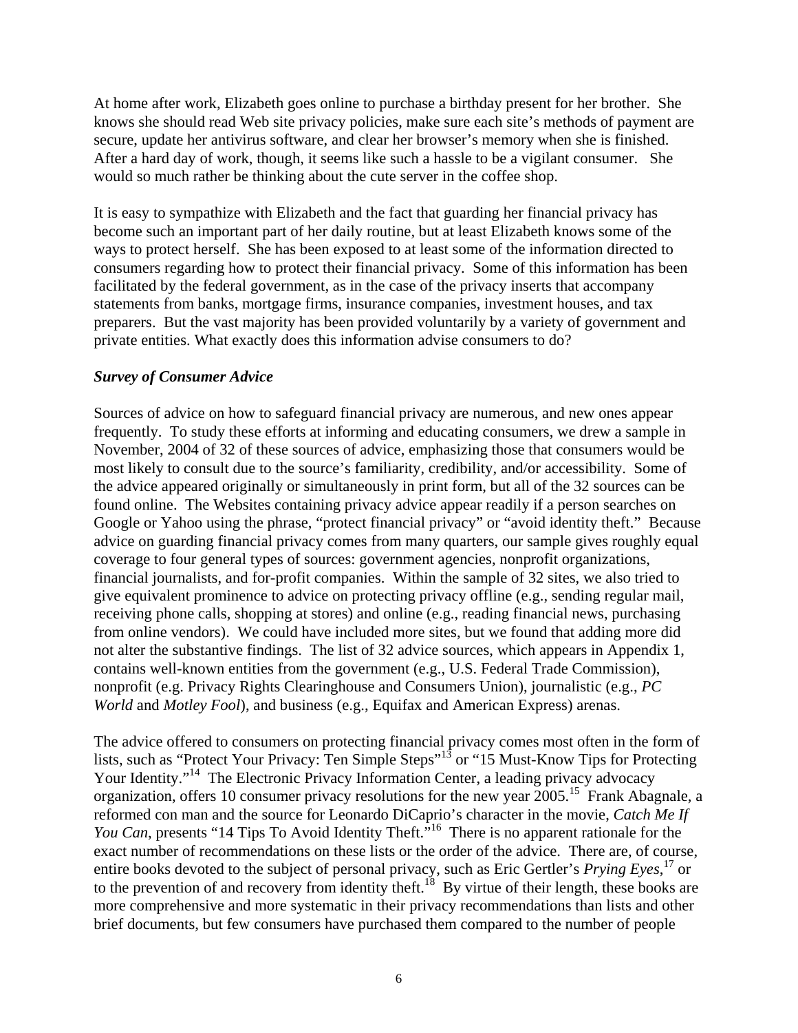At home after work, Elizabeth goes online to purchase a birthday present for her brother. She knows she should read Web site privacy policies, make sure each site's methods of payment are secure, update her antivirus software, and clear her browser's memory when she is finished. After a hard day of work, though, it seems like such a hassle to be a vigilant consumer. She would so much rather be thinking about the cute server in the coffee shop.

It is easy to sympathize with Elizabeth and the fact that guarding her financial privacy has become such an important part of her daily routine, but at least Elizabeth knows some of the ways to protect herself. She has been exposed to at least some of the information directed to consumers regarding how to protect their financial privacy. Some of this information has been facilitated by the federal government, as in the case of the privacy inserts that accompany statements from banks, mortgage firms, insurance companies, investment houses, and tax preparers. But the vast majority has been provided voluntarily by a variety of government and private entities. What exactly does this information advise consumers to do?

### *Survey of Consumer Advice*

Sources of advice on how to safeguard financial privacy are numerous, and new ones appear frequently. To study these efforts at informing and educating consumers, we drew a sample in November, 2004 of 32 of these sources of advice, emphasizing those that consumers would be most likely to consult due to the source's familiarity, credibility, and/or accessibility. Some of the advice appeared originally or simultaneously in print form, but all of the 32 sources can be found online. The Websites containing privacy advice appear readily if a person searches on Google or Yahoo using the phrase, "protect financial privacy" or "avoid identity theft." Because advice on guarding financial privacy comes from many quarters, our sample gives roughly equal coverage to four general types of sources: government agencies, nonprofit organizations, financial journalists, and for-profit companies. Within the sample of 32 sites, we also tried to give equivalent prominence to advice on protecting privacy offline (e.g., sending regular mail, receiving phone calls, shopping at stores) and online (e.g., reading financial news, purchasing from online vendors). We could have included more sites, but we found that adding more did not alter the substantive findings. The list of 32 advice sources, which appears in Appendix 1, contains well-known entities from the government (e.g., U.S. Federal Trade Commission), nonprofit (e.g. Privacy Rights Clearinghouse and Consumers Union), journalistic (e.g., *PC World* and *Motley Fool*), and business (e.g., Equifax and American Express) arenas.

The advice offered to consumers on protecting financial privacy comes most often in the form of lists, such as "Protect Your Privacy: Ten Simple Steps"[13] or "15 Must-Know Tips for Protecting Your Identity."[14] The Electronic Privacy Information Center, a leading privacy advocacy organization, offers 10 consumer privacy resolutions for the new year 2005.[15] Frank Abagnale, a reformed con man and the source for Leonardo DiCaprio's character in the movie, *Catch Me If You Can*, presents "14 Tips To Avoid Identity Theft."[16] There is no apparent rationale for the exact number of recommendations on these lists or the order of the advice. There are, of course, entire books devoted to the subject of personal privacy, such as Eric Gertler's *Prying Eyes*,[17] or to the prevention of and recovery from identity theft.[18] By virtue of their length, these books are more comprehensive and more systematic in their privacy recommendations than lists and other brief documents, but few consumers have purchased them compared to the number of people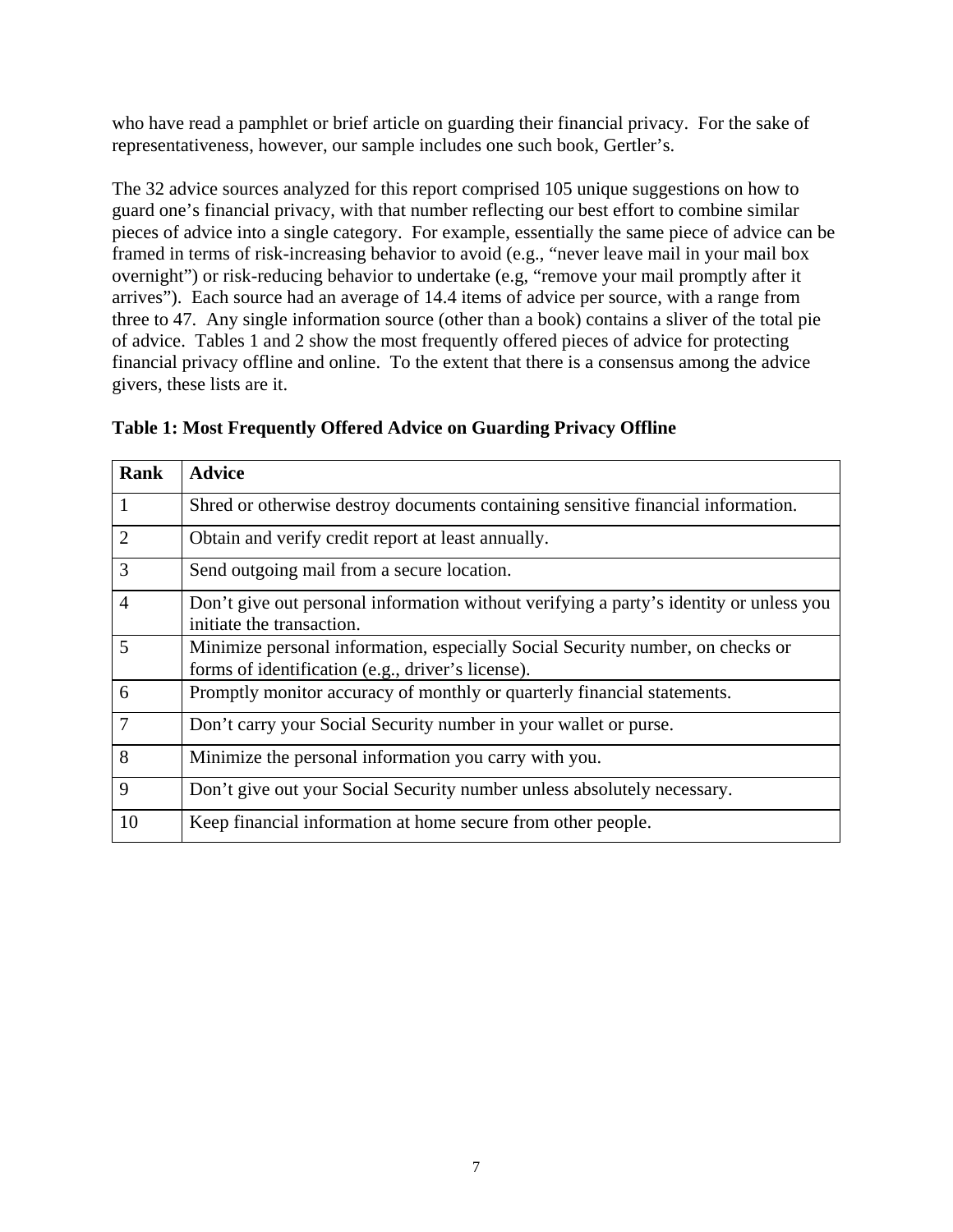who have read a pamphlet or brief article on guarding their financial privacy. For the sake of representativeness, however, our sample includes one such book, Gertler's.

The 32 advice sources analyzed for this report comprised 105 unique suggestions on how to guard one's financial privacy, with that number reflecting our best effort to combine similar pieces of advice into a single category. For example, essentially the same piece of advice can be framed in terms of risk-increasing behavior to avoid (e.g., "never leave mail in your mail box overnight") or risk-reducing behavior to undertake (e.g, "remove your mail promptly after it arrives"). Each source had an average of 14.4 items of advice per source, with a range from three to 47. Any single information source (other than a book) contains a sliver of the total pie of advice. Tables 1 and 2 show the most frequently offered pieces of advice for protecting financial privacy offline and online. To the extent that there is a consensus among the advice givers, these lists are it.

**Table 1: Most Frequently Offered Advice on Guarding Privacy Offline**

| Rank | Advice |
|---|---|
| 1 | Shred or otherwise destroy documents containing sensitive financial information. |
| 2 | Obtain and verify credit report at least annually. |
| 3 | Send outgoing mail from a secure location. |
| 4 | Don't give out personal information without verifying a party's identity or unless you initiate the transaction. |
| 5 | Minimize personal information, especially Social Security number, on checks or forms of identification (e.g., driver's license). |
| 6 | Promptly monitor accuracy of monthly or quarterly financial statements. |
| 7 | Don't carry your Social Security number in your wallet or purse. |
| 8 | Minimize the personal information you carry with you. |
| 9 | Don't give out your Social Security number unless absolutely necessary. |
| 10 | Keep financial information at home secure from other people. |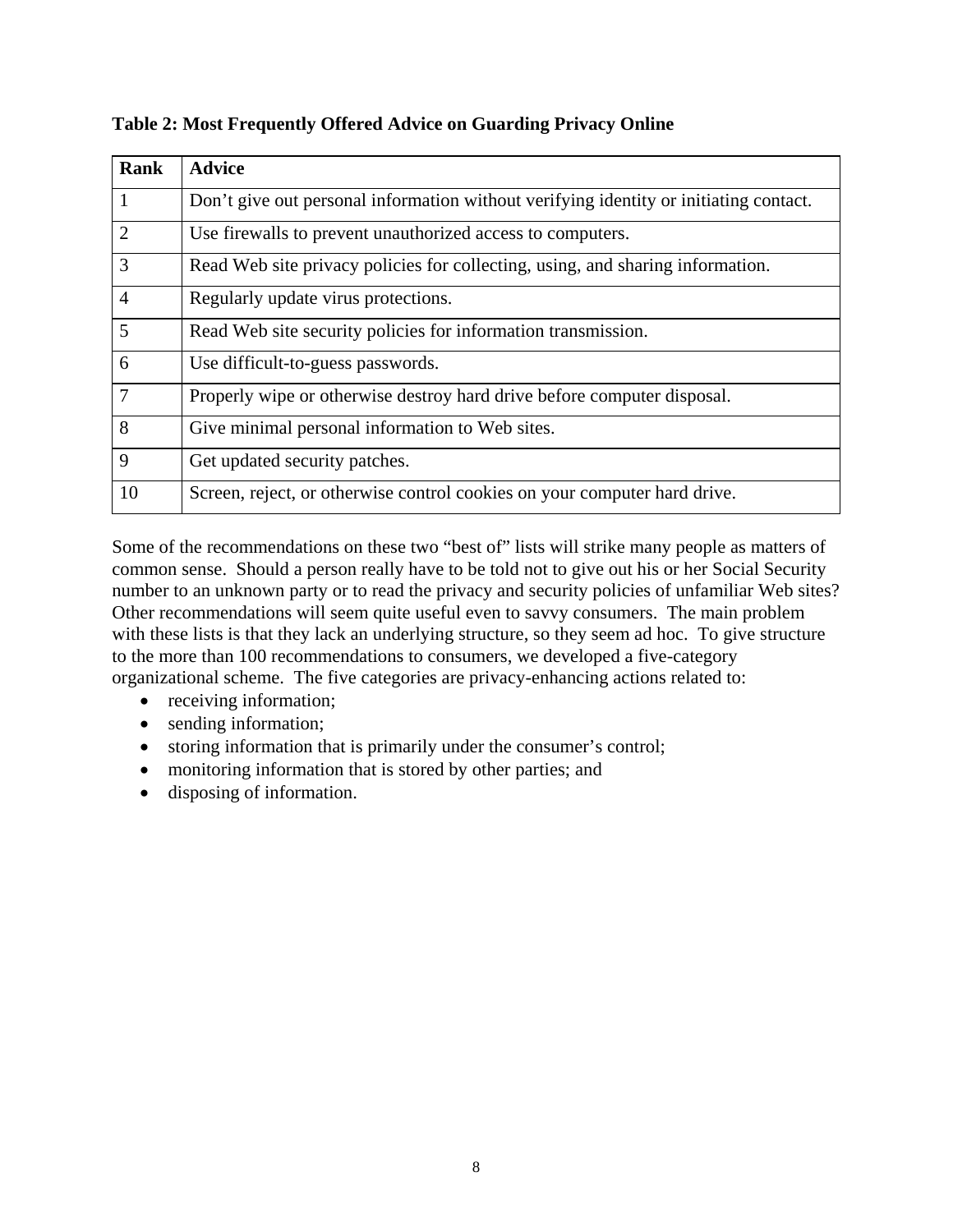**Table 2: Most Frequently Offered Advice on Guarding Privacy Online**

| Rank | Advice |
| --- | --- |
| 1 | Don't give out personal information without verifying identity or initiating contact. |
| 2 | Use firewalls to prevent unauthorized access to computers. |
| 3 | Read Web site privacy policies for collecting, using, and sharing information. |
| 4 | Regularly update virus protections. |
| 5 | Read Web site security policies for information transmission. |
| 6 | Use difficult-to-guess passwords. |
| 7 | Properly wipe or otherwise destroy hard drive before computer disposal. |
| 8 | Give minimal personal information to Web sites. |
| 9 | Get updated security patches. |
| 10 | Screen, reject, or otherwise control cookies on your computer hard drive. |

Some of the recommendations on these two "best of" lists will strike many people as matters of common sense. Should a person really have to be told not to give out his or her Social Security number to an unknown party or to read the privacy and security policies of unfamiliar Web sites? Other recommendations will seem quite useful even to savvy consumers. The main problem with these lists is that they lack an underlying structure, so they seem ad hoc. To give structure to the more than 100 recommendations to consumers, we developed a five-category organizational scheme. The five categories are privacy-enhancing actions related to:

- receiving information;
- sending information;
- storing information that is primarily under the consumer's control;
- monitoring information that is stored by other parties; and
- disposing of information.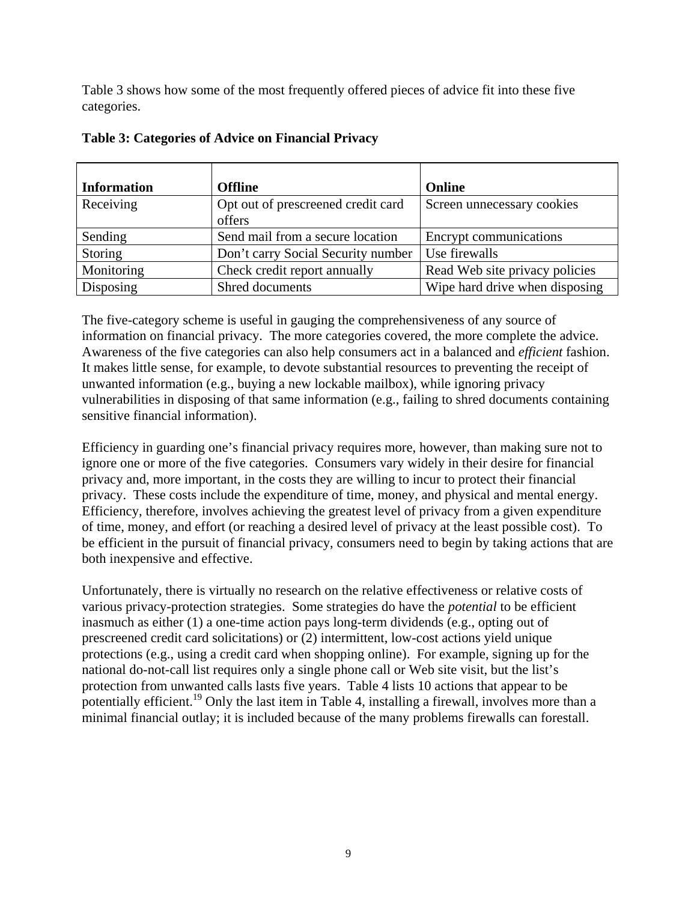Table 3 shows how some of the most frequently offered pieces of advice fit into these five categories.

**Table 3: Categories of Advice on Financial Privacy**

| Information | Offline | Online |
|---|---|---|
| Receiving | Opt out of prescreened credit card offers | Screen unnecessary cookies |
| Sending | Send mail from a secure location | Encrypt communications |
| Storing | Don't carry Social Security number | Use firewalls |
| Monitoring | Check credit report annually | Read Web site privacy policies |
| Disposing | Shred documents | Wipe hard drive when disposing |

The five-category scheme is useful in gauging the comprehensiveness of any source of information on financial privacy. The more categories covered, the more complete the advice. Awareness of the five categories can also help consumers act in a balanced and *efficient* fashion. It makes little sense, for example, to devote substantial resources to preventing the receipt of unwanted information (e.g., buying a new lockable mailbox), while ignoring privacy vulnerabilities in disposing of that same information (e.g., failing to shred documents containing sensitive financial information).

Efficiency in guarding one's financial privacy requires more, however, than making sure not to ignore one or more of the five categories. Consumers vary widely in their desire for financial privacy and, more important, in the costs they are willing to incur to protect their financial privacy. These costs include the expenditure of time, money, and physical and mental energy. Efficiency, therefore, involves achieving the greatest level of privacy from a given expenditure of time, money, and effort (or reaching a desired level of privacy at the least possible cost). To be efficient in the pursuit of financial privacy, consumers need to begin by taking actions that are both inexpensive and effective.

Unfortunately, there is virtually no research on the relative effectiveness or relative costs of various privacy-protection strategies. Some strategies do have the *potential* to be efficient inasmuch as either (1) a one-time action pays long-term dividends (e.g., opting out of prescreened credit card solicitations) or (2) intermittent, low-cost actions yield unique protections (e.g., using a credit card when shopping online). For example, signing up for the national do-not-call list requires only a single phone call or Web site visit, but the list's protection from unwanted calls lasts five years. Table 4 lists 10 actions that appear to be potentially efficient.[19] Only the last item in Table 4, installing a firewall, involves more than a minimal financial outlay; it is included because of the many problems firewalls can forestall.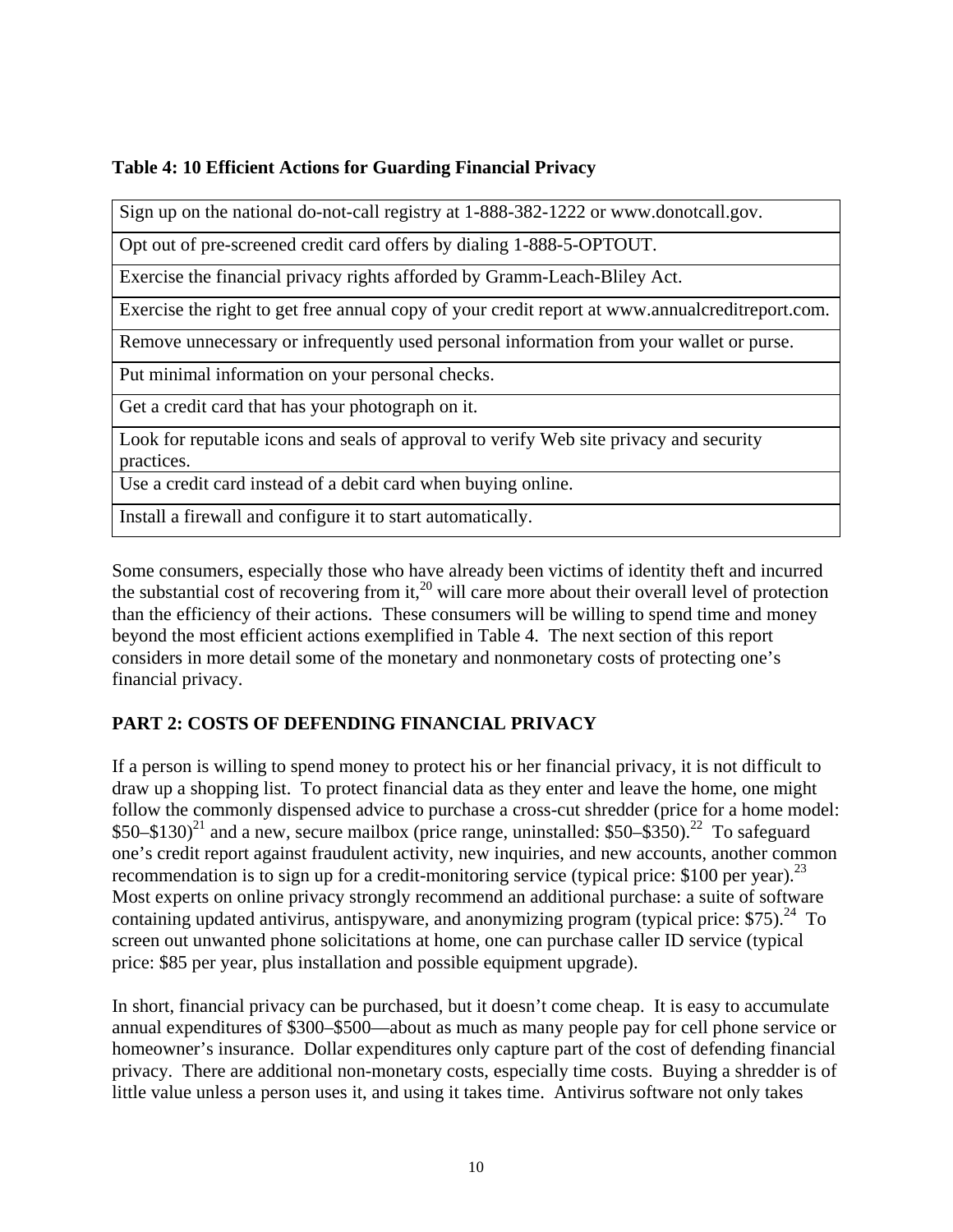**Table 4: 10 Efficient Actions for Guarding Financial Privacy**

| |
|---|
| Sign up on the national do-not-call registry at 1-888-382-1222 or www.donotcall.gov. |
| Opt out of pre-screened credit card offers by dialing 1-888-5-OPTOUT. |
| Exercise the financial privacy rights afforded by Gramm-Leach-Bliley Act. |
| Exercise the right to get free annual copy of your credit report at www.annualcreditreport.com. |
| Remove unnecessary or infrequently used personal information from your wallet or purse. |
| Put minimal information on your personal checks. |
| Get a credit card that has your photograph on it. |
| Look for reputable icons and seals of approval to verify Web site privacy and security practices. |
| Use a credit card instead of a debit card when buying online. |
| Install a firewall and configure it to start automatically. |

Some consumers, especially those who have already been victims of identity theft and incurred the substantial cost of recovering from it,[20] will care more about their overall level of protection than the efficiency of their actions. These consumers will be willing to spend time and money beyond the most efficient actions exemplified in Table 4. The next section of this report considers in more detail some of the monetary and nonmonetary costs of protecting one's financial privacy.

## PART 2: COSTS OF DEFENDING FINANCIAL PRIVACY

If a person is willing to spend money to protect his or her financial privacy, it is not difficult to draw up a shopping list. To protect financial data as they enter and leave the home, one might follow the commonly dispensed advice to purchase a cross-cut shredder (price for a home model: \$50–\$130)[21] and a new, secure mailbox (price range, uninstalled: \$50–\$350).[22] To safeguard one's credit report against fraudulent activity, new inquiries, and new accounts, another common recommendation is to sign up for a credit-monitoring service (typical price: \$100 per year).[23] Most experts on online privacy strongly recommend an additional purchase: a suite of software containing updated antivirus, antispyware, and anonymizing program (typical price: \$75).[24] To screen out unwanted phone solicitations at home, one can purchase caller ID service (typical price: \$85 per year, plus installation and possible equipment upgrade).

In short, financial privacy can be purchased, but it doesn't come cheap. It is easy to accumulate annual expenditures of \$300–\$500—about as much as many people pay for cell phone service or homeowner's insurance. Dollar expenditures only capture part of the cost of defending financial privacy. There are additional non-monetary costs, especially time costs. Buying a shredder is of little value unless a person uses it, and using it takes time. Antivirus software not only takes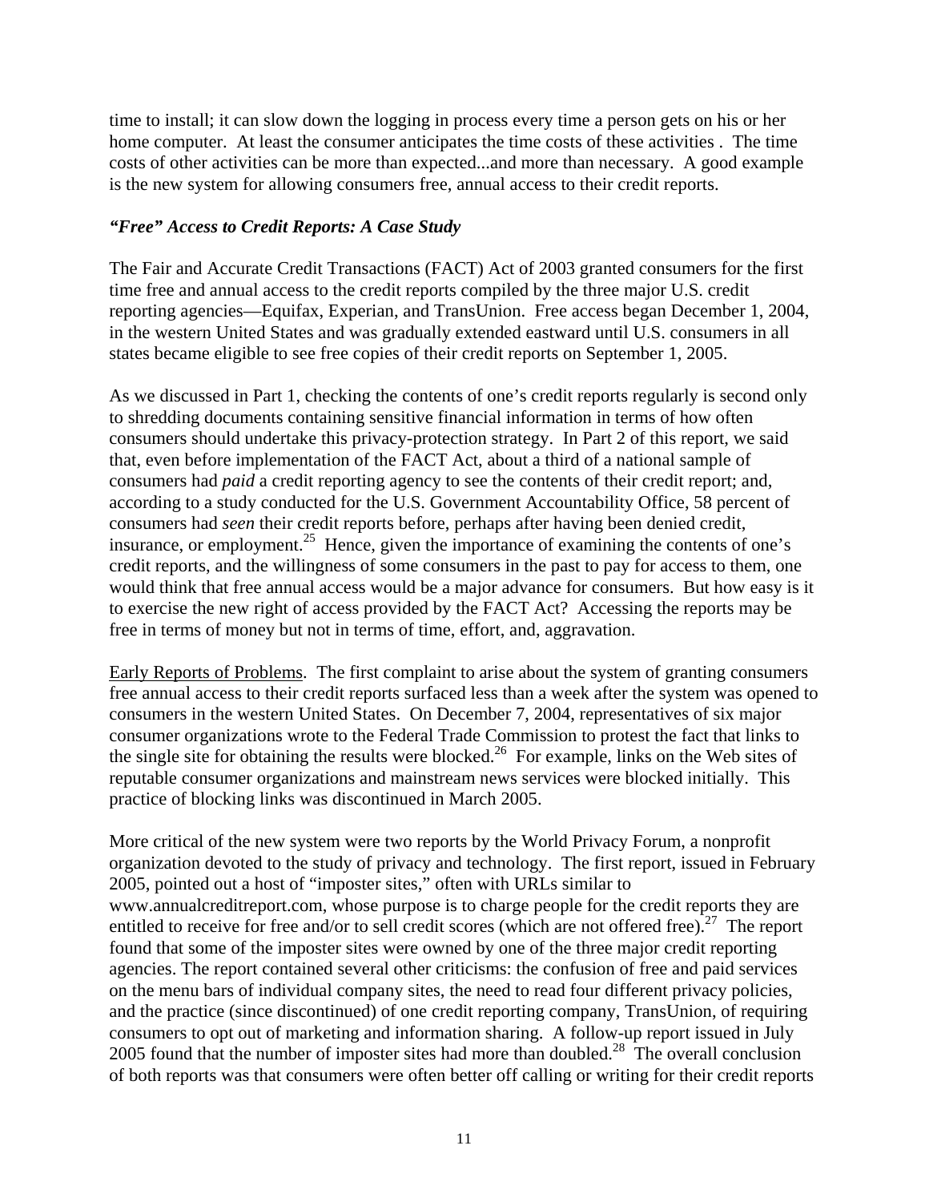time to install; it can slow down the logging in process every time a person gets on his or her home computer. At least the consumer anticipates the time costs of these activities . The time costs of other activities can be more than expected...and more than necessary. A good example is the new system for allowing consumers free, annual access to their credit reports.

### *"Free" Access to Credit Reports: A Case Study*

The Fair and Accurate Credit Transactions (FACT) Act of 2003 granted consumers for the first time free and annual access to the credit reports compiled by the three major U.S. credit reporting agencies—Equifax, Experian, and TransUnion. Free access began December 1, 2004, in the western United States and was gradually extended eastward until U.S. consumers in all states became eligible to see free copies of their credit reports on September 1, 2005.

As we discussed in Part 1, checking the contents of one's credit reports regularly is second only to shredding documents containing sensitive financial information in terms of how often consumers should undertake this privacy-protection strategy. In Part 2 of this report, we said that, even before implementation of the FACT Act, about a third of a national sample of consumers had *paid* a credit reporting agency to see the contents of their credit report; and, according to a study conducted for the U.S. Government Accountability Office, 58 percent of consumers had *seen* their credit reports before, perhaps after having been denied credit, insurance, or employment.[25] Hence, given the importance of examining the contents of one's credit reports, and the willingness of some consumers in the past to pay for access to them, one would think that free annual access would be a major advance for consumers. But how easy is it to exercise the new right of access provided by the FACT Act? Accessing the reports may be free in terms of money but not in terms of time, effort, and, aggravation.

<u>Early Reports of Problems</u>. The first complaint to arise about the system of granting consumers free annual access to their credit reports surfaced less than a week after the system was opened to consumers in the western United States. On December 7, 2004, representatives of six major consumer organizations wrote to the Federal Trade Commission to protest the fact that links to the single site for obtaining the results were blocked.[26] For example, links on the Web sites of reputable consumer organizations and mainstream news services were blocked initially. This practice of blocking links was discontinued in March 2005.

More critical of the new system were two reports by the World Privacy Forum, a nonprofit organization devoted to the study of privacy and technology. The first report, issued in February 2005, pointed out a host of "imposter sites," often with URLs similar to www.annualcreditreport.com, whose purpose is to charge people for the credit reports they are entitled to receive for free and/or to sell credit scores (which are not offered free).[27] The report found that some of the imposter sites were owned by one of the three major credit reporting agencies. The report contained several other criticisms: the confusion of free and paid services on the menu bars of individual company sites, the need to read four different privacy policies, and the practice (since discontinued) of one credit reporting company, TransUnion, of requiring consumers to opt out of marketing and information sharing. A follow-up report issued in July 2005 found that the number of imposter sites had more than doubled.[28] The overall conclusion of both reports was that consumers were often better off calling or writing for their credit reports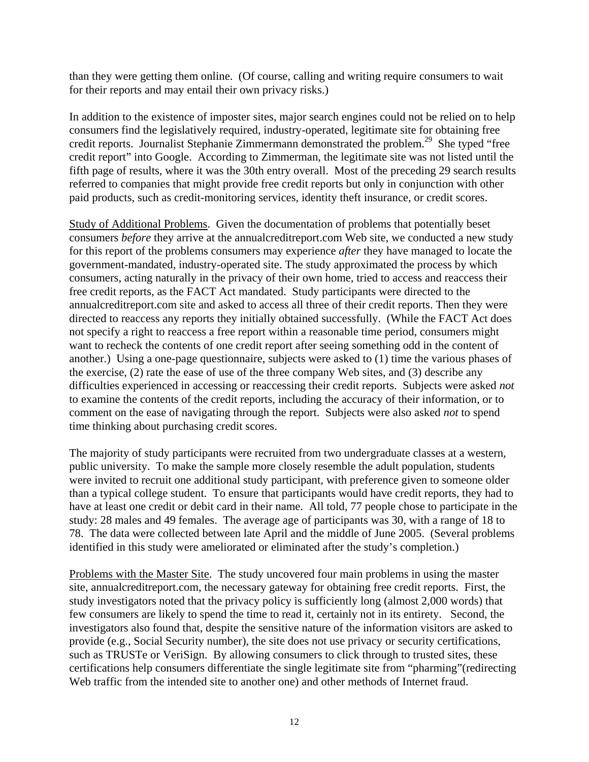than they were getting them online. (Of course, calling and writing require consumers to wait for their reports and may entail their own privacy risks.)

In addition to the existence of imposter sites, major search engines could not be relied on to help consumers find the legislatively required, industry-operated, legitimate site for obtaining free credit reports. Journalist Stephanie Zimmermann demonstrated the problem.[29] She typed "free credit report" into Google. According to Zimmerman, the legitimate site was not listed until the fifth page of results, where it was the 30th entry overall. Most of the preceding 29 search results referred to companies that might provide free credit reports but only in conjunction with other paid products, such as credit-monitoring services, identity theft insurance, or credit scores.

Study of Additional Problems. Given the documentation of problems that potentially beset consumers *before* they arrive at the annualcreditreport.com Web site, we conducted a new study for this report of the problems consumers may experience *after* they have managed to locate the government-mandated, industry-operated site. The study approximated the process by which consumers, acting naturally in the privacy of their own home, tried to access and reaccess their free credit reports, as the FACT Act mandated. Study participants were directed to the annualcreditreport.com site and asked to access all three of their credit reports. Then they were directed to reaccess any reports they initially obtained successfully. (While the FACT Act does not specify a right to reaccess a free report within a reasonable time period, consumers might want to recheck the contents of one credit report after seeing something odd in the content of another.) Using a one-page questionnaire, subjects were asked to (1) time the various phases of the exercise, (2) rate the ease of use of the three company Web sites, and (3) describe any difficulties experienced in accessing or reaccessing their credit reports. Subjects were asked *not* to examine the contents of the credit reports, including the accuracy of their information, or to comment on the ease of navigating through the report. Subjects were also asked *not* to spend time thinking about purchasing credit scores.

The majority of study participants were recruited from two undergraduate classes at a western, public university. To make the sample more closely resemble the adult population, students were invited to recruit one additional study participant, with preference given to someone older than a typical college student. To ensure that participants would have credit reports, they had to have at least one credit or debit card in their name. All told, 77 people chose to participate in the study: 28 males and 49 females. The average age of participants was 30, with a range of 18 to 78. The data were collected between late April and the middle of June 2005. (Several problems identified in this study were ameliorated or eliminated after the study's completion.)

Problems with the Master Site. The study uncovered four main problems in using the master site, annualcreditreport.com, the necessary gateway for obtaining free credit reports. First, the study investigators noted that the privacy policy is sufficiently long (almost 2,000 words) that few consumers are likely to spend the time to read it, certainly not in its entirety. Second, the investigators also found that, despite the sensitive nature of the information visitors are asked to provide (e.g., Social Security number), the site does not use privacy or security certifications, such as TRUSTe or VeriSign. By allowing consumers to click through to trusted sites, these certifications help consumers differentiate the single legitimate site from "pharming"(redirecting Web traffic from the intended site to another one) and other methods of Internet fraud.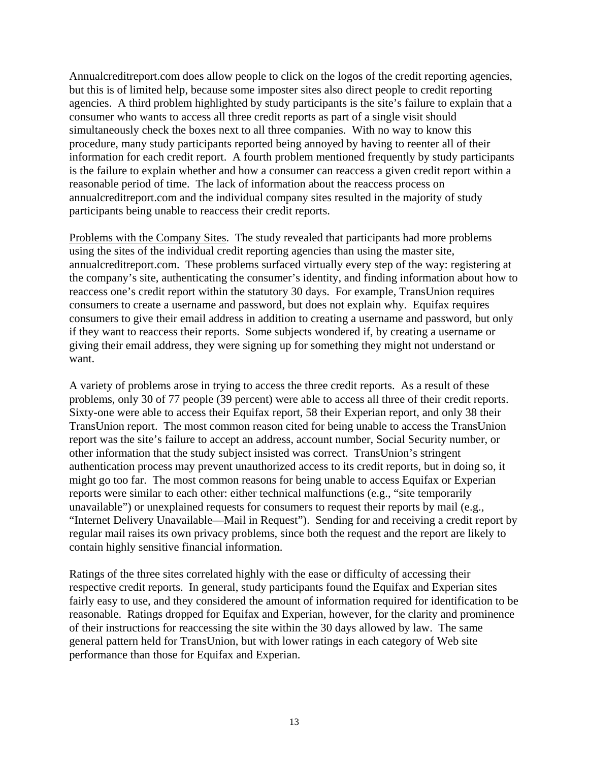Annualcreditreport.com does allow people to click on the logos of the credit reporting agencies, but this is of limited help, because some imposter sites also direct people to credit reporting agencies. A third problem highlighted by study participants is the site's failure to explain that a consumer who wants to access all three credit reports as part of a single visit should simultaneously check the boxes next to all three companies. With no way to know this procedure, many study participants reported being annoyed by having to reenter all of their information for each credit report. A fourth problem mentioned frequently by study participants is the failure to explain whether and how a consumer can reaccess a given credit report within a reasonable period of time. The lack of information about the reaccess process on annualcreditreport.com and the individual company sites resulted in the majority of study participants being unable to reaccess their credit reports.

Problems with the Company Sites. The study revealed that participants had more problems using the sites of the individual credit reporting agencies than using the master site, annualcreditreport.com. These problems surfaced virtually every step of the way: registering at the company's site, authenticating the consumer's identity, and finding information about how to reaccess one's credit report within the statutory 30 days. For example, TransUnion requires consumers to create a username and password, but does not explain why. Equifax requires consumers to give their email address in addition to creating a username and password, but only if they want to reaccess their reports. Some subjects wondered if, by creating a username or giving their email address, they were signing up for something they might not understand or want.

A variety of problems arose in trying to access the three credit reports. As a result of these problems, only 30 of 77 people (39 percent) were able to access all three of their credit reports. Sixty-one were able to access their Equifax report, 58 their Experian report, and only 38 their TransUnion report. The most common reason cited for being unable to access the TransUnion report was the site's failure to accept an address, account number, Social Security number, or other information that the study subject insisted was correct. TransUnion's stringent authentication process may prevent unauthorized access to its credit reports, but in doing so, it might go too far. The most common reasons for being unable to access Equifax or Experian reports were similar to each other: either technical malfunctions (e.g., "site temporarily unavailable") or unexplained requests for consumers to request their reports by mail (e.g., "Internet Delivery Unavailable—Mail in Request"). Sending for and receiving a credit report by regular mail raises its own privacy problems, since both the request and the report are likely to contain highly sensitive financial information.

Ratings of the three sites correlated highly with the ease or difficulty of accessing their respective credit reports. In general, study participants found the Equifax and Experian sites fairly easy to use, and they considered the amount of information required for identification to be reasonable. Ratings dropped for Equifax and Experian, however, for the clarity and prominence of their instructions for reaccessing the site within the 30 days allowed by law. The same general pattern held for TransUnion, but with lower ratings in each category of Web site performance than those for Equifax and Experian.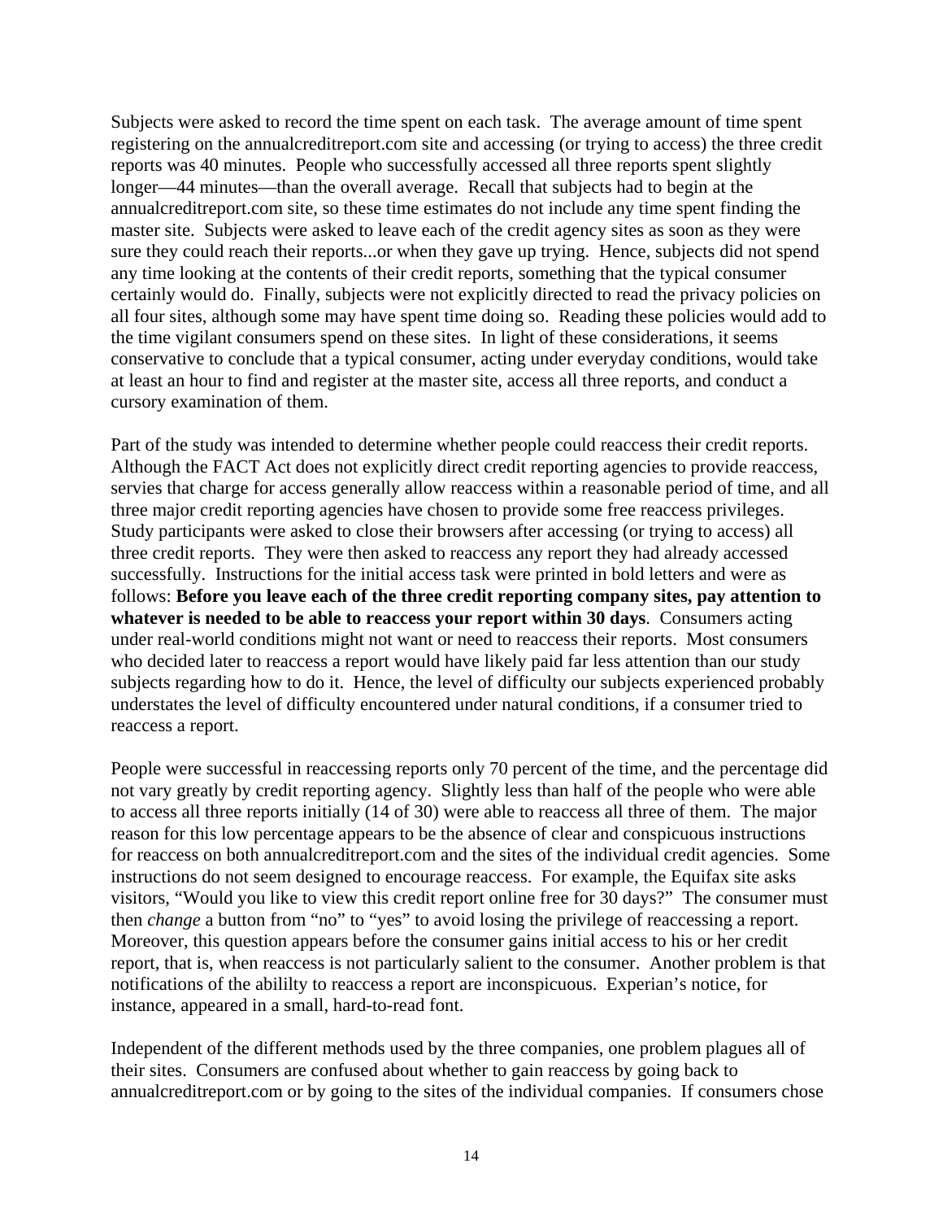Subjects were asked to record the time spent on each task. The average amount of time spent registering on the annualcreditreport.com site and accessing (or trying to access) the three credit reports was 40 minutes. People who successfully accessed all three reports spent slightly longer—44 minutes—than the overall average. Recall that subjects had to begin at the annualcreditreport.com site, so these time estimates do not include any time spent finding the master site. Subjects were asked to leave each of the credit agency sites as soon as they were sure they could reach their reports...or when they gave up trying. Hence, subjects did not spend any time looking at the contents of their credit reports, something that the typical consumer certainly would do. Finally, subjects were not explicitly directed to read the privacy policies on all four sites, although some may have spent time doing so. Reading these policies would add to the time vigilant consumers spend on these sites. In light of these considerations, it seems conservative to conclude that a typical consumer, acting under everyday conditions, would take at least an hour to find and register at the master site, access all three reports, and conduct a cursory examination of them.

Part of the study was intended to determine whether people could reaccess their credit reports. Although the FACT Act does not explicitly direct credit reporting agencies to provide reaccess, servies that charge for access generally allow reaccess within a reasonable period of time, and all three major credit reporting agencies have chosen to provide some free reaccess privileges. Study participants were asked to close their browsers after accessing (or trying to access) all three credit reports. They were then asked to reaccess any report they had already accessed successfully. Instructions for the initial access task were printed in bold letters and were as follows: **Before you leave each of the three credit reporting company sites, pay attention to whatever is needed to be able to reaccess your report within 30 days**. Consumers acting under real-world conditions might not want or need to reaccess their reports. Most consumers who decided later to reaccess a report would have likely paid far less attention than our study subjects regarding how to do it. Hence, the level of difficulty our subjects experienced probably understates the level of difficulty encountered under natural conditions, if a consumer tried to reaccess a report.

People were successful in reaccessing reports only 70 percent of the time, and the percentage did not vary greatly by credit reporting agency. Slightly less than half of the people who were able to access all three reports initially (14 of 30) were able to reaccess all three of them. The major reason for this low percentage appears to be the absence of clear and conspicuous instructions for reaccess on both annualcreditreport.com and the sites of the individual credit agencies. Some instructions do not seem designed to encourage reaccess. For example, the Equifax site asks visitors, "Would you like to view this credit report online free for 30 days?" The consumer must then *change* a button from "no" to "yes" to avoid losing the privilege of reaccessing a report. Moreover, this question appears before the consumer gains initial access to his or her credit report, that is, when reaccess is not particularly salient to the consumer. Another problem is that notifications of the abililty to reaccess a report are inconspicuous. Experian's notice, for instance, appeared in a small, hard-to-read font.

Independent of the different methods used by the three companies, one problem plagues all of their sites. Consumers are confused about whether to gain reaccess by going back to annualcreditreport.com or by going to the sites of the individual companies. If consumers chose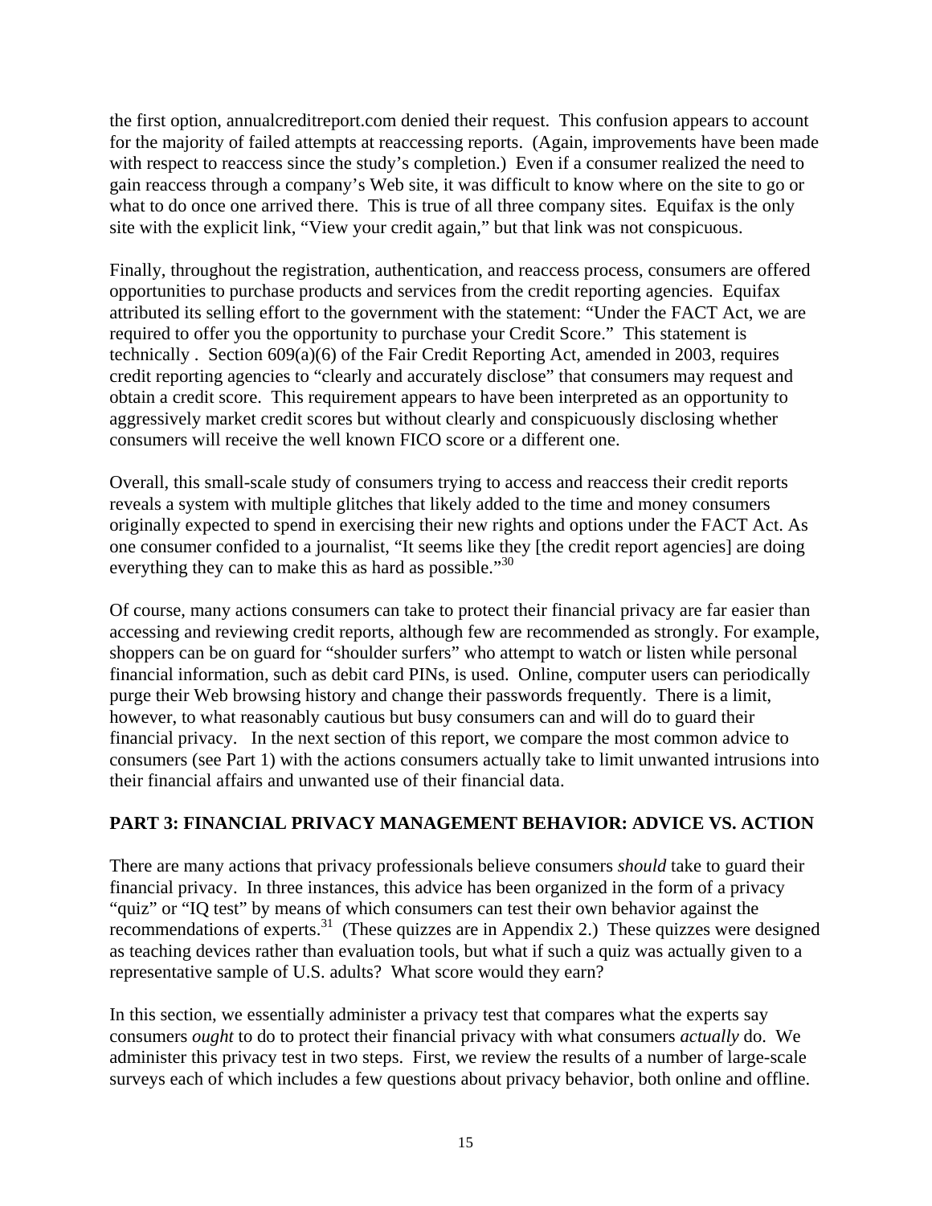the first option, annualcreditreport.com denied their request. This confusion appears to account for the majority of failed attempts at reaccessing reports. (Again, improvements have been made with respect to reaccess since the study's completion.) Even if a consumer realized the need to gain reaccess through a company's Web site, it was difficult to know where on the site to go or what to do once one arrived there. This is true of all three company sites. Equifax is the only site with the explicit link, "View your credit again," but that link was not conspicuous.

Finally, throughout the registration, authentication, and reaccess process, consumers are offered opportunities to purchase products and services from the credit reporting agencies. Equifax attributed its selling effort to the government with the statement: "Under the FACT Act, we are required to offer you the opportunity to purchase your Credit Score." This statement is technically . Section 609(a)(6) of the Fair Credit Reporting Act, amended in 2003, requires credit reporting agencies to "clearly and accurately disclose" that consumers may request and obtain a credit score. This requirement appears to have been interpreted as an opportunity to aggressively market credit scores but without clearly and conspicuously disclosing whether consumers will receive the well known FICO score or a different one.

Overall, this small-scale study of consumers trying to access and reaccess their credit reports reveals a system with multiple glitches that likely added to the time and money consumers originally expected to spend in exercising their new rights and options under the FACT Act. As one consumer confided to a journalist, "It seems like they [the credit report agencies] are doing everything they can to make this as hard as possible."[30]

Of course, many actions consumers can take to protect their financial privacy are far easier than accessing and reviewing credit reports, although few are recommended as strongly. For example, shoppers can be on guard for "shoulder surfers" who attempt to watch or listen while personal financial information, such as debit card PINs, is used. Online, computer users can periodically purge their Web browsing history and change their passwords frequently. There is a limit, however, to what reasonably cautious but busy consumers can and will do to guard their financial privacy. In the next section of this report, we compare the most common advice to consumers (see Part 1) with the actions consumers actually take to limit unwanted intrusions into their financial affairs and unwanted use of their financial data.

## PART 3: FINANCIAL PRIVACY MANAGEMENT BEHAVIOR: ADVICE VS. ACTION

There are many actions that privacy professionals believe consumers *should* take to guard their financial privacy. In three instances, this advice has been organized in the form of a privacy "quiz" or "IQ test" by means of which consumers can test their own behavior against the recommendations of experts.[31] (These quizzes are in Appendix 2.) These quizzes were designed as teaching devices rather than evaluation tools, but what if such a quiz was actually given to a representative sample of U.S. adults? What score would they earn?

In this section, we essentially administer a privacy test that compares what the experts say consumers *ought* to do to protect their financial privacy with what consumers *actually* do. We administer this privacy test in two steps. First, we review the results of a number of large-scale surveys each of which includes a few questions about privacy behavior, both online and offline.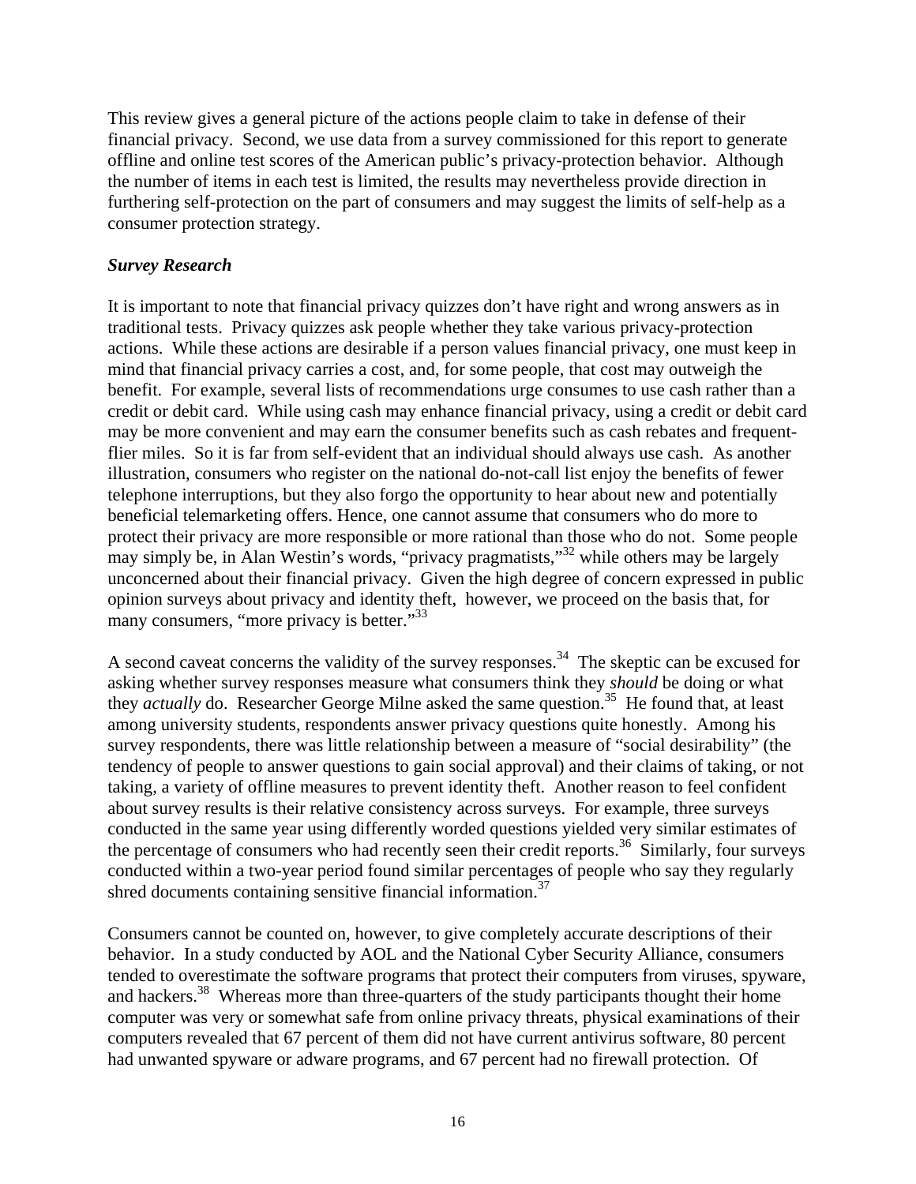This review gives a general picture of the actions people claim to take in defense of their financial privacy. Second, we use data from a survey commissioned for this report to generate offline and online test scores of the American public's privacy-protection behavior. Although the number of items in each test is limited, the results may nevertheless provide direction in furthering self-protection on the part of consumers and may suggest the limits of self-help as a consumer protection strategy.

### *Survey Research*

It is important to note that financial privacy quizzes don't have right and wrong answers as in traditional tests. Privacy quizzes ask people whether they take various privacy-protection actions. While these actions are desirable if a person values financial privacy, one must keep in mind that financial privacy carries a cost, and, for some people, that cost may outweigh the benefit. For example, several lists of recommendations urge consumes to use cash rather than a credit or debit card. While using cash may enhance financial privacy, using a credit or debit card may be more convenient and may earn the consumer benefits such as cash rebates and frequent-flier miles. So it is far from self-evident that an individual should always use cash. As another illustration, consumers who register on the national do-not-call list enjoy the benefits of fewer telephone interruptions, but they also forgo the opportunity to hear about new and potentially beneficial telemarketing offers. Hence, one cannot assume that consumers who do more to protect their privacy are more responsible or more rational than those who do not. Some people may simply be, in Alan Westin's words, "privacy pragmatists,"[32] while others may be largely unconcerned about their financial privacy. Given the high degree of concern expressed in public opinion surveys about privacy and identity theft, however, we proceed on the basis that, for many consumers, "more privacy is better."[33]

A second caveat concerns the validity of the survey responses.[34] The skeptic can be excused for asking whether survey responses measure what consumers think they *should* be doing or what they *actually* do. Researcher George Milne asked the same question.[35] He found that, at least among university students, respondents answer privacy questions quite honestly. Among his survey respondents, there was little relationship between a measure of "social desirability" (the tendency of people to answer questions to gain social approval) and their claims of taking, or not taking, a variety of offline measures to prevent identity theft. Another reason to feel confident about survey results is their relative consistency across surveys. For example, three surveys conducted in the same year using differently worded questions yielded very similar estimates of the percentage of consumers who had recently seen their credit reports.[36] Similarly, four surveys conducted within a two-year period found similar percentages of people who say they regularly shred documents containing sensitive financial information.[37]

Consumers cannot be counted on, however, to give completely accurate descriptions of their behavior. In a study conducted by AOL and the National Cyber Security Alliance, consumers tended to overestimate the software programs that protect their computers from viruses, spyware, and hackers.[38] Whereas more than three-quarters of the study participants thought their home computer was very or somewhat safe from online privacy threats, physical examinations of their computers revealed that 67 percent of them did not have current antivirus software, 80 percent had unwanted spyware or adware programs, and 67 percent had no firewall protection. Of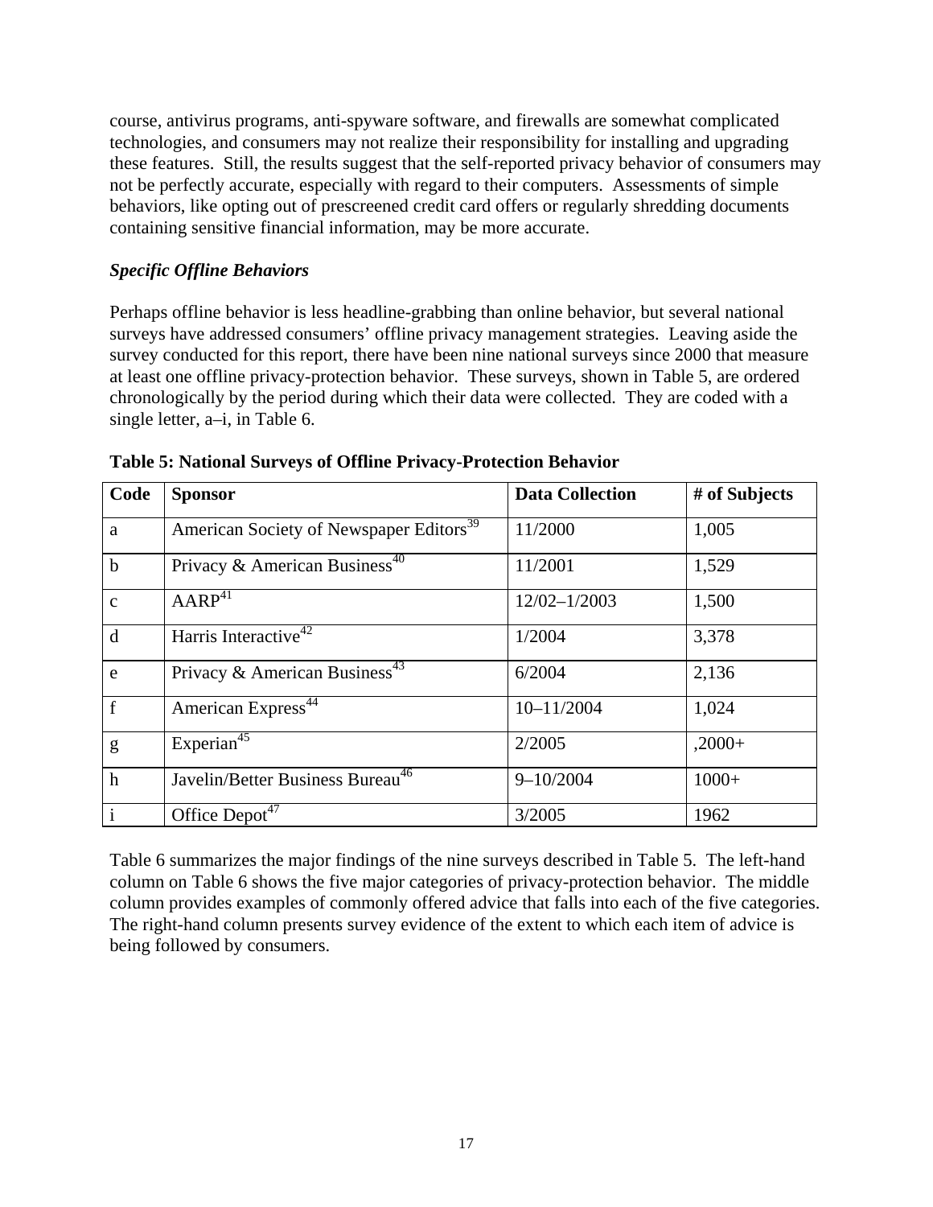course, antivirus programs, anti-spyware software, and firewalls are somewhat complicated technologies, and consumers may not realize their responsibility for installing and upgrading these features. Still, the results suggest that the self-reported privacy behavior of consumers may not be perfectly accurate, especially with regard to their computers. Assessments of simple behaviors, like opting out of prescreened credit card offers or regularly shredding documents containing sensitive financial information, may be more accurate.

### *Specific Offline Behaviors*

Perhaps offline behavior is less headline-grabbing than online behavior, but several national surveys have addressed consumers' offline privacy management strategies. Leaving aside the survey conducted for this report, there have been nine national surveys since 2000 that measure at least one offline privacy-protection behavior. These surveys, shown in Table 5, are ordered chronologically by the period during which their data were collected. They are coded with a single letter, a–i, in Table 6.

**Table 5: National Surveys of Offline Privacy-Protection Behavior**

| Code | Sponsor | Data Collection | # of Subjects |
|---|---|---|---|
| a | American Society of Newspaper Editors[39] | 11/2000 | 1,005 |
| b | Privacy & American Business[40] | 11/2001 | 1,529 |
| c | AARP[41] | 12/02–1/2003 | 1,500 |
| d | Harris Interactive[42] | 1/2004 | 3,378 |
| e | Privacy & American Business[43] | 6/2004 | 2,136 |
| f | American Express[44] | 10–11/2004 | 1,024 |
| g | Experian[45] | 2/2005 | ,2000+ |
| h | Javelin/Better Business Bureau[46] | 9–10/2004 | 1000+ |
| i | Office Depot[47] | 3/2005 | 1962 |

Table 6 summarizes the major findings of the nine surveys described in Table 5. The left-hand column on Table 6 shows the five major categories of privacy-protection behavior. The middle column provides examples of commonly offered advice that falls into each of the five categories. The right-hand column presents survey evidence of the extent to which each item of advice is being followed by consumers.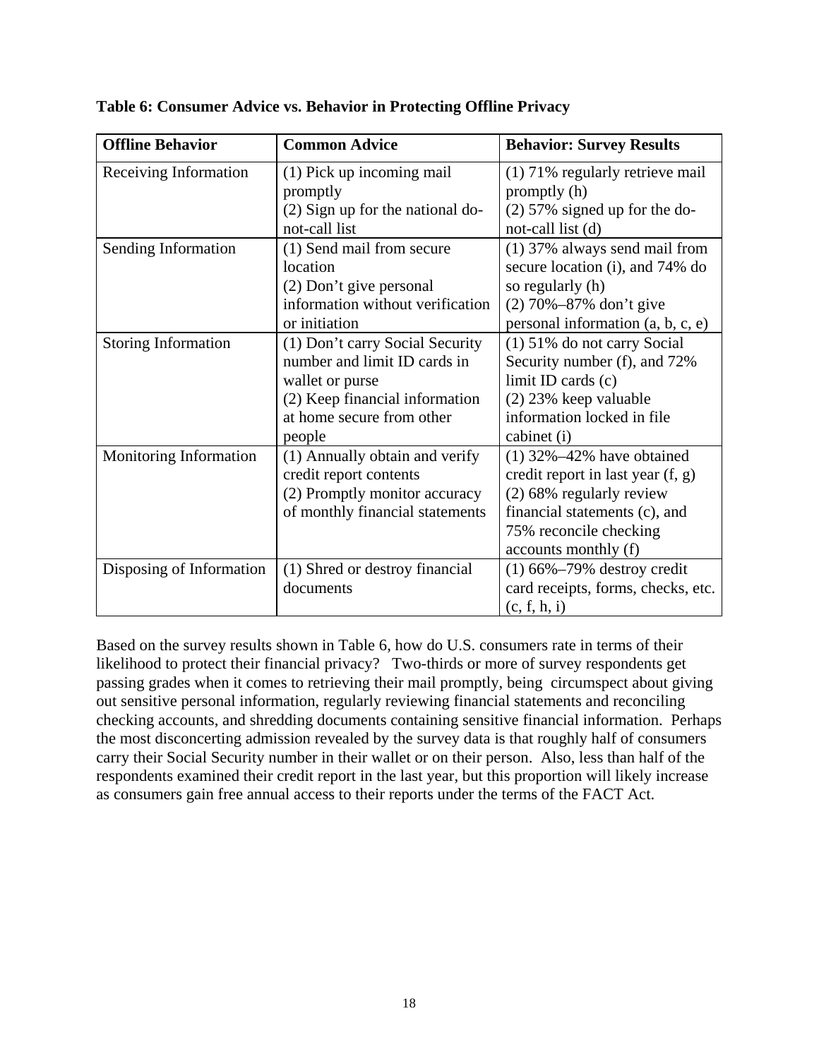**Table 6: Consumer Advice vs. Behavior in Protecting Offline Privacy**

| Offline Behavior | Common Advice | Behavior: Survey Results |
|---|---|---|
| Receiving Information | (1) Pick up incoming mail promptly<br>(2) Sign up for the national do-not-call list | (1) 71% regularly retrieve mail promptly (h)<br>(2) 57% signed up for the do-not-call list (d) |
| Sending Information | (1) Send mail from secure location<br>(2) Don't give personal information without verification or initiation | (1) 37% always send mail from secure location (i), and 74% do so regularly (h)<br>(2) 70%–87% don't give personal information (a, b, c, e) |
| Storing Information | (1) Don't carry Social Security number and limit ID cards in wallet or purse<br>(2) Keep financial information at home secure from other people | (1) 51% do not carry Social Security number (f), and 72% limit ID cards (c)<br>(2) 23% keep valuable information locked in file cabinet (i) |
| Monitoring Information | (1) Annually obtain and verify credit report contents<br>(2) Promptly monitor accuracy of monthly financial statements | (1) 32%–42% have obtained credit report in last year (f, g)<br>(2) 68% regularly review financial statements (c), and 75% reconcile checking accounts monthly (f) |
| Disposing of Information | (1) Shred or destroy financial documents | (1) 66%–79% destroy credit card receipts, forms, checks, etc. (c, f, h, i) |

Based on the survey results shown in Table 6, how do U.S. consumers rate in terms of their likelihood to protect their financial privacy? Two-thirds or more of survey respondents get passing grades when it comes to retrieving their mail promptly, being circumspect about giving out sensitive personal information, regularly reviewing financial statements and reconciling checking accounts, and shredding documents containing sensitive financial information. Perhaps the most disconcerting admission revealed by the survey data is that roughly half of consumers carry their Social Security number in their wallet or on their person. Also, less than half of the respondents examined their credit report in the last year, but this proportion will likely increase as consumers gain free annual access to their reports under the terms of the FACT Act.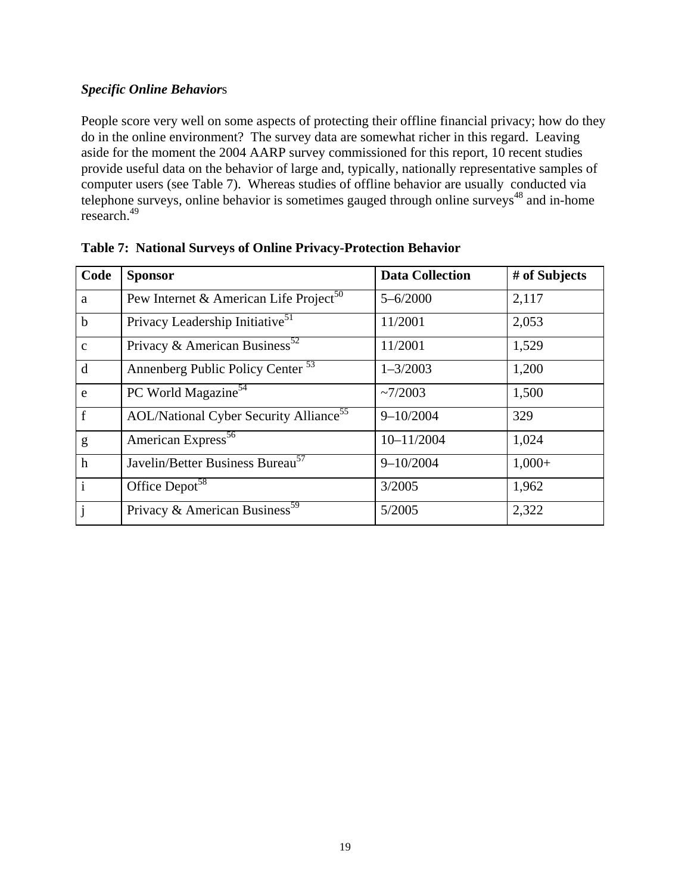### *Specific Online Behaviors*

People score very well on some aspects of protecting their offline financial privacy; how do they do in the online environment? The survey data are somewhat richer in this regard. Leaving aside for the moment the 2004 AARP survey commissioned for this report, 10 recent studies provide useful data on the behavior of large and, typically, nationally representative samples of computer users (see Table 7). Whereas studies of offline behavior are usually conducted via telephone surveys, online behavior is sometimes gauged through online surveys[48] and in-home research.[49]

**Table 7: National Surveys of Online Privacy-Protection Behavior**

| Code | Sponsor | Data Collection | # of Subjects |
|---|---|---|---|
| a | Pew Internet & American Life Project[50] | 5–6/2000 | 2,117 |
| b | Privacy Leadership Initiative[51] | 11/2001 | 2,053 |
| c | Privacy & American Business[52] | 11/2001 | 1,529 |
| d | Annenberg Public Policy Center [53] | 1–3/2003 | 1,200 |
| e | PC World Magazine[54] | ~7/2003 | 1,500 |
| f | AOL/National Cyber Security Alliance[55] | 9–10/2004 | 329 |
| g | American Express[56] | 10–11/2004 | 1,024 |
| h | Javelin/Better Business Bureau[57] | 9–10/2004 | 1,000+ |
| i | Office Depot[58] | 3/2005 | 1,962 |
| j | Privacy & American Business[59] | 5/2005 | 2,322 |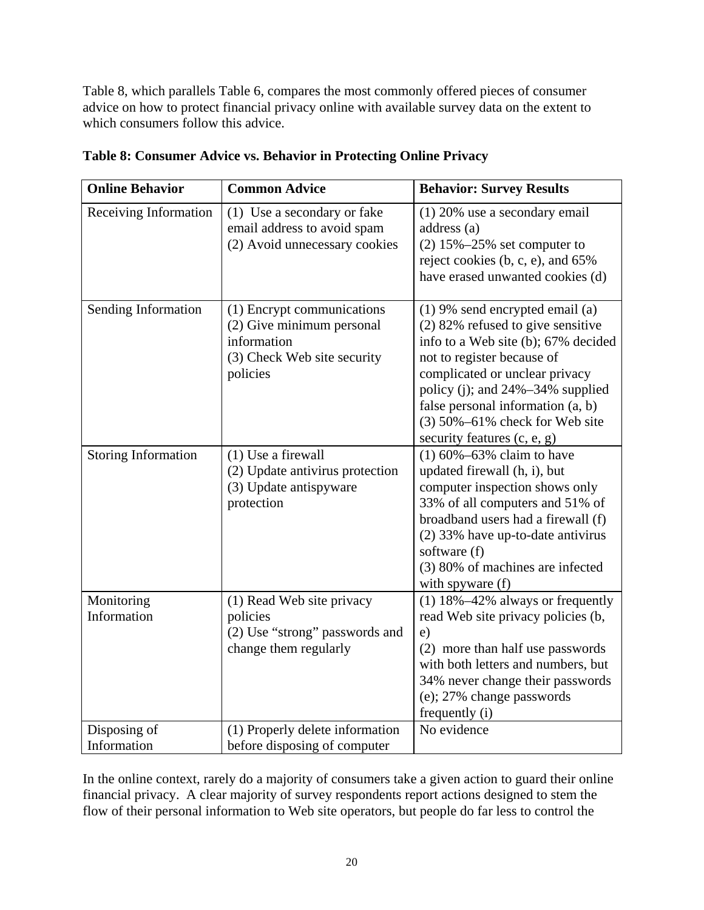Table 8, which parallels Table 6, compares the most commonly offered pieces of consumer advice on how to protect financial privacy online with available survey data on the extent to which consumers follow this advice.

**Table 8: Consumer Advice vs. Behavior in Protecting Online Privacy**

| Online Behavior | Common Advice | Behavior: Survey Results |
|---|---|---|
| Receiving Information | (1) Use a secondary or fake email address to avoid spam<br>(2) Avoid unnecessary cookies | (1) 20% use a secondary email address (a)<br>(2) 15%–25% set computer to reject cookies (b, c, e), and 65% have erased unwanted cookies (d) |
| Sending Information | (1) Encrypt communications<br>(2) Give minimum personal information<br>(3) Check Web site security policies | (1) 9% send encrypted email (a)<br>(2) 82% refused to give sensitive info to a Web site (b); 67% decided not to register because of complicated or unclear privacy policy (j); and 24%–34% supplied false personal information (a, b)<br>(3) 50%–61% check for Web site security features (c, e, g) |
| Storing Information | (1) Use a firewall<br>(2) Update antivirus protection<br>(3) Update antispyware protection | (1) 60%–63% claim to have updated firewall (h, i), but computer inspection shows only 33% of all computers and 51% of broadband users had a firewall (f)<br>(2) 33% have up-to-date antivirus software (f)<br>(3) 80% of machines are infected with spyware (f) |
| Monitoring Information | (1) Read Web site privacy policies<br>(2) Use "strong" passwords and change them regularly | (1) 18%–42% always or frequently read Web site privacy policies (b, e)<br>(2) more than half use passwords with both letters and numbers, but 34% never change their passwords (e); 27% change passwords frequently (i) |
| Disposing of Information | (1) Properly delete information before disposing of computer | No evidence |

In the online context, rarely do a majority of consumers take a given action to guard their online financial privacy. A clear majority of survey respondents report actions designed to stem the flow of their personal information to Web site operators, but people do far less to control the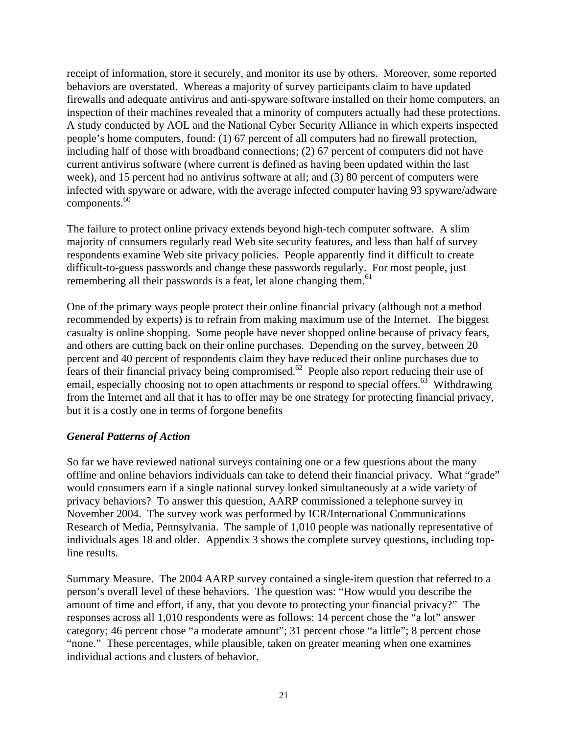receipt of information, store it securely, and monitor its use by others. Moreover, some reported behaviors are overstated. Whereas a majority of survey participants claim to have updated firewalls and adequate antivirus and anti-spyware software installed on their home computers, an inspection of their machines revealed that a minority of computers actually had these protections. A study conducted by AOL and the National Cyber Security Alliance in which experts inspected people's home computers, found: (1) 67 percent of all computers had no firewall protection, including half of those with broadband connections; (2) 67 percent of computers did not have current antivirus software (where current is defined as having been updated within the last week), and 15 percent had no antivirus software at all; and (3) 80 percent of computers were infected with spyware or adware, with the average infected computer having 93 spyware/adware components.[60]

The failure to protect online privacy extends beyond high-tech computer software. A slim majority of consumers regularly read Web site security features, and less than half of survey respondents examine Web site privacy policies. People apparently find it difficult to create difficult-to-guess passwords and change these passwords regularly. For most people, just remembering all their passwords is a feat, let alone changing them.[61]

One of the primary ways people protect their online financial privacy (although not a method recommended by experts) is to refrain from making maximum use of the Internet. The biggest casualty is online shopping. Some people have never shopped online because of privacy fears, and others are cutting back on their online purchases. Depending on the survey, between 20 percent and 40 percent of respondents claim they have reduced their online purchases due to fears of their financial privacy being compromised.[62] People also report reducing their use of email, especially choosing not to open attachments or respond to special offers.[63] Withdrawing from the Internet and all that it has to offer may be one strategy for protecting financial privacy, but it is a costly one in terms of forgone benefits

### *General Patterns of Action*

So far we have reviewed national surveys containing one or a few questions about the many offline and online behaviors individuals can take to defend their financial privacy. What "grade" would consumers earn if a single national survey looked simultaneously at a wide variety of privacy behaviors? To answer this question, AARP commissioned a telephone survey in November 2004. The survey work was performed by ICR/International Communications Research of Media, Pennsylvania. The sample of 1,010 people was nationally representative of individuals ages 18 and older. Appendix 3 shows the complete survey questions, including top-line results.

<u>Summary Measure</u>. The 2004 AARP survey contained a single-item question that referred to a person's overall level of these behaviors. The question was: "How would you describe the amount of time and effort, if any, that you devote to protecting your financial privacy?" The responses across all 1,010 respondents were as follows: 14 percent chose the "a lot" answer category; 46 percent chose "a moderate amount"; 31 percent chose "a little"; 8 percent chose "none." These percentages, while plausible, taken on greater meaning when one examines individual actions and clusters of behavior.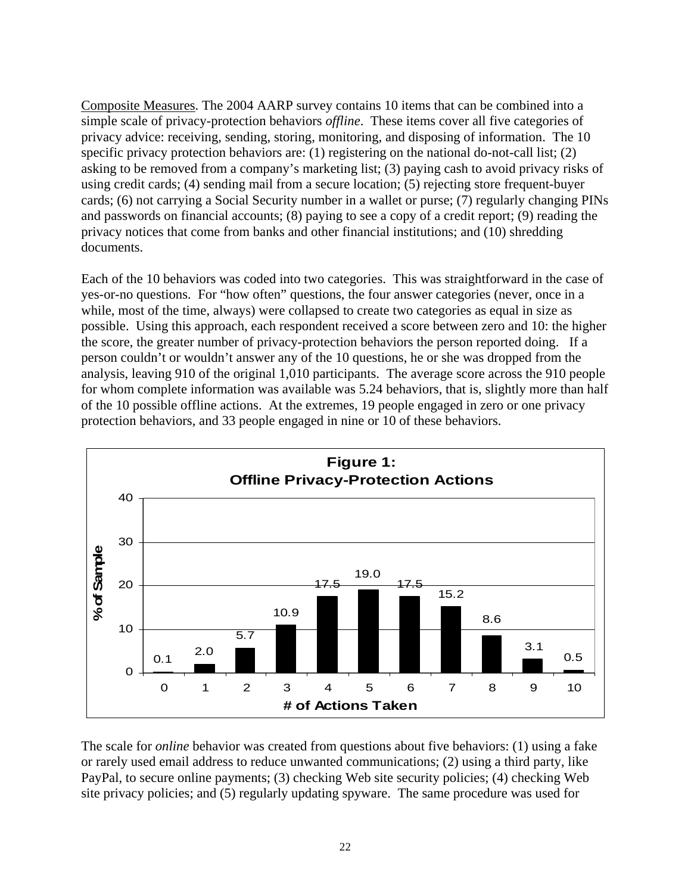Composite Measures. The 2004 AARP survey contains 10 items that can be combined into a simple scale of privacy-protection behaviors *offline*. These items cover all five categories of privacy advice: receiving, sending, storing, monitoring, and disposing of information. The 10 specific privacy protection behaviors are: (1) registering on the national do-not-call list; (2) asking to be removed from a company's marketing list; (3) paying cash to avoid privacy risks of using credit cards; (4) sending mail from a secure location; (5) rejecting store frequent-buyer cards; (6) not carrying a Social Security number in a wallet or purse; (7) regularly changing PINs and passwords on financial accounts; (8) paying to see a copy of a credit report; (9) reading the privacy notices that come from banks and other financial institutions; and (10) shredding documents.

Each of the 10 behaviors was coded into two categories. This was straightforward in the case of yes-or-no questions. For "how often" questions, the four answer categories (never, once in a while, most of the time, always) were collapsed to create two categories as equal in size as possible. Using this approach, each respondent received a score between zero and 10: the higher the score, the greater number of privacy-protection behaviors the person reported doing. If a person couldn't or wouldn't answer any of the 10 questions, he or she was dropped from the analysis, leaving 910 of the original 1,010 participants. The average score across the 910 people for whom complete information was available was 5.24 behaviors, that is, slightly more than half of the 10 possible offline actions. At the extremes, 19 people engaged in zero or one privacy protection behaviors, and 33 people engaged in nine or 10 of these behaviors.

**Figure 1: Offline Privacy-Protection Actions**

| # of Actions Taken | % of Sample |
|---|---|
| 0 | 0.1 |
| 1 | 2.0 |
| 2 | 5.7 |
| 3 | 10.9 |
| 4 | 17.5 |
| 5 | 19.0 |
| 6 | 17.5 |
| 7 | 15.2 |
| 8 | 8.6 |
| 9 | 3.1 |
| 10 | 0.5 |

The scale for *online* behavior was created from questions about five behaviors: (1) using a fake or rarely used email address to reduce unwanted communications; (2) using a third party, like PayPal, to secure online payments; (3) checking Web site security policies; (4) checking Web site privacy policies; and (5) regularly updating spyware. The same procedure was used for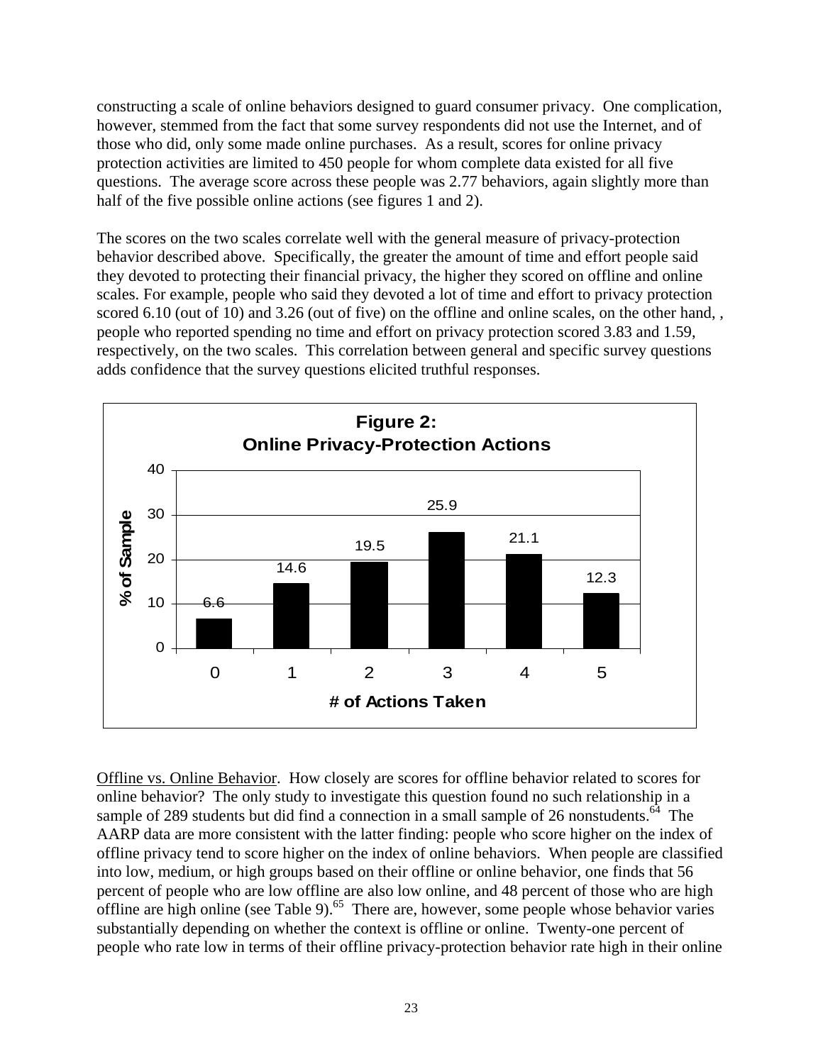constructing a scale of online behaviors designed to guard consumer privacy. One complication, however, stemmed from the fact that some survey respondents did not use the Internet, and of those who did, only some made online purchases. As a result, scores for online privacy protection activities are limited to 450 people for whom complete data existed for all five questions. The average score across these people was 2.77 behaviors, again slightly more than half of the five possible online actions (see figures 1 and 2).

The scores on the two scales correlate well with the general measure of privacy-protection behavior described above. Specifically, the greater the amount of time and effort people said they devoted to protecting their financial privacy, the higher they scored on offline and online scales. For example, people who said they devoted a lot of time and effort to privacy protection scored 6.10 (out of 10) and 3.26 (out of five) on the offline and online scales, on the other hand, , people who reported spending no time and effort on privacy protection scored 3.83 and 1.59, respectively, on the two scales. This correlation between general and specific survey questions adds confidence that the survey questions elicited truthful responses.

**Figure 2: Online Privacy-Protection Actions**

| # of Actions Taken | % of Sample |
|---|---|
| 0 | 6.6 |
| 1 | 14.6 |
| 2 | 19.5 |
| 3 | 25.9 |
| 4 | 21.1 |
| 5 | 12.3 |

Offline vs. Online Behavior. How closely are scores for offline behavior related to scores for online behavior? The only study to investigate this question found no such relationship in a sample of 289 students but did find a connection in a small sample of 26 nonstudents.[64] The AARP data are more consistent with the latter finding: people who score higher on the index of offline privacy tend to score higher on the index of online behaviors. When people are classified into low, medium, or high groups based on their offline or online behavior, one finds that 56 percent of people who are low offline are also low online, and 48 percent of those who are high offline are high online (see Table 9).[65] There are, however, some people whose behavior varies substantially depending on whether the context is offline or online. Twenty-one percent of people who rate low in terms of their offline privacy-protection behavior rate high in their online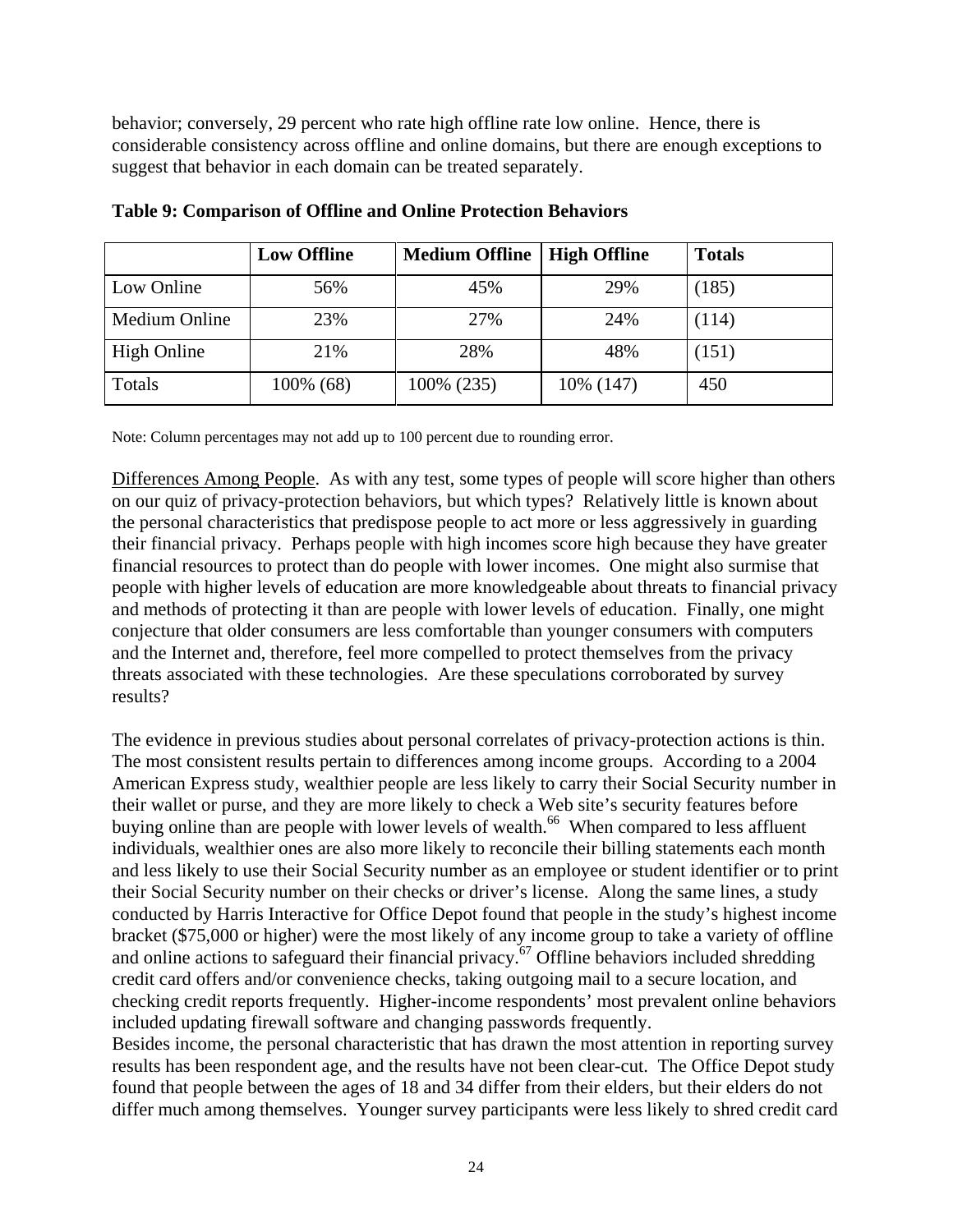behavior; conversely, 29 percent who rate high offline rate low online. Hence, there is considerable consistency across offline and online domains, but there are enough exceptions to suggest that behavior in each domain can be treated separately.

**Table 9: Comparison of Offline and Online Protection Behaviors**

| | Low Offline | Medium Offline | High Offline | Totals |
|---|---|---|---|---|
| Low Online | 56% | 45% | 29% | (185) |
| Medium Online | 23% | 27% | 24% | (114) |
| High Online | 21% | 28% | 48% | (151) |
| Totals | 100% (68) | 100% (235) | 10% (147) | 450 |

Note: Column percentages may not add up to 100 percent due to rounding error.

Differences Among People. As with any test, some types of people will score higher than others on our quiz of privacy-protection behaviors, but which types? Relatively little is known about the personal characteristics that predispose people to act more or less aggressively in guarding their financial privacy. Perhaps people with high incomes score high because they have greater financial resources to protect than do people with lower incomes. One might also surmise that people with higher levels of education are more knowledgeable about threats to financial privacy and methods of protecting it than are people with lower levels of education. Finally, one might conjecture that older consumers are less comfortable than younger consumers with computers and the Internet and, therefore, feel more compelled to protect themselves from the privacy threats associated with these technologies. Are these speculations corroborated by survey results?

The evidence in previous studies about personal correlates of privacy-protection actions is thin. The most consistent results pertain to differences among income groups. According to a 2004 American Express study, wealthier people are less likely to carry their Social Security number in their wallet or purse, and they are more likely to check a Web site's security features before buying online than are people with lower levels of wealth.[66] When compared to less affluent individuals, wealthier ones are also more likely to reconcile their billing statements each month and less likely to use their Social Security number as an employee or student identifier or to print their Social Security number on their checks or driver's license. Along the same lines, a study conducted by Harris Interactive for Office Depot found that people in the study's highest income bracket ($75,000 or higher) were the most likely of any income group to take a variety of offline and online actions to safeguard their financial privacy.[67] Offline behaviors included shredding credit card offers and/or convenience checks, taking outgoing mail to a secure location, and checking credit reports frequently. Higher-income respondents' most prevalent online behaviors included updating firewall software and changing passwords frequently.

Besides income, the personal characteristic that has drawn the most attention in reporting survey results has been respondent age, and the results have not been clear-cut. The Office Depot study found that people between the ages of 18 and 34 differ from their elders, but their elders do not differ much among themselves. Younger survey participants were less likely to shred credit card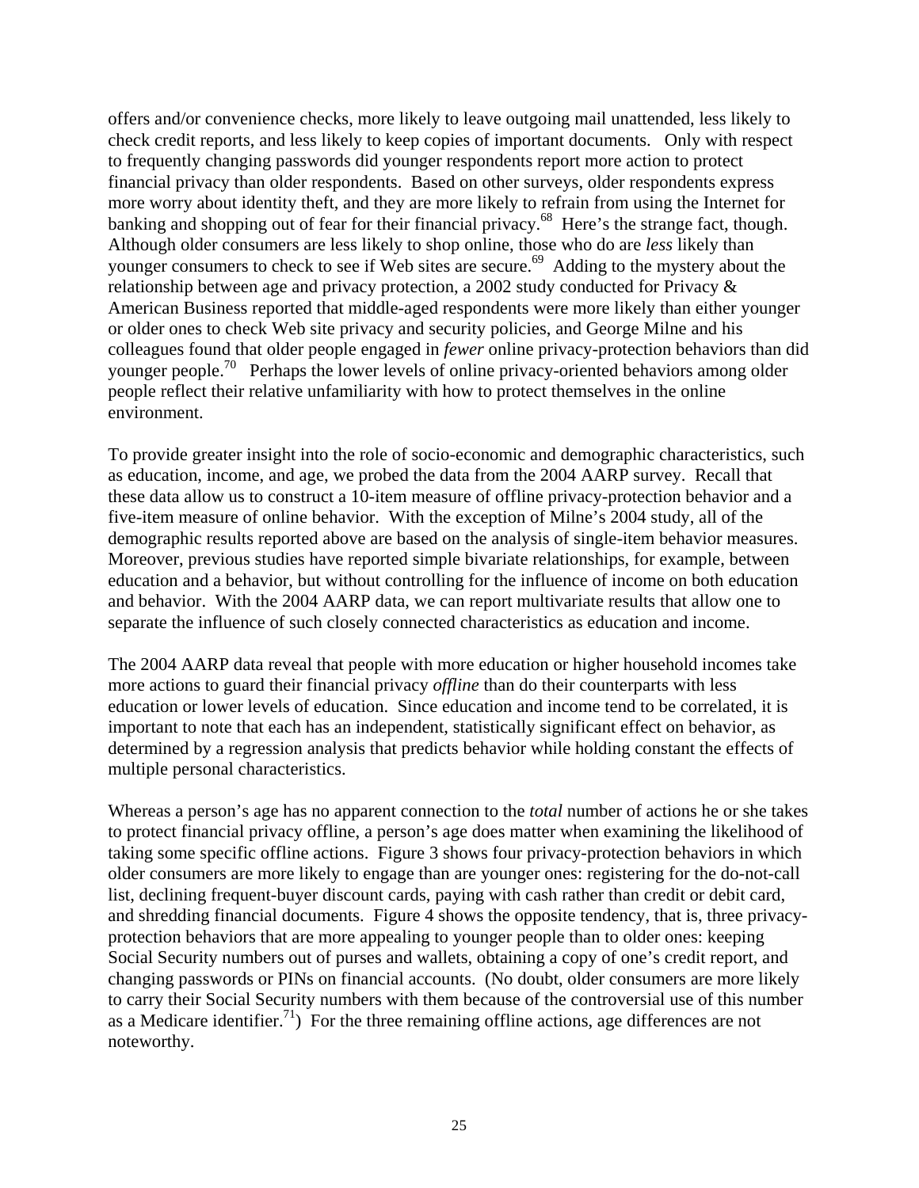offers and/or convenience checks, more likely to leave outgoing mail unattended, less likely to check credit reports, and less likely to keep copies of important documents. Only with respect to frequently changing passwords did younger respondents report more action to protect financial privacy than older respondents. Based on other surveys, older respondents express more worry about identity theft, and they are more likely to refrain from using the Internet for banking and shopping out of fear for their financial privacy.[68] Here's the strange fact, though. Although older consumers are less likely to shop online, those who do are *less* likely than younger consumers to check to see if Web sites are secure.[69] Adding to the mystery about the relationship between age and privacy protection, a 2002 study conducted for Privacy & American Business reported that middle-aged respondents were more likely than either younger or older ones to check Web site privacy and security policies, and George Milne and his colleagues found that older people engaged in *fewer* online privacy-protection behaviors than did younger people.[70] Perhaps the lower levels of online privacy-oriented behaviors among older people reflect their relative unfamiliarity with how to protect themselves in the online environment.

To provide greater insight into the role of socio-economic and demographic characteristics, such as education, income, and age, we probed the data from the 2004 AARP survey. Recall that these data allow us to construct a 10-item measure of offline privacy-protection behavior and a five-item measure of online behavior. With the exception of Milne's 2004 study, all of the demographic results reported above are based on the analysis of single-item behavior measures. Moreover, previous studies have reported simple bivariate relationships, for example, between education and a behavior, but without controlling for the influence of income on both education and behavior. With the 2004 AARP data, we can report multivariate results that allow one to separate the influence of such closely connected characteristics as education and income.

The 2004 AARP data reveal that people with more education or higher household incomes take more actions to guard their financial privacy *offline* than do their counterparts with less education or lower levels of education. Since education and income tend to be correlated, it is important to note that each has an independent, statistically significant effect on behavior, as determined by a regression analysis that predicts behavior while holding constant the effects of multiple personal characteristics.

Whereas a person's age has no apparent connection to the *total* number of actions he or she takes to protect financial privacy offline, a person's age does matter when examining the likelihood of taking some specific offline actions. Figure 3 shows four privacy-protection behaviors in which older consumers are more likely to engage than are younger ones: registering for the do-not-call list, declining frequent-buyer discount cards, paying with cash rather than credit or debit card, and shredding financial documents. Figure 4 shows the opposite tendency, that is, three privacy-protection behaviors that are more appealing to younger people than to older ones: keeping Social Security numbers out of purses and wallets, obtaining a copy of one's credit report, and changing passwords or PINs on financial accounts. (No doubt, older consumers are more likely to carry their Social Security numbers with them because of the controversial use of this number as a Medicare identifier.[71]) For the three remaining offline actions, age differences are not noteworthy.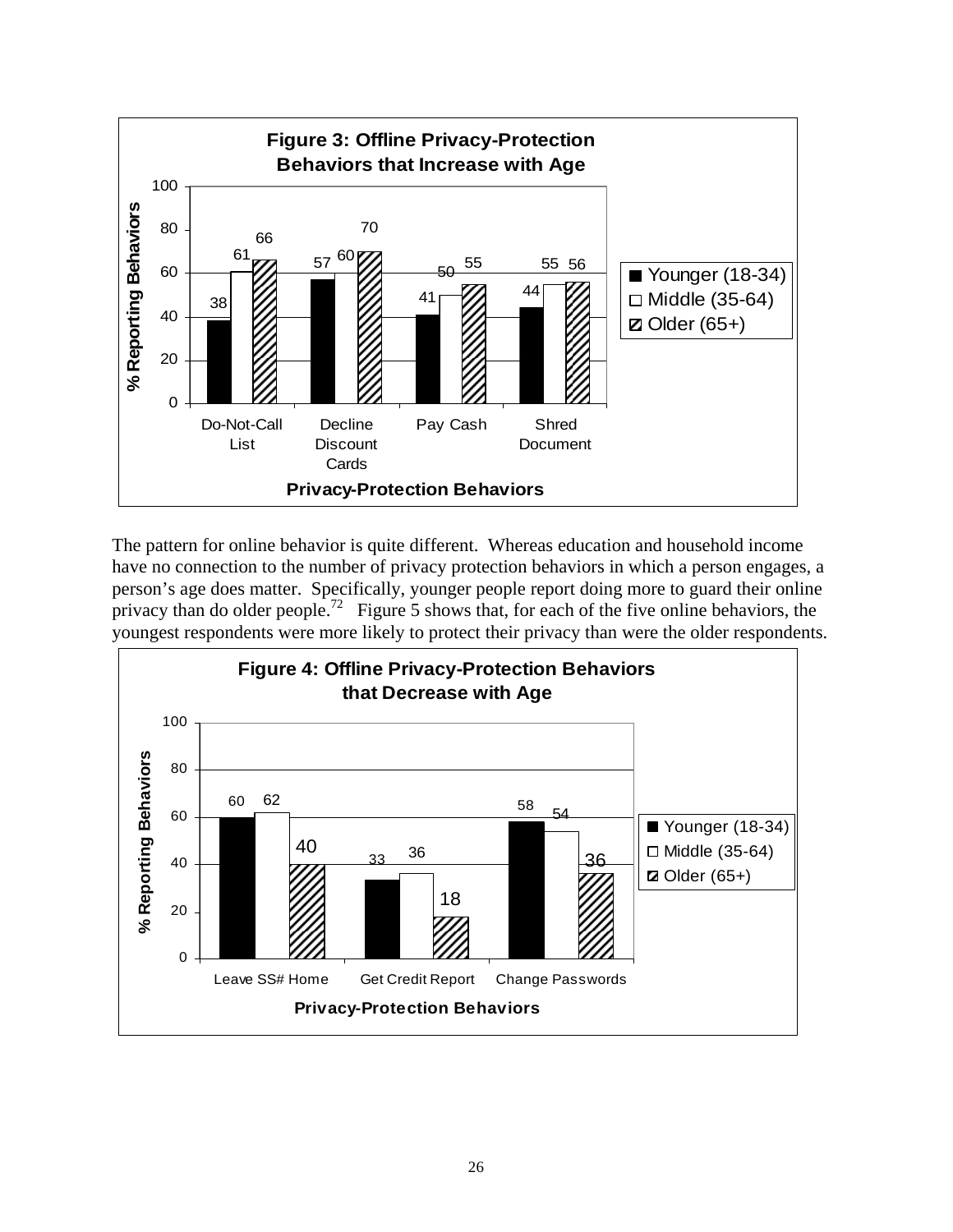**Figure 3: Offline Privacy-Protection Behaviors that Increase with Age**

| Privacy-Protection Behaviors | Younger (18-34) | Middle (35-64) | Older (65+) |
| --- | --- | --- | --- |
| Do-Not-Call List | 38 | 61 | 66 |
| Decline Discount Cards | 57 | 60 | 70 |
| Pay Cash | 41 | 50 | 55 |
| Shred Document | 44 | 55 | 56 |

The pattern for online behavior is quite different. Whereas education and household income have no connection to the number of privacy protection behaviors in which a person engages, a person's age does matter. Specifically, younger people report doing more to guard their online privacy than do older people.[72] Figure 5 shows that, for each of the five online behaviors, the youngest respondents were more likely to protect their privacy than were the older respondents.

**Figure 4: Offline Privacy-Protection Behaviors that Decrease with Age**

| Privacy-Protection Behaviors | Younger (18-34) | Middle (35-64) | Older (65+) |
| --- | --- | --- | --- |
| Leave SS# Home | 60 | 62 | 40 |
| Get Credit Report | 33 | 36 | 18 |
| Change Passwords | 58 | 54 | 36 |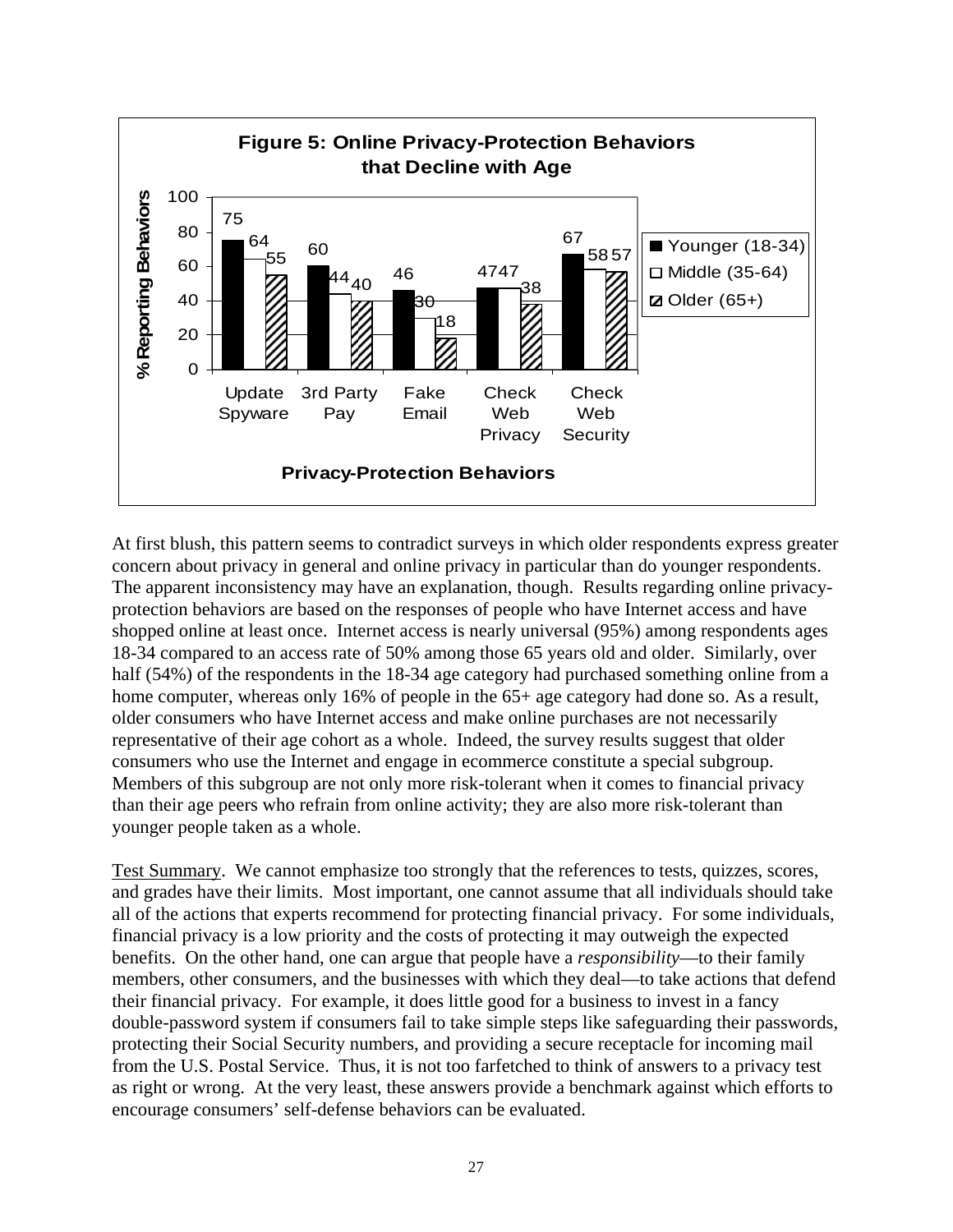**Figure 5: Online Privacy-Protection Behaviors that Decline with Age**

| Privacy-Protection Behaviors | Younger (18-34) | Middle (35-64) | Older (65+) |
|---|---|---|---|
| Update Spyware | 75 | 64 | 55 |
| 3rd Party Pay | 60 | 44 | 40 |
| Fake Email | 46 | 30 | 18 |
| Check Web Privacy | 47 | 47 | 38 |
| Check Web Security | 67 | 58 | 57 |

(% Reporting Behaviors)

At first blush, this pattern seems to contradict surveys in which older respondents express greater concern about privacy in general and online privacy in particular than do younger respondents. The apparent inconsistency may have an explanation, though. Results regarding online privacy-protection behaviors are based on the responses of people who have Internet access and have shopped online at least once. Internet access is nearly universal (95%) among respondents ages 18-34 compared to an access rate of 50% among those 65 years old and older. Similarly, over half (54%) of the respondents in the 18-34 age category had purchased something online from a home computer, whereas only 16% of people in the 65+ age category had done so. As a result, older consumers who have Internet access and make online purchases are not necessarily representative of their age cohort as a whole. Indeed, the survey results suggest that older consumers who use the Internet and engage in ecommerce constitute a special subgroup. Members of this subgroup are not only more risk-tolerant when it comes to financial privacy than their age peers who refrain from online activity; they are also more risk-tolerant than younger people taken as a whole.

Test Summary. We cannot emphasize too strongly that the references to tests, quizzes, scores, and grades have their limits. Most important, one cannot assume that all individuals should take all of the actions that experts recommend for protecting financial privacy. For some individuals, financial privacy is a low priority and the costs of protecting it may outweigh the expected benefits. On the other hand, one can argue that people have a *responsibility*—to their family members, other consumers, and the businesses with which they deal—to take actions that defend their financial privacy. For example, it does little good for a business to invest in a fancy double-password system if consumers fail to take simple steps like safeguarding their passwords, protecting their Social Security numbers, and providing a secure receptacle for incoming mail from the U.S. Postal Service. Thus, it is not too farfetched to think of answers to a privacy test as right or wrong. At the very least, these answers provide a benchmark against which efforts to encourage consumers' self-defense behaviors can be evaluated.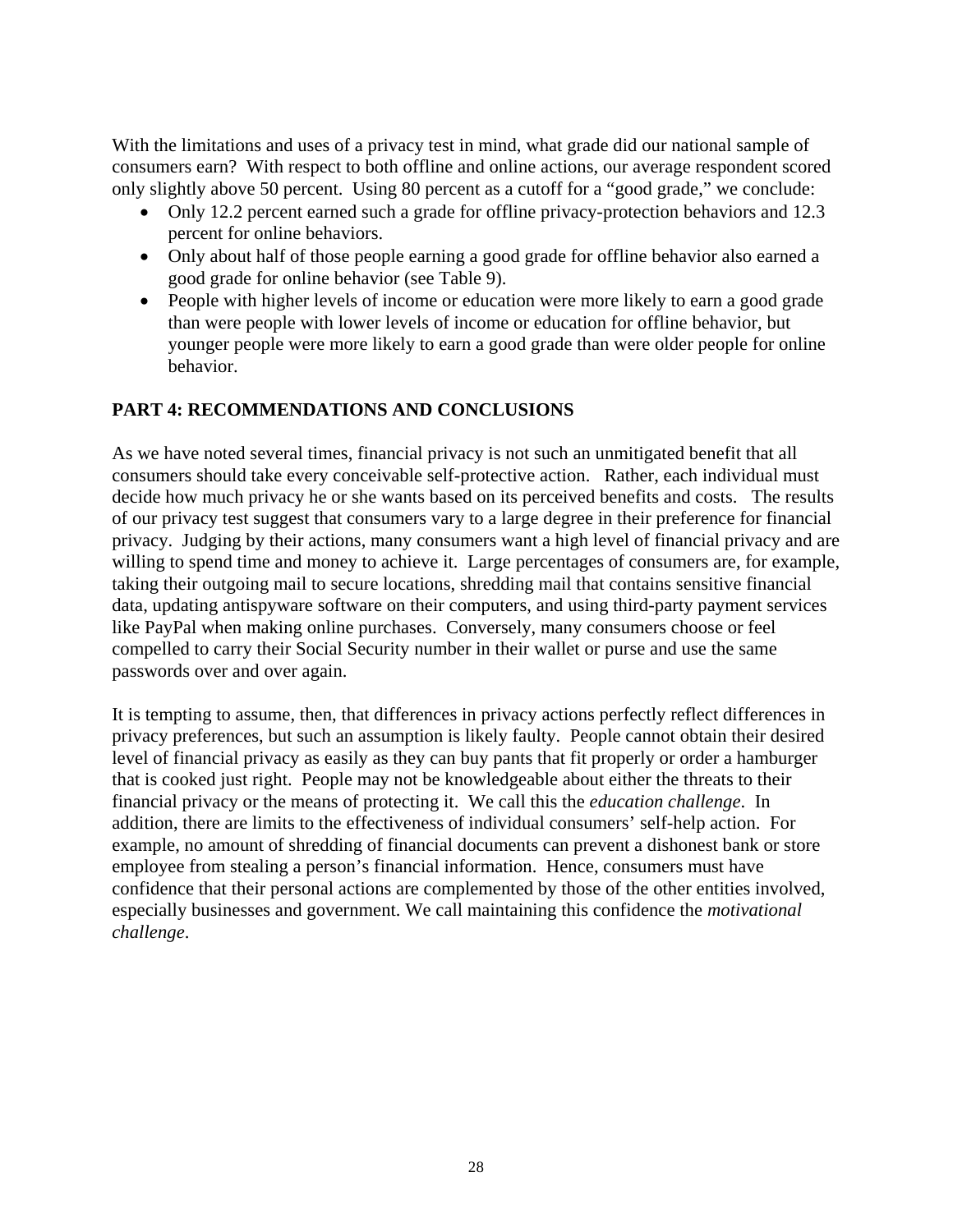With the limitations and uses of a privacy test in mind, what grade did our national sample of consumers earn? With respect to both offline and online actions, our average respondent scored only slightly above 50 percent. Using 80 percent as a cutoff for a "good grade," we conclude:

- Only 12.2 percent earned such a grade for offline privacy-protection behaviors and 12.3 percent for online behaviors.
- Only about half of those people earning a good grade for offline behavior also earned a good grade for online behavior (see Table 9).
- People with higher levels of income or education were more likely to earn a good grade than were people with lower levels of income or education for offline behavior, but younger people were more likely to earn a good grade than were older people for online behavior.

## PART 4: RECOMMENDATIONS AND CONCLUSIONS

As we have noted several times, financial privacy is not such an unmitigated benefit that all consumers should take every conceivable self-protective action. Rather, each individual must decide how much privacy he or she wants based on its perceived benefits and costs. The results of our privacy test suggest that consumers vary to a large degree in their preference for financial privacy. Judging by their actions, many consumers want a high level of financial privacy and are willing to spend time and money to achieve it. Large percentages of consumers are, for example, taking their outgoing mail to secure locations, shredding mail that contains sensitive financial data, updating antispyware software on their computers, and using third-party payment services like PayPal when making online purchases. Conversely, many consumers choose or feel compelled to carry their Social Security number in their wallet or purse and use the same passwords over and over again.

It is tempting to assume, then, that differences in privacy actions perfectly reflect differences in privacy preferences, but such an assumption is likely faulty. People cannot obtain their desired level of financial privacy as easily as they can buy pants that fit properly or order a hamburger that is cooked just right. People may not be knowledgeable about either the threats to their financial privacy or the means of protecting it. We call this the *education challenge*. In addition, there are limits to the effectiveness of individual consumers' self-help action. For example, no amount of shredding of financial documents can prevent a dishonest bank or store employee from stealing a person's financial information. Hence, consumers must have confidence that their personal actions are complemented by those of the other entities involved, especially businesses and government. We call maintaining this confidence the *motivational challenge*.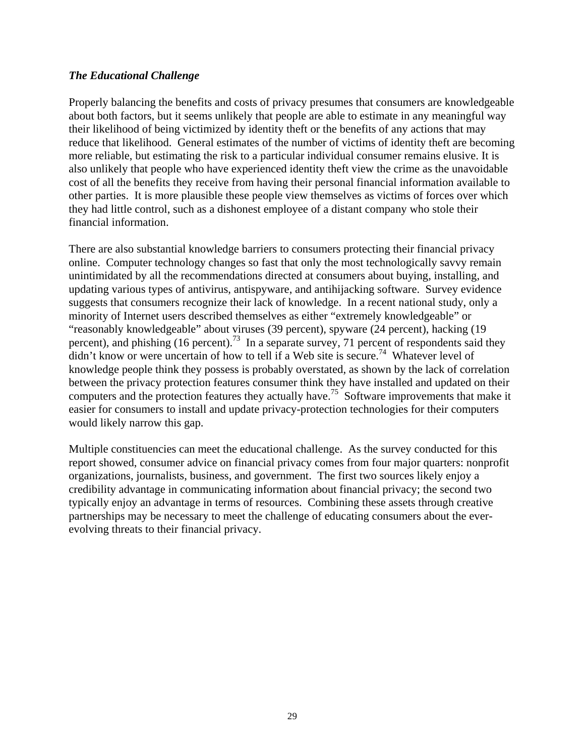### ***The Educational Challenge***

Properly balancing the benefits and costs of privacy presumes that consumers are knowledgeable about both factors, but it seems unlikely that people are able to estimate in any meaningful way their likelihood of being victimized by identity theft or the benefits of any actions that may reduce that likelihood. General estimates of the number of victims of identity theft are becoming more reliable, but estimating the risk to a particular individual consumer remains elusive. It is also unlikely that people who have experienced identity theft view the crime as the unavoidable cost of all the benefits they receive from having their personal financial information available to other parties. It is more plausible these people view themselves as victims of forces over which they had little control, such as a dishonest employee of a distant company who stole their financial information.

There are also substantial knowledge barriers to consumers protecting their financial privacy online. Computer technology changes so fast that only the most technologically savvy remain unintimidated by all the recommendations directed at consumers about buying, installing, and updating various types of antivirus, antispyware, and antihijacking software. Survey evidence suggests that consumers recognize their lack of knowledge. In a recent national study, only a minority of Internet users described themselves as either "extremely knowledgeable" or "reasonably knowledgeable" about viruses (39 percent), spyware (24 percent), hacking (19 percent), and phishing (16 percent).[73] In a separate survey, 71 percent of respondents said they didn't know or were uncertain of how to tell if a Web site is secure.[74] Whatever level of knowledge people think they possess is probably overstated, as shown by the lack of correlation between the privacy protection features consumer think they have installed and updated on their computers and the protection features they actually have.[75] Software improvements that make it easier for consumers to install and update privacy-protection technologies for their computers would likely narrow this gap.

Multiple constituencies can meet the educational challenge. As the survey conducted for this report showed, consumer advice on financial privacy comes from four major quarters: nonprofit organizations, journalists, business, and government. The first two sources likely enjoy a credibility advantage in communicating information about financial privacy; the second two typically enjoy an advantage in terms of resources. Combining these assets through creative partnerships may be necessary to meet the challenge of educating consumers about the ever-evolving threats to their financial privacy.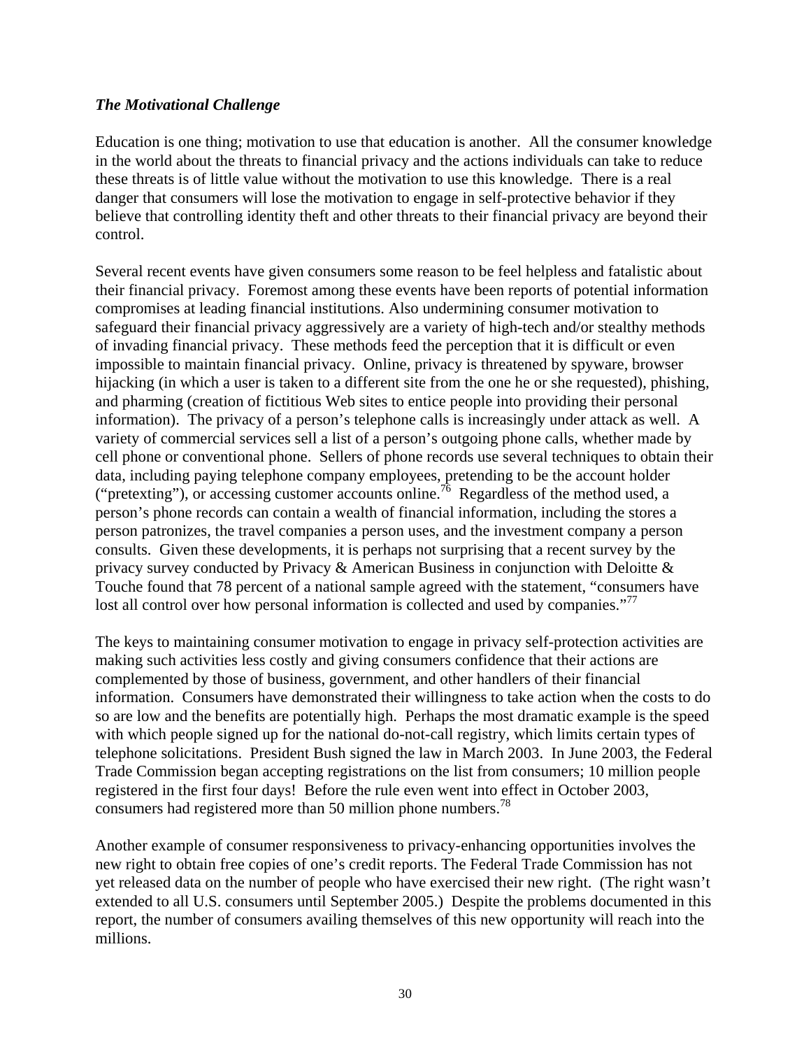### *The Motivational Challenge*

Education is one thing; motivation to use that education is another. All the consumer knowledge in the world about the threats to financial privacy and the actions individuals can take to reduce these threats is of little value without the motivation to use this knowledge. There is a real danger that consumers will lose the motivation to engage in self-protective behavior if they believe that controlling identity theft and other threats to their financial privacy are beyond their control.

Several recent events have given consumers some reason to be feel helpless and fatalistic about their financial privacy. Foremost among these events have been reports of potential information compromises at leading financial institutions. Also undermining consumer motivation to safeguard their financial privacy aggressively are a variety of high-tech and/or stealthy methods of invading financial privacy. These methods feed the perception that it is difficult or even impossible to maintain financial privacy. Online, privacy is threatened by spyware, browser hijacking (in which a user is taken to a different site from the one he or she requested), phishing, and pharming (creation of fictitious Web sites to entice people into providing their personal information). The privacy of a person's telephone calls is increasingly under attack as well. A variety of commercial services sell a list of a person's outgoing phone calls, whether made by cell phone or conventional phone. Sellers of phone records use several techniques to obtain their data, including paying telephone company employees, pretending to be the account holder ("pretexting"), or accessing customer accounts online.[76] Regardless of the method used, a person's phone records can contain a wealth of financial information, including the stores a person patronizes, the travel companies a person uses, and the investment company a person consults. Given these developments, it is perhaps not surprising that a recent survey by the privacy survey conducted by Privacy & American Business in conjunction with Deloitte & Touche found that 78 percent of a national sample agreed with the statement, "consumers have lost all control over how personal information is collected and used by companies."[77]

The keys to maintaining consumer motivation to engage in privacy self-protection activities are making such activities less costly and giving consumers confidence that their actions are complemented by those of business, government, and other handlers of their financial information. Consumers have demonstrated their willingness to take action when the costs to do so are low and the benefits are potentially high. Perhaps the most dramatic example is the speed with which people signed up for the national do-not-call registry, which limits certain types of telephone solicitations. President Bush signed the law in March 2003. In June 2003, the Federal Trade Commission began accepting registrations on the list from consumers; 10 million people registered in the first four days! Before the rule even went into effect in October 2003, consumers had registered more than 50 million phone numbers.[78]

Another example of consumer responsiveness to privacy-enhancing opportunities involves the new right to obtain free copies of one's credit reports. The Federal Trade Commission has not yet released data on the number of people who have exercised their new right. (The right wasn't extended to all U.S. consumers until September 2005.) Despite the problems documented in this report, the number of consumers availing themselves of this new opportunity will reach into the millions.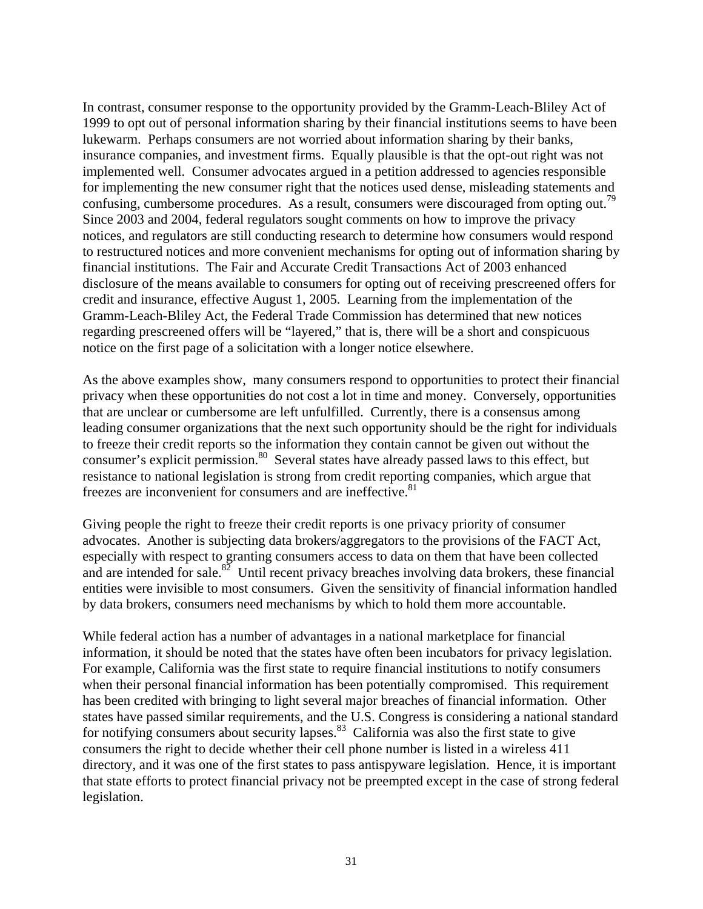In contrast, consumer response to the opportunity provided by the Gramm-Leach-Bliley Act of 1999 to opt out of personal information sharing by their financial institutions seems to have been lukewarm. Perhaps consumers are not worried about information sharing by their banks, insurance companies, and investment firms. Equally plausible is that the opt-out right was not implemented well. Consumer advocates argued in a petition addressed to agencies responsible for implementing the new consumer right that the notices used dense, misleading statements and confusing, cumbersome procedures. As a result, consumers were discouraged from opting out.[79] Since 2003 and 2004, federal regulators sought comments on how to improve the privacy notices, and regulators are still conducting research to determine how consumers would respond to restructured notices and more convenient mechanisms for opting out of information sharing by financial institutions. The Fair and Accurate Credit Transactions Act of 2003 enhanced disclosure of the means available to consumers for opting out of receiving prescreened offers for credit and insurance, effective August 1, 2005. Learning from the implementation of the Gramm-Leach-Bliley Act, the Federal Trade Commission has determined that new notices regarding prescreened offers will be "layered," that is, there will be a short and conspicuous notice on the first page of a solicitation with a longer notice elsewhere.

As the above examples show, many consumers respond to opportunities to protect their financial privacy when these opportunities do not cost a lot in time and money. Conversely, opportunities that are unclear or cumbersome are left unfulfilled. Currently, there is a consensus among leading consumer organizations that the next such opportunity should be the right for individuals to freeze their credit reports so the information they contain cannot be given out without the consumer's explicit permission.[80] Several states have already passed laws to this effect, but resistance to national legislation is strong from credit reporting companies, which argue that freezes are inconvenient for consumers and are ineffective.[81]

Giving people the right to freeze their credit reports is one privacy priority of consumer advocates. Another is subjecting data brokers/aggregators to the provisions of the FACT Act, especially with respect to granting consumers access to data on them that have been collected and are intended for sale.[82] Until recent privacy breaches involving data brokers, these financial entities were invisible to most consumers. Given the sensitivity of financial information handled by data brokers, consumers need mechanisms by which to hold them more accountable.

While federal action has a number of advantages in a national marketplace for financial information, it should be noted that the states have often been incubators for privacy legislation. For example, California was the first state to require financial institutions to notify consumers when their personal financial information has been potentially compromised. This requirement has been credited with bringing to light several major breaches of financial information. Other states have passed similar requirements, and the U.S. Congress is considering a national standard for notifying consumers about security lapses.[83] California was also the first state to give consumers the right to decide whether their cell phone number is listed in a wireless 411 directory, and it was one of the first states to pass antispyware legislation. Hence, it is important that state efforts to protect financial privacy not be preempted except in the case of strong federal legislation.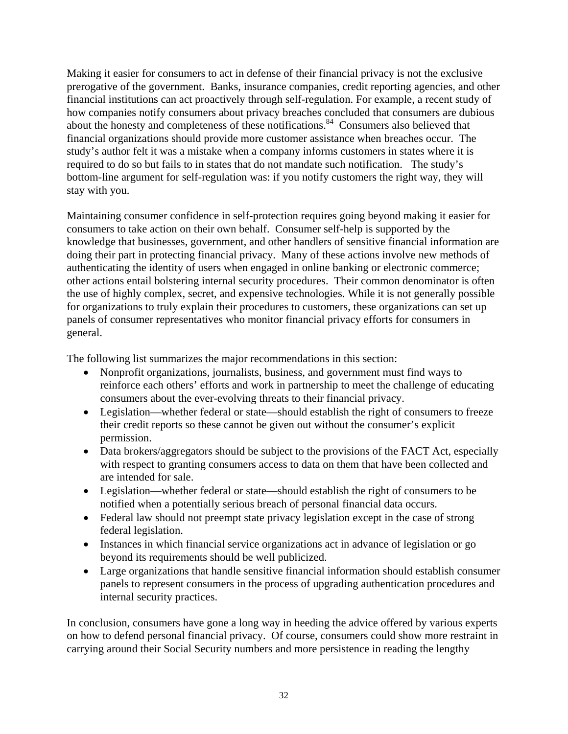Making it easier for consumers to act in defense of their financial privacy is not the exclusive prerogative of the government. Banks, insurance companies, credit reporting agencies, and other financial institutions can act proactively through self-regulation. For example, a recent study of how companies notify consumers about privacy breaches concluded that consumers are dubious about the honesty and completeness of these notifications.[84] Consumers also believed that financial organizations should provide more customer assistance when breaches occur. The study's author felt it was a mistake when a company informs customers in states where it is required to do so but fails to in states that do not mandate such notification. The study's bottom-line argument for self-regulation was: if you notify customers the right way, they will stay with you.

Maintaining consumer confidence in self-protection requires going beyond making it easier for consumers to take action on their own behalf. Consumer self-help is supported by the knowledge that businesses, government, and other handlers of sensitive financial information are doing their part in protecting financial privacy. Many of these actions involve new methods of authenticating the identity of users when engaged in online banking or electronic commerce; other actions entail bolstering internal security procedures. Their common denominator is often the use of highly complex, secret, and expensive technologies. While it is not generally possible for organizations to truly explain their procedures to customers, these organizations can set up panels of consumer representatives who monitor financial privacy efforts for consumers in general.

The following list summarizes the major recommendations in this section:

- Nonprofit organizations, journalists, business, and government must find ways to reinforce each others' efforts and work in partnership to meet the challenge of educating consumers about the ever-evolving threats to their financial privacy.
- Legislation—whether federal or state—should establish the right of consumers to freeze their credit reports so these cannot be given out without the consumer's explicit permission.
- Data brokers/aggregators should be subject to the provisions of the FACT Act, especially with respect to granting consumers access to data on them that have been collected and are intended for sale.
- Legislation—whether federal or state—should establish the right of consumers to be notified when a potentially serious breach of personal financial data occurs.
- Federal law should not preempt state privacy legislation except in the case of strong federal legislation.
- Instances in which financial service organizations act in advance of legislation or go beyond its requirements should be well publicized.
- Large organizations that handle sensitive financial information should establish consumer panels to represent consumers in the process of upgrading authentication procedures and internal security practices.

In conclusion, consumers have gone a long way in heeding the advice offered by various experts on how to defend personal financial privacy. Of course, consumers could show more restraint in carrying around their Social Security numbers and more persistence in reading the lengthy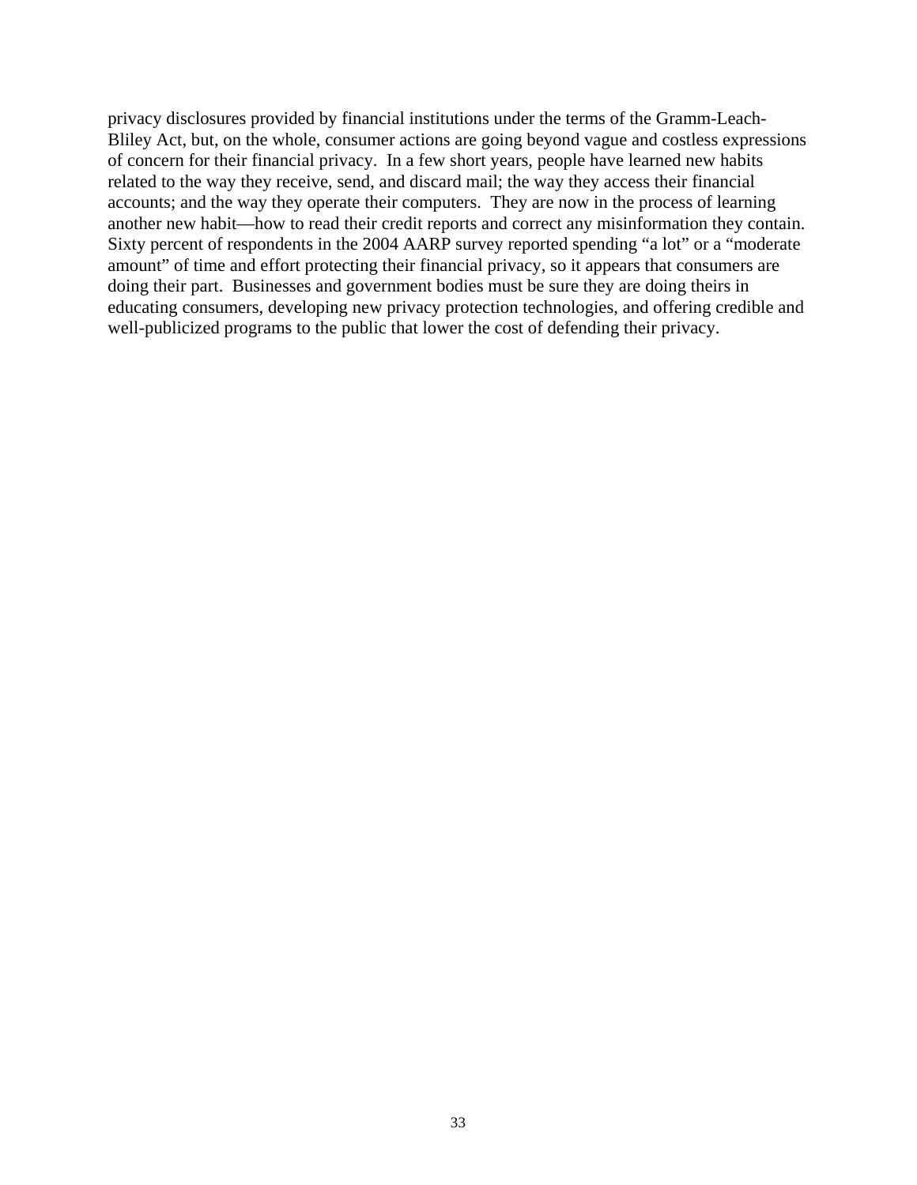privacy disclosures provided by financial institutions under the terms of the Gramm-Leach-Bliley Act, but, on the whole, consumer actions are going beyond vague and costless expressions of concern for their financial privacy. In a few short years, people have learned new habits related to the way they receive, send, and discard mail; the way they access their financial accounts; and the way they operate their computers. They are now in the process of learning another new habit—how to read their credit reports and correct any misinformation they contain. Sixty percent of respondents in the 2004 AARP survey reported spending "a lot" or a "moderate amount" of time and effort protecting their financial privacy, so it appears that consumers are doing their part. Businesses and government bodies must be sure they are doing theirs in educating consumers, developing new privacy protection technologies, and offering credible and well-publicized programs to the public that lower the cost of defending their privacy.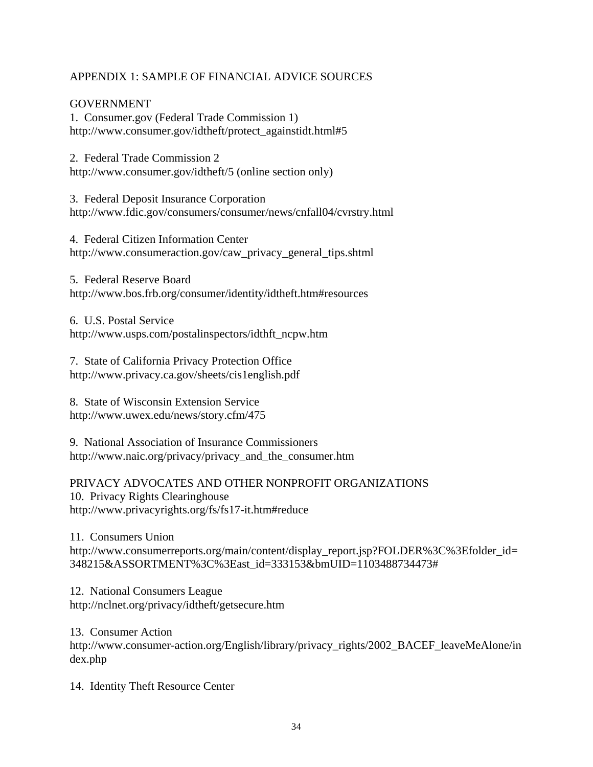## APPENDIX 1: SAMPLE OF FINANCIAL ADVICE SOURCES

### GOVERNMENT

1. Consumer.gov (Federal Trade Commission 1)
http://www.consumer.gov/idtheft/protect_againstidt.html#5

2. Federal Trade Commission 2
http://www.consumer.gov/idtheft/5 (online section only)

3. Federal Deposit Insurance Corporation
http://www.fdic.gov/consumers/consumer/news/cnfall04/cvrstry.html

4. Federal Citizen Information Center
http://www.consumeraction.gov/caw_privacy_general_tips.shtml

5. Federal Reserve Board
http://www.bos.frb.org/consumer/identity/idtheft.htm#resources

6. U.S. Postal Service
http://www.usps.com/postalinspectors/idthft_ncpw.htm

7. State of California Privacy Protection Office
http://www.privacy.ca.gov/sheets/cis1english.pdf

8. State of Wisconsin Extension Service
http://www.uwex.edu/news/story.cfm/475

9. National Association of Insurance Commissioners
http://www.naic.org/privacy/privacy_and_the_consumer.htm

### PRIVACY ADVOCATES AND OTHER NONPROFIT ORGANIZATIONS

10. Privacy Rights Clearinghouse
http://www.privacyrights.org/fs/fs17-it.htm#reduce

11. Consumers Union
http://www.consumerreports.org/main/content/display_report.jsp?FOLDER%3C%3Efolder_id=348215&ASSORTMENT%3C%3East_id=333153&bmUID=1103488734473#

12. National Consumers League
http://nclnet.org/privacy/idtheft/getsecure.htm

13. Consumer Action
http://www.consumer-action.org/English/library/privacy_rights/2002_BACEF_leaveMeAlone/index.php

14. Identity Theft Resource Center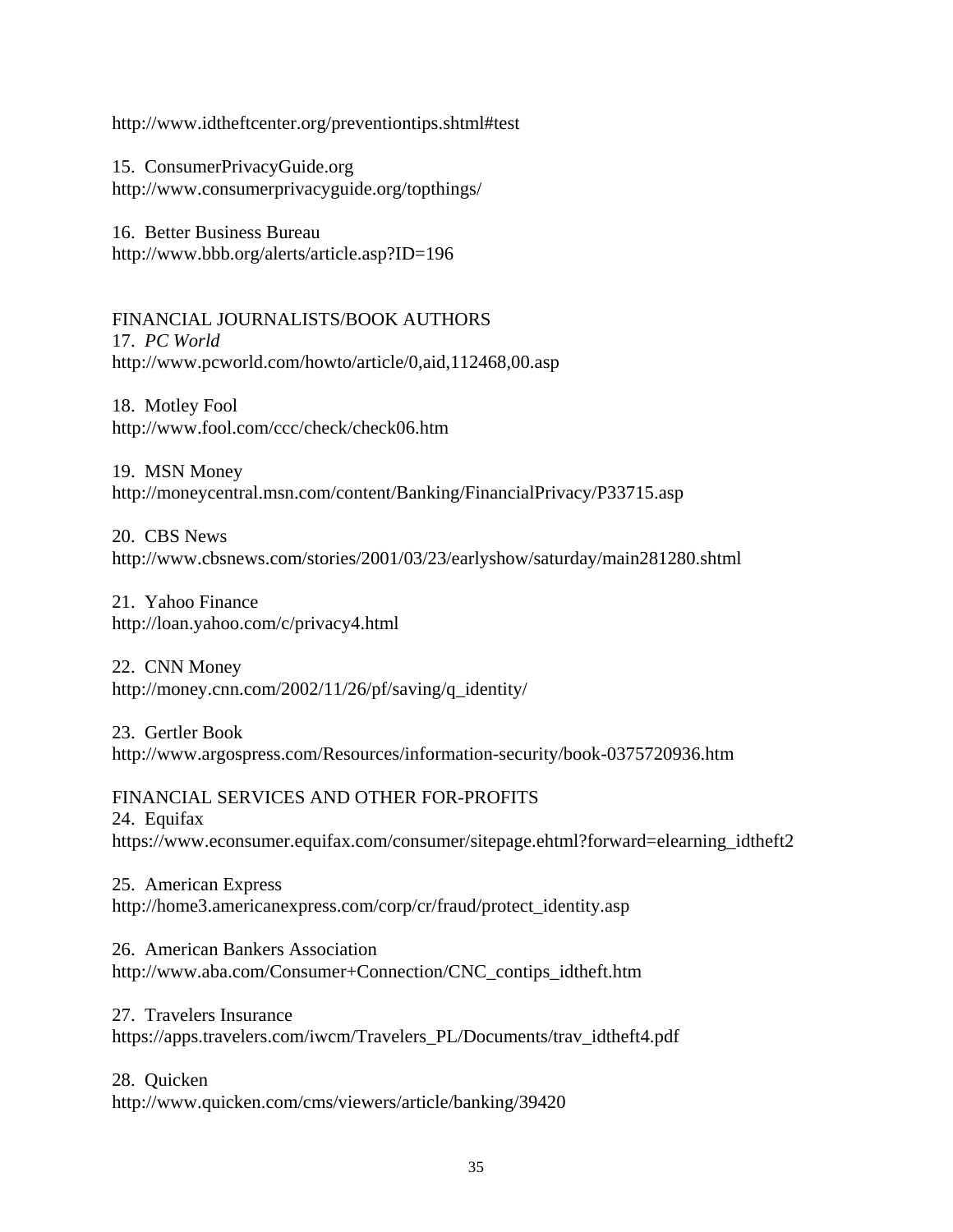http://www.idtheftcenter.org/preventiontips.shtml#test

15. ConsumerPrivacyGuide.org
http://www.consumerprivacyguide.org/topthings/

16. Better Business Bureau
http://www.bbb.org/alerts/article.asp?ID=196

FINANCIAL JOURNALISTS/BOOK AUTHORS

17. *PC World*
http://www.pcworld.com/howto/article/0,aid,112468,00.asp

18. Motley Fool
http://www.fool.com/ccc/check/check06.htm

19. MSN Money
http://moneycentral.msn.com/content/Banking/FinancialPrivacy/P33715.asp

20. CBS News
http://www.cbsnews.com/stories/2001/03/23/earlyshow/saturday/main281280.shtml

21. Yahoo Finance
http://loan.yahoo.com/c/privacy4.html

22. CNN Money
http://money.cnn.com/2002/11/26/pf/saving/q_identity/

23. Gertler Book
http://www.argospress.com/Resources/information-security/book-0375720936.htm

FINANCIAL SERVICES AND OTHER FOR-PROFITS

24. Equifax
https://www.econsumer.equifax.com/consumer/sitepage.ehtml?forward=elearning_idtheft2

25. American Express
http://home3.americanexpress.com/corp/cr/fraud/protect_identity.asp

26. American Bankers Association
http://www.aba.com/Consumer+Connection/CNC_contips_idtheft.htm

27. Travelers Insurance
https://apps.travelers.com/iwcm/Travelers_PL/Documents/trav_idtheft4.pdf

28. Quicken
http://www.quicken.com/cms/viewers/article/banking/39420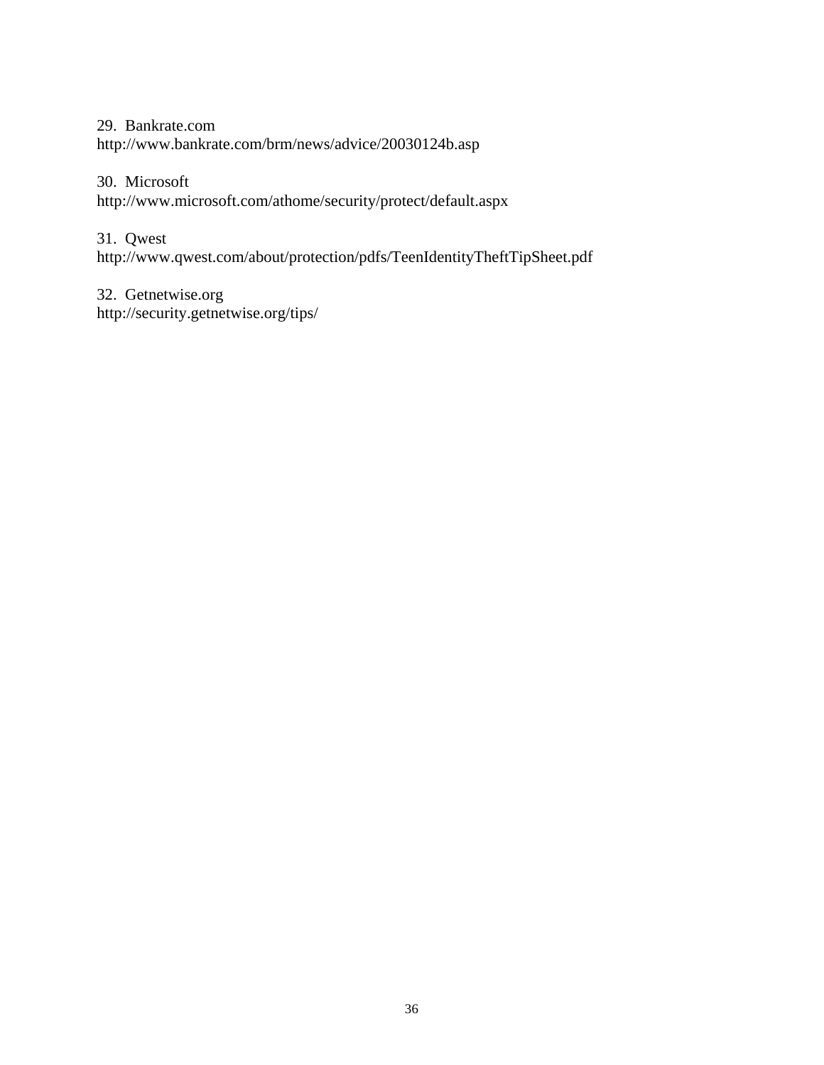29. Bankrate.com
http://www.bankrate.com/brm/news/advice/20030124b.asp

30. Microsoft
http://www.microsoft.com/athome/security/protect/default.aspx

31. Qwest
http://www.qwest.com/about/protection/pdfs/TeenIdentityTheftTipSheet.pdf

32. Getnetwise.org
http://security.getnetwise.org/tips/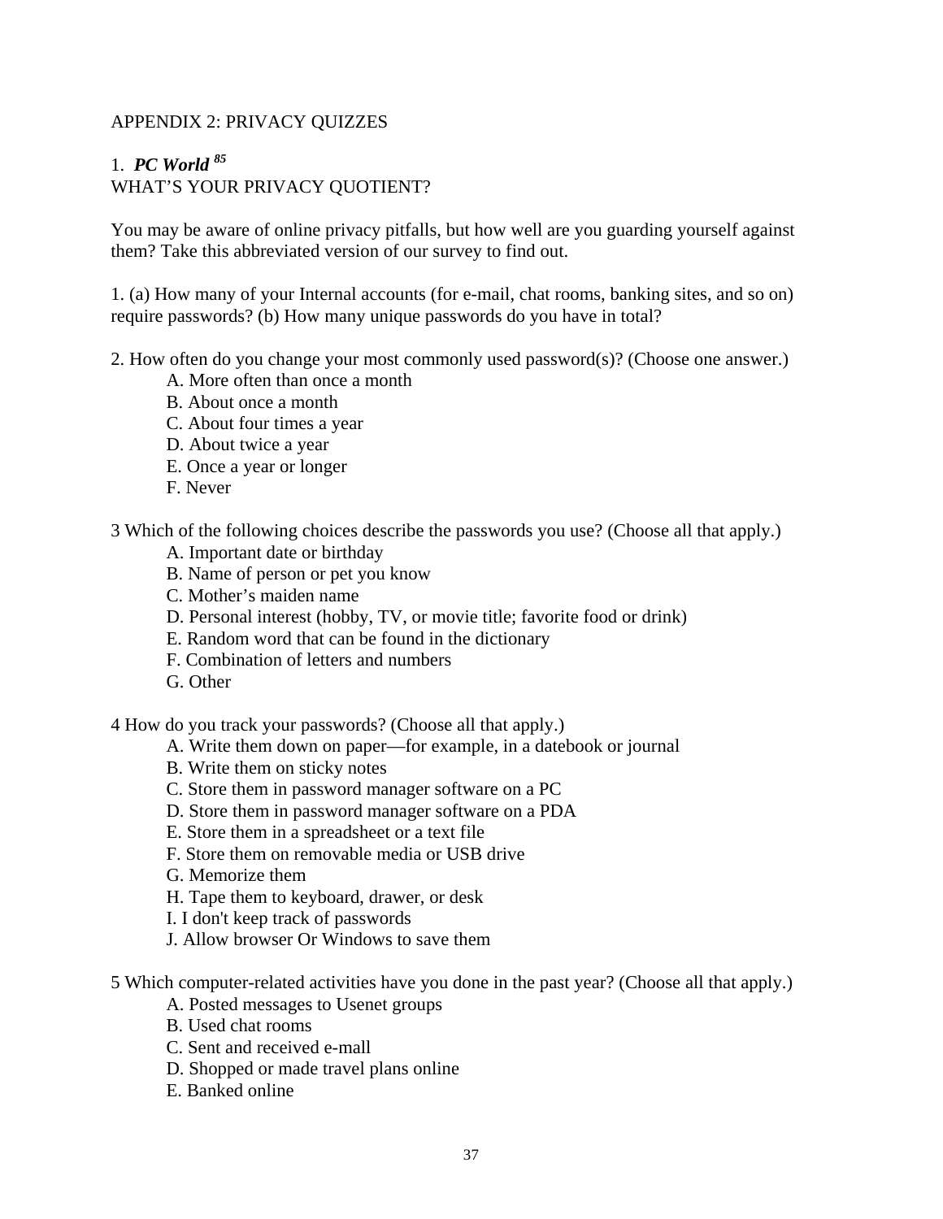APPENDIX 2: PRIVACY QUIZZES

1. ***PC World*** [85]

WHAT'S YOUR PRIVACY QUOTIENT?

You may be aware of online privacy pitfalls, but how well are you guarding yourself against them? Take this abbreviated version of our survey to find out.

1. (a) How many of your Internal accounts (for e-mail, chat rooms, banking sites, and so on) require passwords? (b) How many unique passwords do you have in total?

2. How often do you change your most commonly used password(s)? (Choose one answer.)
   - A. More often than once a month
   - B. About once a month
   - C. About four times a year
   - D. About twice a year
   - E. Once a year or longer
   - F. Never

3 Which of the following choices describe the passwords you use? (Choose all that apply.)
   - A. Important date or birthday
   - B. Name of person or pet you know
   - C. Mother's maiden name
   - D. Personal interest (hobby, TV, or movie title; favorite food or drink)
   - E. Random word that can be found in the dictionary
   - F. Combination of letters and numbers
   - G. Other

4 How do you track your passwords? (Choose all that apply.)
   - A. Write them down on paper—for example, in a datebook or journal
   - B. Write them on sticky notes
   - C. Store them in password manager software on a PC
   - D. Store them in password manager software on a PDA
   - E. Store them in a spreadsheet or a text file
   - F. Store them on removable media or USB drive
   - G. Memorize them
   - H. Tape them to keyboard, drawer, or desk
   - I. I don't keep track of passwords
   - J. Allow browser Or Windows to save them

5 Which computer-related activities have you done in the past year? (Choose all that apply.)
   - A. Posted messages to Usenet groups
   - B. Used chat rooms
   - C. Sent and received e-mall
   - D. Shopped or made travel plans online
   - E. Banked online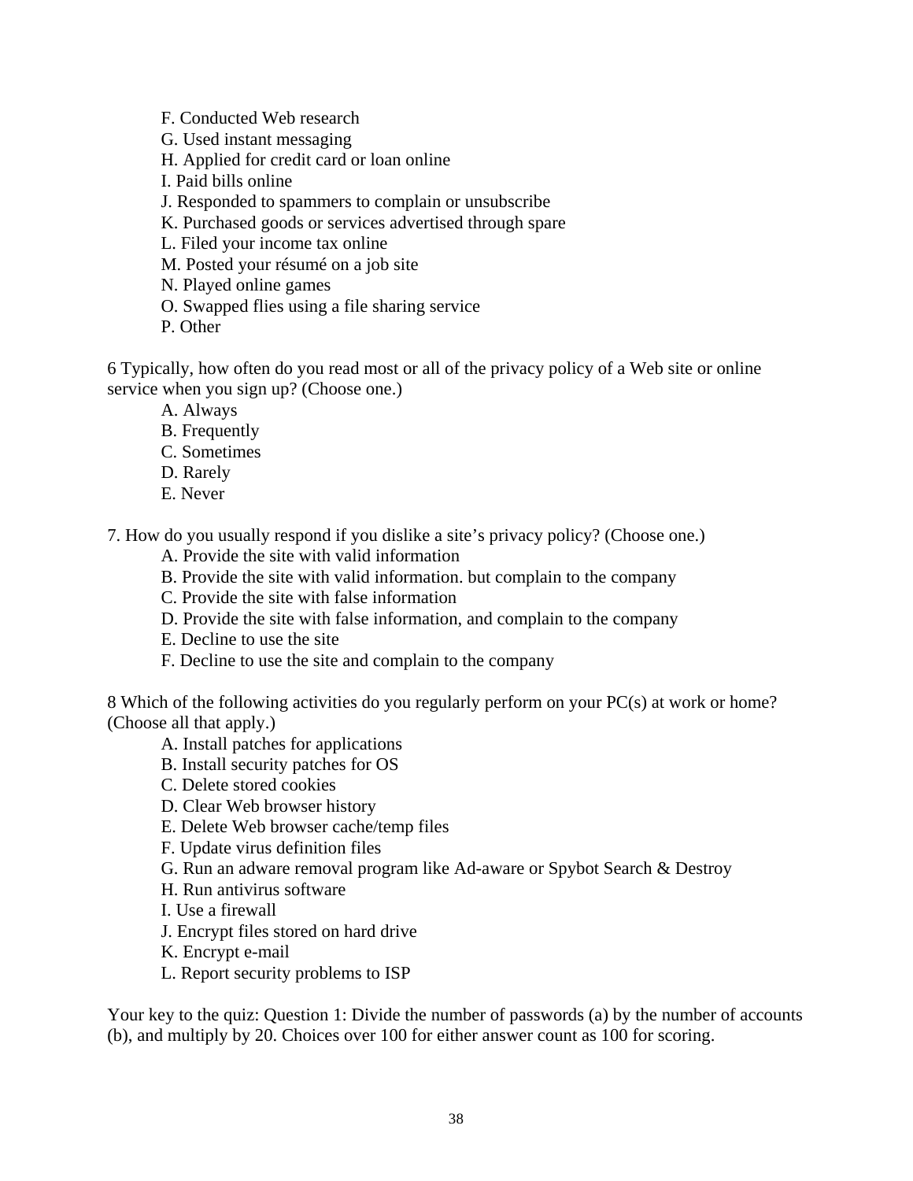F. Conducted Web research

G. Used instant messaging

H. Applied for credit card or loan online

I. Paid bills online

J. Responded to spammers to complain or unsubscribe

K. Purchased goods or services advertised through spare

L. Filed your income tax online

M. Posted your résumé on a job site

N. Played online games

O. Swapped flies using a file sharing service

P. Other

6 Typically, how often do you read most or all of the privacy policy of a Web site or online service when you sign up? (Choose one.)

A. Always

B. Frequently

C. Sometimes

D. Rarely

E. Never

7. How do you usually respond if you dislike a site's privacy policy? (Choose one.)

A. Provide the site with valid information

B. Provide the site with valid information. but complain to the company

C. Provide the site with false information

D. Provide the site with false information, and complain to the company

E. Decline to use the site

F. Decline to use the site and complain to the company

8 Which of the following activities do you regularly perform on your PC(s) at work or home? (Choose all that apply.)

A. Install patches for applications

B. Install security patches for OS

C. Delete stored cookies

D. Clear Web browser history

E. Delete Web browser cache/temp files

F. Update virus definition files

G. Run an adware removal program like Ad-aware or Spybot Search & Destroy

H. Run antivirus software

I. Use a firewall

J. Encrypt files stored on hard drive

K. Encrypt e-mail

L. Report security problems to ISP

Your key to the quiz: Question 1: Divide the number of passwords (a) by the number of accounts (b), and multiply by 20. Choices over 100 for either answer count as 100 for scoring.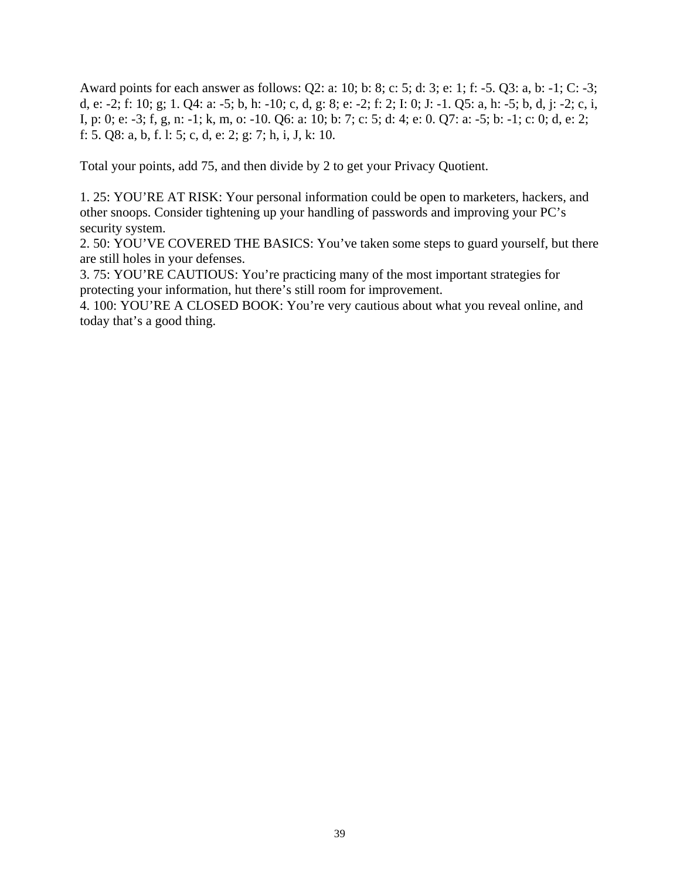Award points for each answer as follows: Q2: a: 10; b: 8; c: 5; d: 3; e: 1; f: -5. Q3: a, b: -1; C: -3; d, e: -2; f: 10; g; 1. Q4: a: -5; b, h: -10; c, d, g: 8; e: -2; f: 2; I: 0; J: -1. Q5: a, h: -5; b, d, j: -2; c, i, I, p: 0; e: -3; f, g, n: -1; k, m, o: -10. Q6: a: 10; b: 7; c: 5; d: 4; e: 0. Q7: a: -5; b: -1; c: 0; d, e: 2; f: 5. Q8: a, b, f. l: 5; c, d, e: 2; g: 7; h, i, J, k: 10.

Total your points, add 75, and then divide by 2 to get your Privacy Quotient.

1. 25: YOU'RE AT RISK: Your personal information could be open to marketers, hackers, and other snoops. Consider tightening up your handling of passwords and improving your PC's security system.
2. 50: YOU'VE COVERED THE BASICS: You've taken some steps to guard yourself, but there are still holes in your defenses.
3. 75: YOU'RE CAUTIOUS: You're practicing many of the most important strategies for protecting your information, hut there's still room for improvement.
4. 100: YOU'RE A CLOSED BOOK: You're very cautious about what you reveal online, and today that's a good thing.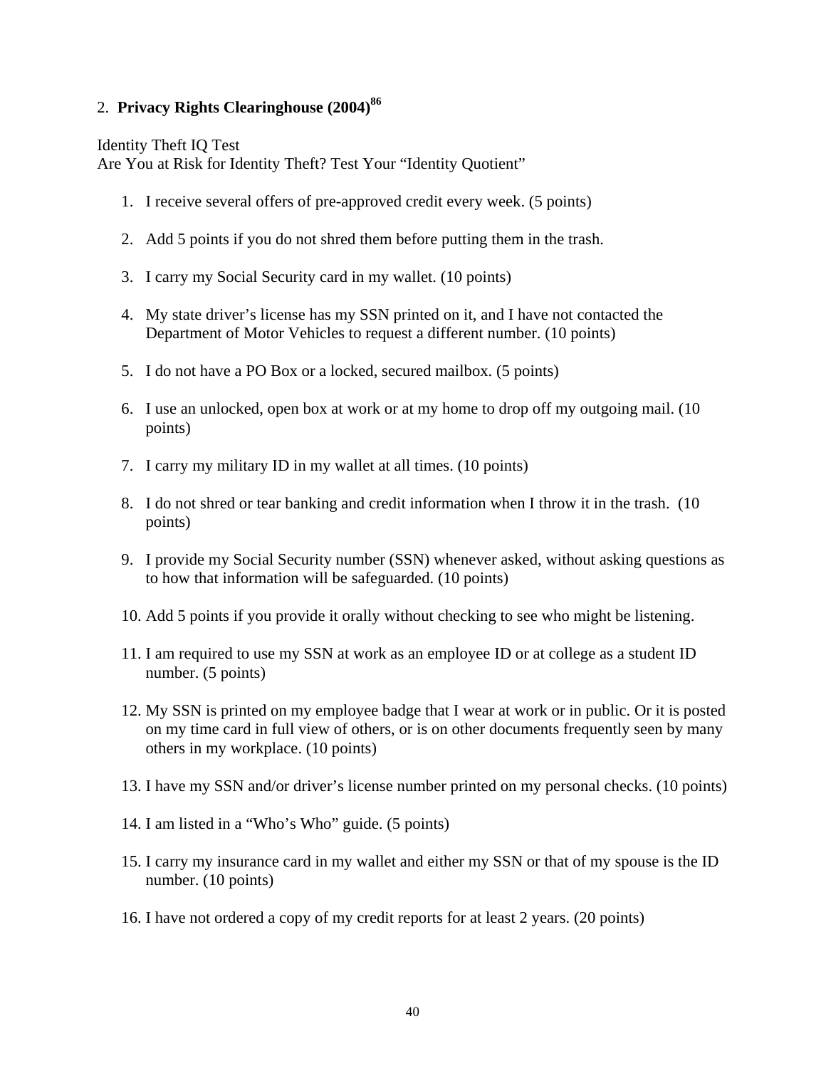2. **Privacy Rights Clearinghouse (2004)**[86]

Identity Theft IQ Test
Are You at Risk for Identity Theft? Test Your "Identity Quotient"

1. I receive several offers of pre-approved credit every week. (5 points)
2. Add 5 points if you do not shred them before putting them in the trash.
3. I carry my Social Security card in my wallet. (10 points)
4. My state driver's license has my SSN printed on it, and I have not contacted the Department of Motor Vehicles to request a different number. (10 points)
5. I do not have a PO Box or a locked, secured mailbox. (5 points)
6. I use an unlocked, open box at work or at my home to drop off my outgoing mail. (10 points)
7. I carry my military ID in my wallet at all times. (10 points)
8. I do not shred or tear banking and credit information when I throw it in the trash. (10 points)
9. I provide my Social Security number (SSN) whenever asked, without asking questions as to how that information will be safeguarded. (10 points)
10. Add 5 points if you provide it orally without checking to see who might be listening.
11. I am required to use my SSN at work as an employee ID or at college as a student ID number. (5 points)
12. My SSN is printed on my employee badge that I wear at work or in public. Or it is posted on my time card in full view of others, or is on other documents frequently seen by many others in my workplace. (10 points)
13. I have my SSN and/or driver's license number printed on my personal checks. (10 points)
14. I am listed in a "Who's Who" guide. (5 points)
15. I carry my insurance card in my wallet and either my SSN or that of my spouse is the ID number. (10 points)
16. I have not ordered a copy of my credit reports for at least 2 years. (20 points)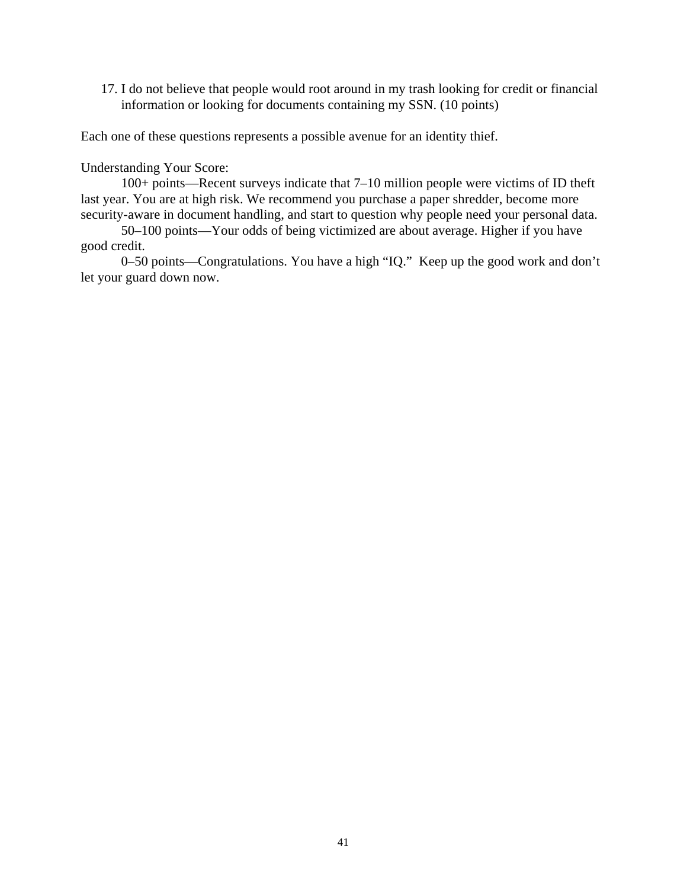17. I do not believe that people would root around in my trash looking for credit or financial information or looking for documents containing my SSN. (10 points)

Each one of these questions represents a possible avenue for an identity thief.

Understanding Your Score:

100+ points—Recent surveys indicate that 7–10 million people were victims of ID theft last year. You are at high risk. We recommend you purchase a paper shredder, become more security-aware in document handling, and start to question why people need your personal data.

50–100 points—Your odds of being victimized are about average. Higher if you have good credit.

0–50 points—Congratulations. You have a high "IQ." Keep up the good work and don't let your guard down now.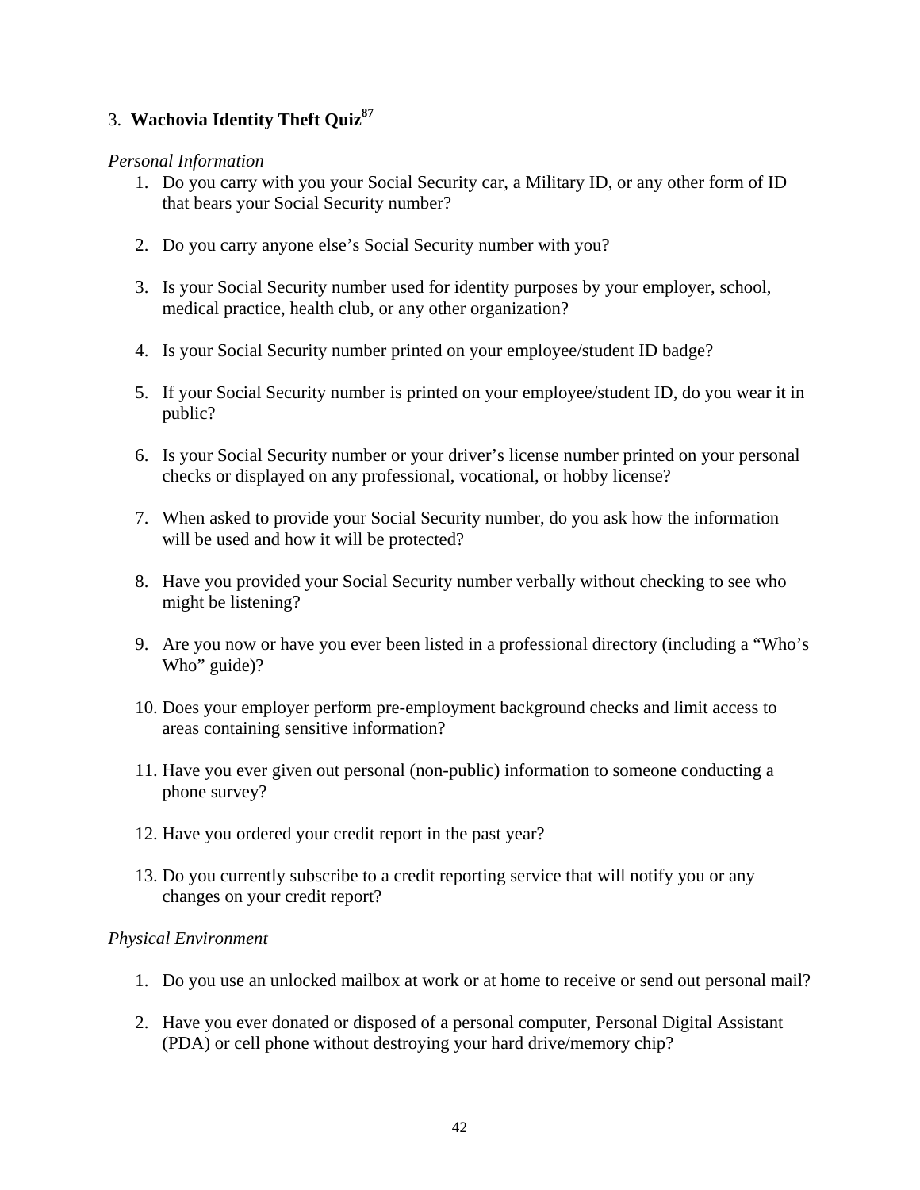### 3. **Wachovia Identity Theft Quiz**[87]

*Personal Information*

1. Do you carry with you your Social Security car, a Military ID, or any other form of ID that bears your Social Security number?

2. Do you carry anyone else's Social Security number with you?

3. Is your Social Security number used for identity purposes by your employer, school, medical practice, health club, or any other organization?

4. Is your Social Security number printed on your employee/student ID badge?

5. If your Social Security number is printed on your employee/student ID, do you wear it in public?

6. Is your Social Security number or your driver's license number printed on your personal checks or displayed on any professional, vocational, or hobby license?

7. When asked to provide your Social Security number, do you ask how the information will be used and how it will be protected?

8. Have you provided your Social Security number verbally without checking to see who might be listening?

9. Are you now or have you ever been listed in a professional directory (including a "Who's Who" guide)?

10. Does your employer perform pre-employment background checks and limit access to areas containing sensitive information?

11. Have you ever given out personal (non-public) information to someone conducting a phone survey?

12. Have you ordered your credit report in the past year?

13. Do you currently subscribe to a credit reporting service that will notify you or any changes on your credit report?

*Physical Environment*

1. Do you use an unlocked mailbox at work or at home to receive or send out personal mail?

2. Have you ever donated or disposed of a personal computer, Personal Digital Assistant (PDA) or cell phone without destroying your hard drive/memory chip?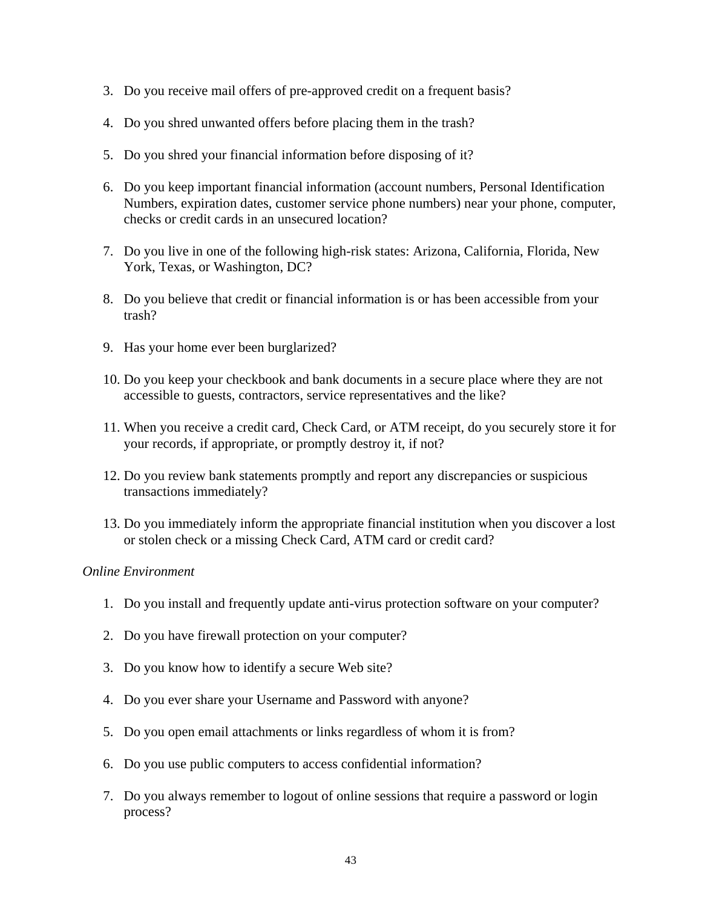3. Do you receive mail offers of pre-approved credit on a frequent basis?

4. Do you shred unwanted offers before placing them in the trash?

5. Do you shred your financial information before disposing of it?

6. Do you keep important financial information (account numbers, Personal Identification Numbers, expiration dates, customer service phone numbers) near your phone, computer, checks or credit cards in an unsecured location?

7. Do you live in one of the following high-risk states: Arizona, California, Florida, New York, Texas, or Washington, DC?

8. Do you believe that credit or financial information is or has been accessible from your trash?

9. Has your home ever been burglarized?

10. Do you keep your checkbook and bank documents in a secure place where they are not accessible to guests, contractors, service representatives and the like?

11. When you receive a credit card, Check Card, or ATM receipt, do you securely store it for your records, if appropriate, or promptly destroy it, if not?

12. Do you review bank statements promptly and report any discrepancies or suspicious transactions immediately?

13. Do you immediately inform the appropriate financial institution when you discover a lost or stolen check or a missing Check Card, ATM card or credit card?

*Online Environment*

1. Do you install and frequently update anti-virus protection software on your computer?

2. Do you have firewall protection on your computer?

3. Do you know how to identify a secure Web site?

4. Do you ever share your Username and Password with anyone?

5. Do you open email attachments or links regardless of whom it is from?

6. Do you use public computers to access confidential information?

7. Do you always remember to logout of online sessions that require a password or login process?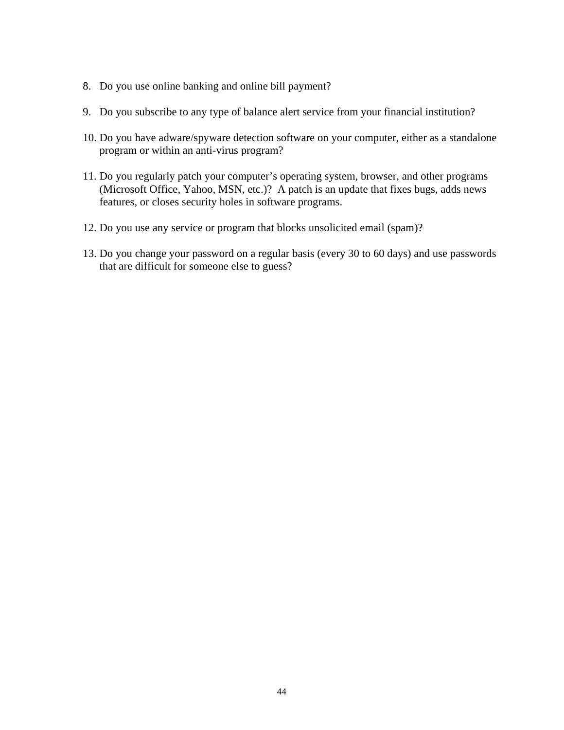8. Do you use online banking and online bill payment?

9. Do you subscribe to any type of balance alert service from your financial institution?

10. Do you have adware/spyware detection software on your computer, either as a standalone program or within an anti-virus program?

11. Do you regularly patch your computer's operating system, browser, and other programs (Microsoft Office, Yahoo, MSN, etc.)? A patch is an update that fixes bugs, adds news features, or closes security holes in software programs.

12. Do you use any service or program that blocks unsolicited email (spam)?

13. Do you change your password on a regular basis (every 30 to 60 days) and use passwords that are difficult for someone else to guess?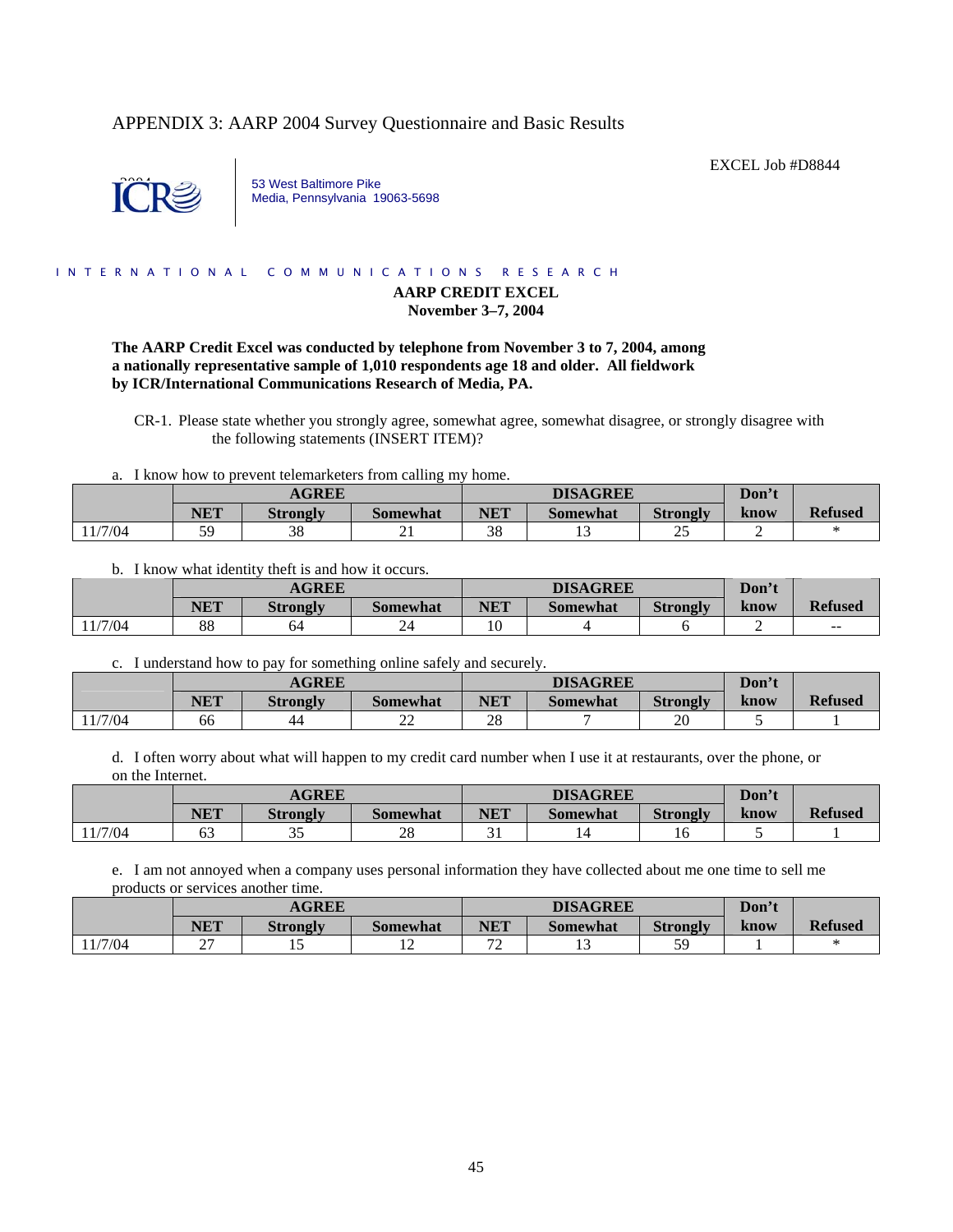APPENDIX 3: AARP 2004 Survey Questionnaire and Basic Results

EXCEL Job #D8844

53 West Baltimore Pike
Media, Pennsylvania 19063-5698

INTERNATIONAL COMMUNICATIONS RESEARCH

**AARP CREDIT EXCEL**
**November 3–7, 2004**

**The AARP Credit Excel was conducted by telephone from November 3 to 7, 2004, among a nationally representative sample of 1,010 respondents age 18 and older. All fieldwork by ICR/International Communications Research of Media, PA.**

CR-1. Please state whether you strongly agree, somewhat agree, somewhat disagree, or strongly disagree with the following statements (INSERT ITEM)?

a. I know how to prevent telemarketers from calling my home.

| | AGREE | | | DISAGREE | | | Don't | |
|---|---|---|---|---|---|---|---|---|
| | NET | Strongly | Somewhat | NET | Somewhat | Strongly | know | Refused |
| 11/7/04 | 59 | 38 | 21 | 38 | 13 | 25 | 2 | * |

b. I know what identity theft is and how it occurs.

| | AGREE | | | DISAGREE | | | Don't | |
|---|---|---|---|---|---|---|---|---|
| | NET | Strongly | Somewhat | NET | Somewhat | Strongly | know | Refused |
| 11/7/04 | 88 | 64 | 24 | 10 | 4 | 6 | 2 | -- |

c. I understand how to pay for something online safely and securely.

| | AGREE | | | DISAGREE | | | Don't | |
|---|---|---|---|---|---|---|---|---|
| | NET | Strongly | Somewhat | NET | Somewhat | Strongly | know | Refused |
| 11/7/04 | 66 | 44 | 22 | 28 | 7 | 20 | 5 | 1 |

d. I often worry about what will happen to my credit card number when I use it at restaurants, over the phone, or on the Internet.

| | AGREE | | | DISAGREE | | | Don't | |
|---|---|---|---|---|---|---|---|---|
| | NET | Strongly | Somewhat | NET | Somewhat | Strongly | know | Refused |
| 11/7/04 | 63 | 35 | 28 | 31 | 14 | 16 | 5 | 1 |

e. I am not annoyed when a company uses personal information they have collected about me one time to sell me products or services another time.

| | AGREE | | | DISAGREE | | | Don't | |
|---|---|---|---|---|---|---|---|---|
| | NET | Strongly | Somewhat | NET | Somewhat | Strongly | know | Refused |
| 11/7/04 | 27 | 15 | 12 | 72 | 13 | 59 | 1 | * |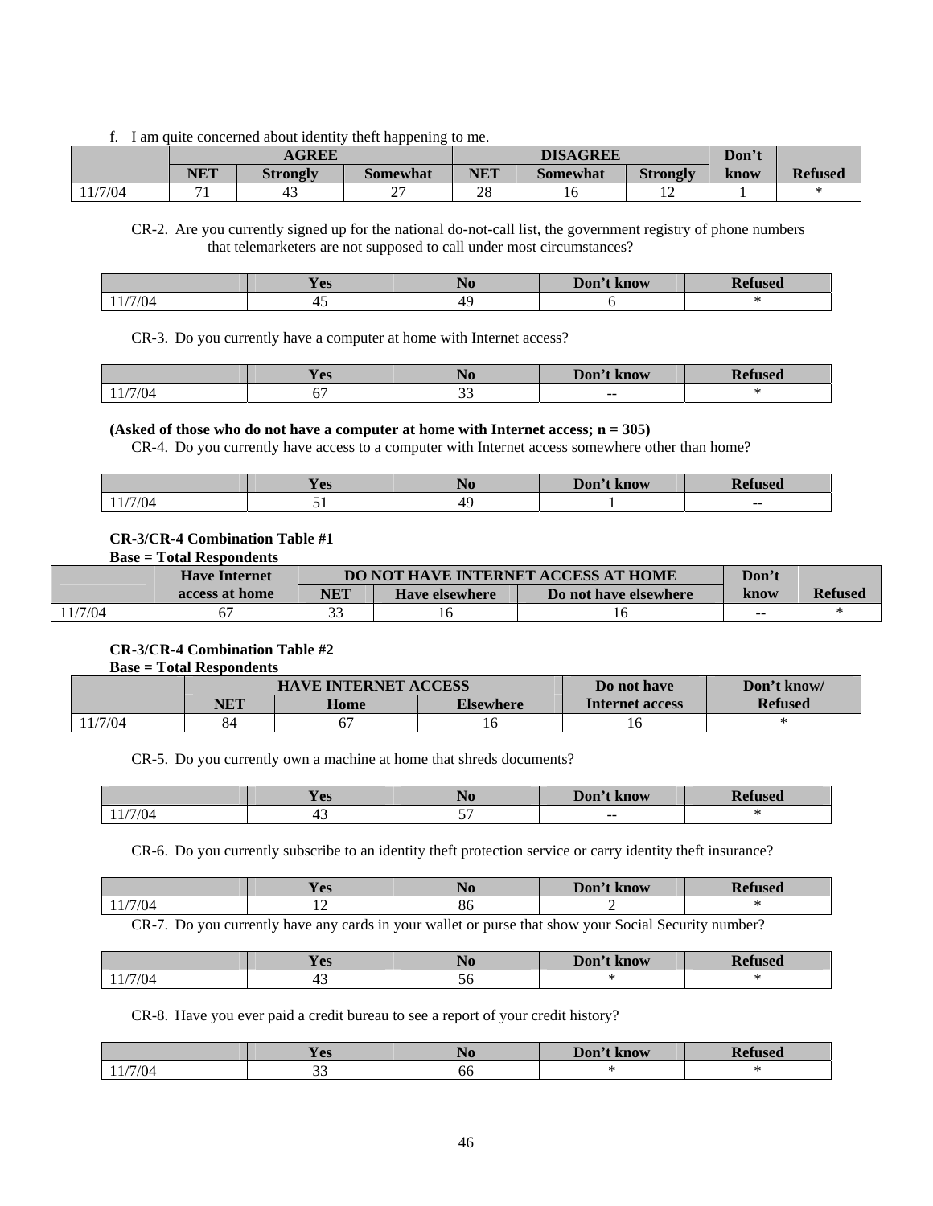f. I am quite concerned about identity theft happening to me.

| | AGREE | | | DISAGREE | | | Don't know | Refused |
|---|---|---|---|---|---|---|---|---|
| | NET | Strongly | Somewhat | NET | Somewhat | Strongly | | |
| 11/7/04 | 71 | 43 | 27 | 28 | 16 | 12 | 1 | * |

CR-2. Are you currently signed up for the national do-not-call list, the government registry of phone numbers that telemarketers are not supposed to call under most circumstances?

| | Yes | No | Don't know | Refused |
|---|---|---|---|---|
| 11/7/04 | 45 | 49 | 6 | * |

CR-3. Do you currently have a computer at home with Internet access?

| | Yes | No | Don't know | Refused |
|---|---|---|---|---|
| 11/7/04 | 67 | 33 | -- | * |

**(Asked of those who do not have a computer at home with Internet access; n = 305)**

CR-4. Do you currently have access to a computer with Internet access somewhere other than home?

| | Yes | No | Don't know | Refused |
|---|---|---|---|---|
| 11/7/04 | 51 | 49 | 1 | -- |

**CR-3/CR-4 Combination Table #1**

**Base = Total Respondents**

| | Have Internet access at home | DO NOT HAVE INTERNET ACCESS AT HOME | | | Don't know | Refused |
|---|---|---|---|---|---|---|
| | | NET | Have elsewhere | Do not have elsewhere | | |
| 11/7/04 | 67 | 33 | 16 | 16 | -- | * |

**CR-3/CR-4 Combination Table #2**

**Base = Total Respondents**

| | HAVE INTERNET ACCESS | | | Do not have Internet access | Don't know/ Refused |
|---|---|---|---|---|---|
| | NET | Home | Elsewhere | | |
| 11/7/04 | 84 | 67 | 16 | 16 | * |

CR-5. Do you currently own a machine at home that shreds documents?

| | Yes | No | Don't know | Refused |
|---|---|---|---|---|
| 11/7/04 | 43 | 57 | -- | * |

CR-6. Do you currently subscribe to an identity theft protection service or carry identity theft insurance?

| | Yes | No | Don't know | Refused |
|---|---|---|---|---|
| 11/7/04 | 12 | 86 | 2 | * |

CR-7. Do you currently have any cards in your wallet or purse that show your Social Security number?

| | Yes | No | Don't know | Refused |
|---|---|---|---|---|
| 11/7/04 | 43 | 56 | * | * |

CR-8. Have you ever paid a credit bureau to see a report of your credit history?

| | Yes | No | Don't know | Refused |
|---|---|---|---|---|
| 11/7/04 | 33 | 66 | * | * |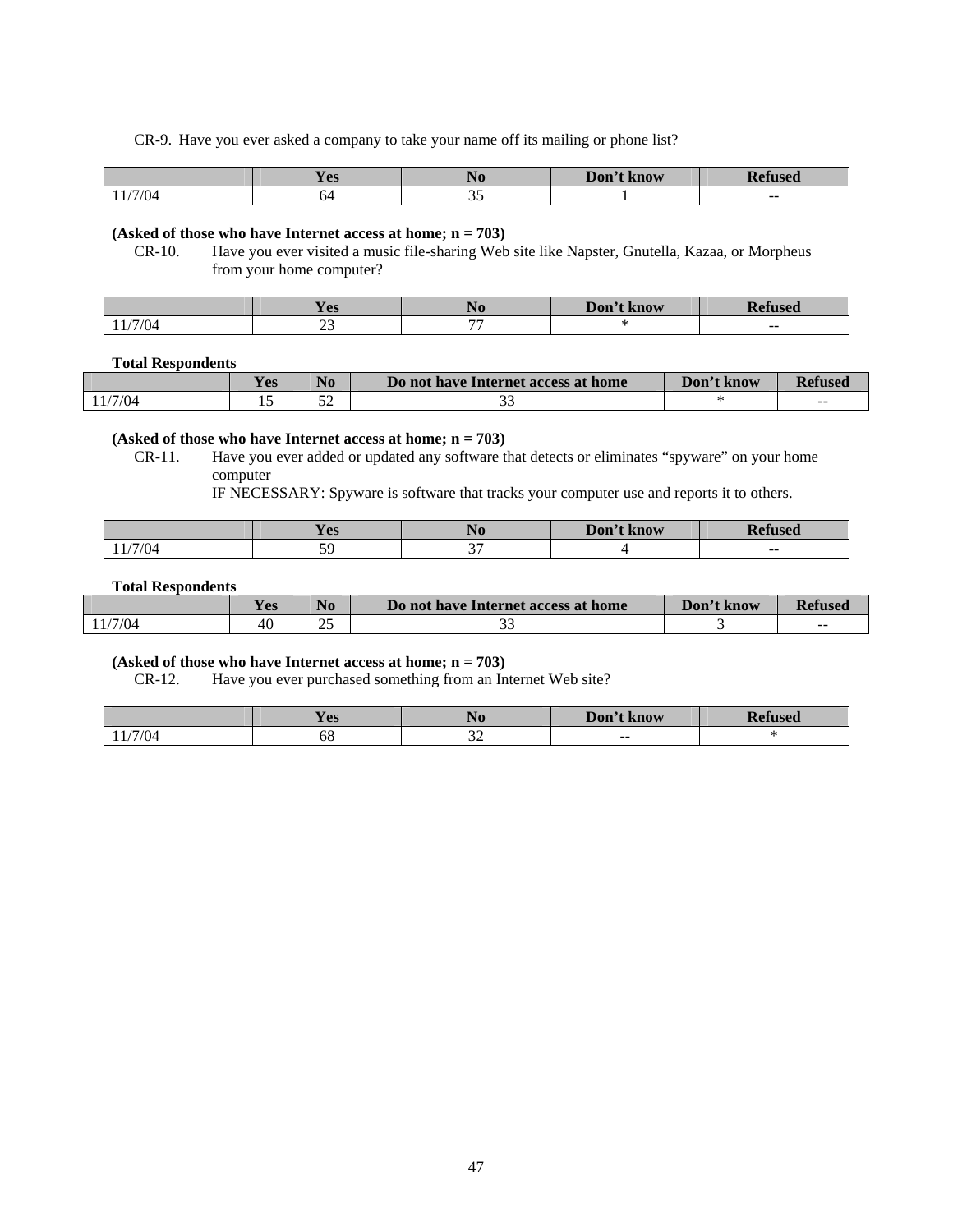CR-9. Have you ever asked a company to take your name off its mailing or phone list?

| | Yes | No | Don't know | Refused |
|---|---|---|---|---|
| 11/7/04 | 64 | 35 | 1 | -- |

**(Asked of those who have Internet access at home; n = 703)**

CR-10. Have you ever visited a music file-sharing Web site like Napster, Gnutella, Kazaa, or Morpheus from your home computer?

| | Yes | No | Don't know | Refused |
|---|---|---|---|---|
| 11/7/04 | 23 | 77 | * | -- |

**Total Respondents**

| | Yes | No | Do not have Internet access at home | Don't know | Refused |
|---|---|---|---|---|---|
| 11/7/04 | 15 | 52 | 33 | * | -- |

**(Asked of those who have Internet access at home; n = 703)**

CR-11. Have you ever added or updated any software that detects or eliminates "spyware" on your home computer

IF NECESSARY: Spyware is software that tracks your computer use and reports it to others.

| | Yes | No | Don't know | Refused |
|---|---|---|---|---|
| 11/7/04 | 59 | 37 | 4 | -- |

**Total Respondents**

| | Yes | No | Do not have Internet access at home | Don't know | Refused |
|---|---|---|---|---|---|
| 11/7/04 | 40 | 25 | 33 | 3 | -- |

**(Asked of those who have Internet access at home; n = 703)**

CR-12. Have you ever purchased something from an Internet Web site?

| | Yes | No | Don't know | Refused |
|---|---|---|---|---|
| 11/7/04 | 68 | 32 | -- | * |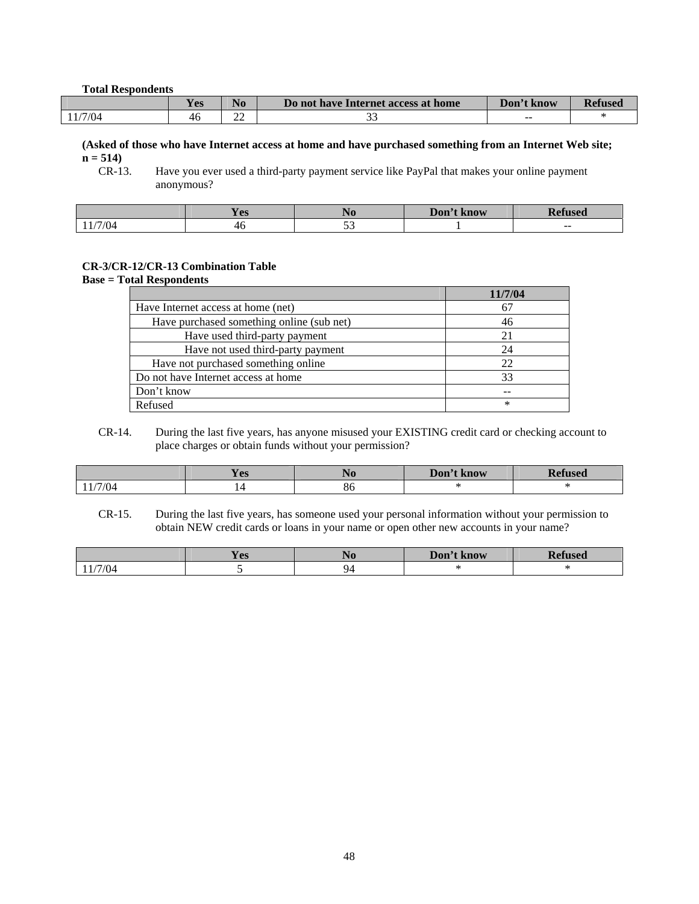**Total Respondents**

| | Yes | No | Do not have Internet access at home | Don't know | Refused |
|---|---|---|---|---|---|
| 11/7/04 | 46 | 22 | 33 | -- | * |

**(Asked of those who have Internet access at home and have purchased something from an Internet Web site; n = 514)**

CR-13. Have you ever used a third-party payment service like PayPal that makes your online payment anonymous?

| | Yes | No | Don't know | Refused |
|---|---|---|---|---|
| 11/7/04 | 46 | 53 | 1 | -- |

**CR-3/CR-12/CR-13 Combination Table**
**Base = Total Respondents**

| | 11/7/04 |
|---|---|
| Have Internet access at home (net) | 67 |
| Have purchased something online (sub net) | 46 |
| Have used third-party payment | 21 |
| Have not used third-party payment | 24 |
| Have not purchased something online | 22 |
| Do not have Internet access at home | 33 |
| Don't know | -- |
| Refused | * |

CR-14. During the last five years, has anyone misused your EXISTING credit card or checking account to place charges or obtain funds without your permission?

| | Yes | No | Don't know | Refused |
|---|---|---|---|---|
| 11/7/04 | 14 | 86 | * | * |

CR-15. During the last five years, has someone used your personal information without your permission to obtain NEW credit cards or loans in your name or open other new accounts in your name?

| | Yes | No | Don't know | Refused |
|---|---|---|---|---|
| 11/7/04 | 5 | 94 | * | * |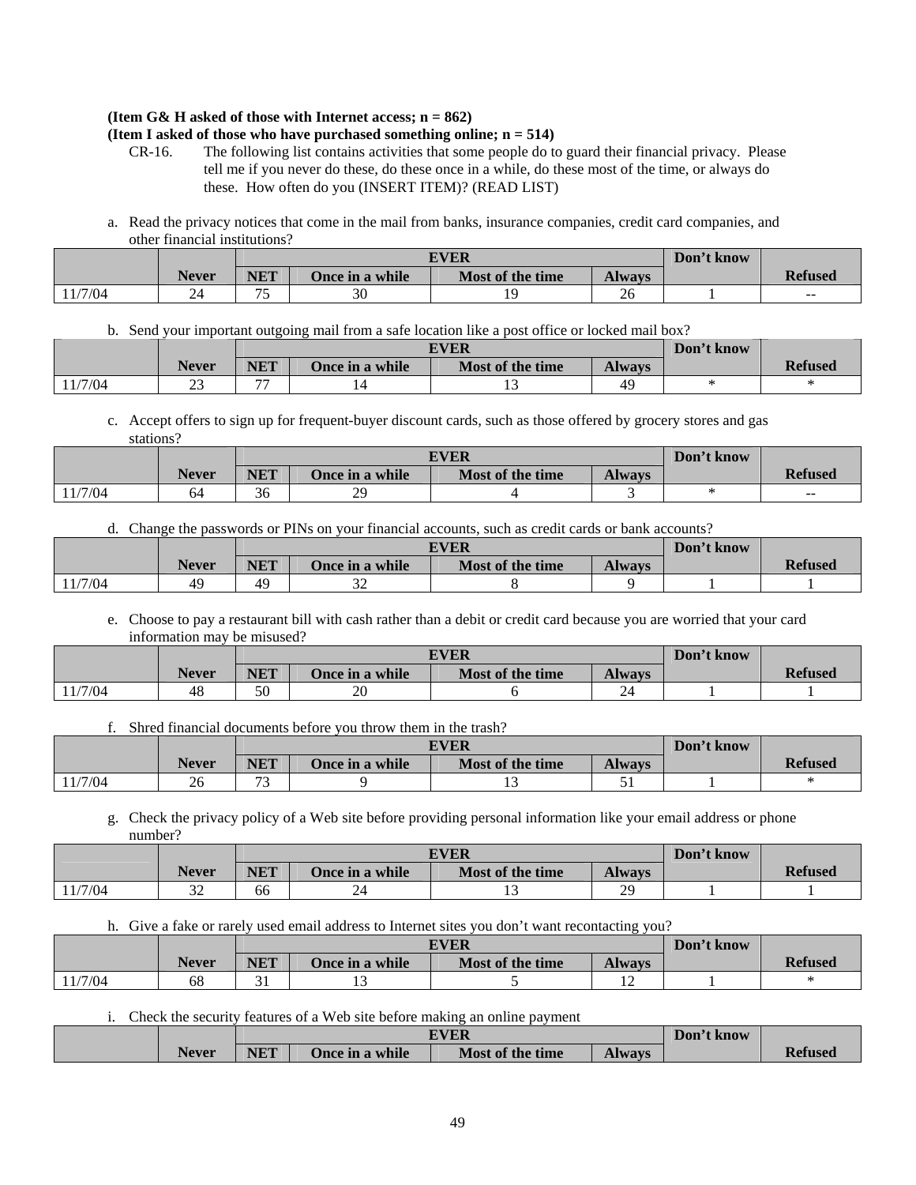**(Item G& H asked of those with Internet access; n = 862)**
**(Item I asked of those who have purchased something online; n = 514)**

CR-16. The following list contains activities that some people do to guard their financial privacy. Please tell me if you never do these, do these once in a while, do these most of the time, or always do these. How often do you (INSERT ITEM)? (READ LIST)

a. Read the privacy notices that come in the mail from banks, insurance companies, credit card companies, and other financial institutions?

| | | EVER | | | | Don't know | |
|---|---|---|---|---|---|---|---|
| | **Never** | **NET** | **Once in a while** | **Most of the time** | **Always** | | **Refused** |
| 11/7/04 | 24 | 75 | 30 | 19 | 26 | 1 | -- |

b. Send your important outgoing mail from a safe location like a post office or locked mail box?

| | | EVER | | | | Don't know | |
|---|---|---|---|---|---|---|---|
| | **Never** | **NET** | **Once in a while** | **Most of the time** | **Always** | | **Refused** |
| 11/7/04 | 23 | 77 | 14 | 13 | 49 | * | * |

c. Accept offers to sign up for frequent-buyer discount cards, such as those offered by grocery stores and gas stations?

| | | EVER | | | | Don't know | |
|---|---|---|---|---|---|---|---|
| | **Never** | **NET** | **Once in a while** | **Most of the time** | **Always** | | **Refused** |
| 11/7/04 | 64 | 36 | 29 | 4 | 3 | * | -- |

d. Change the passwords or PINs on your financial accounts, such as credit cards or bank accounts?

| | | EVER | | | | Don't know | |
|---|---|---|---|---|---|---|---|
| | **Never** | **NET** | **Once in a while** | **Most of the time** | **Always** | | **Refused** |
| 11/7/04 | 49 | 49 | 32 | 8 | 9 | 1 | 1 |

e. Choose to pay a restaurant bill with cash rather than a debit or credit card because you are worried that your card information may be misused?

| | | EVER | | | | Don't know | |
|---|---|---|---|---|---|---|---|
| | **Never** | **NET** | **Once in a while** | **Most of the time** | **Always** | | **Refused** |
| 11/7/04 | 48 | 50 | 20 | 6 | 24 | 1 | 1 |

f. Shred financial documents before you throw them in the trash?

| | | EVER | | | | Don't know | |
|---|---|---|---|---|---|---|---|
| | **Never** | **NET** | **Once in a while** | **Most of the time** | **Always** | | **Refused** |
| 11/7/04 | 26 | 73 | 9 | 13 | 51 | 1 | * |

g. Check the privacy policy of a Web site before providing personal information like your email address or phone number?

| | | EVER | | | | Don't know | |
|---|---|---|---|---|---|---|---|
| | **Never** | **NET** | **Once in a while** | **Most of the time** | **Always** | | **Refused** |
| 11/7/04 | 32 | 66 | 24 | 13 | 29 | 1 | 1 |

h. Give a fake or rarely used email address to Internet sites you don't want recontacting you?

| | | EVER | | | | Don't know | |
|---|---|---|---|---|---|---|---|
| | **Never** | **NET** | **Once in a while** | **Most of the time** | **Always** | | **Refused** |
| 11/7/04 | 68 | 31 | 13 | 5 | 12 | 1 | * |

i. Check the security features of a Web site before making an online payment

| | | EVER | | | | Don't know | |
|---|---|---|---|---|---|---|---|
| | **Never** | **NET** | **Once in a while** | **Most of the time** | **Always** | | **Refused** |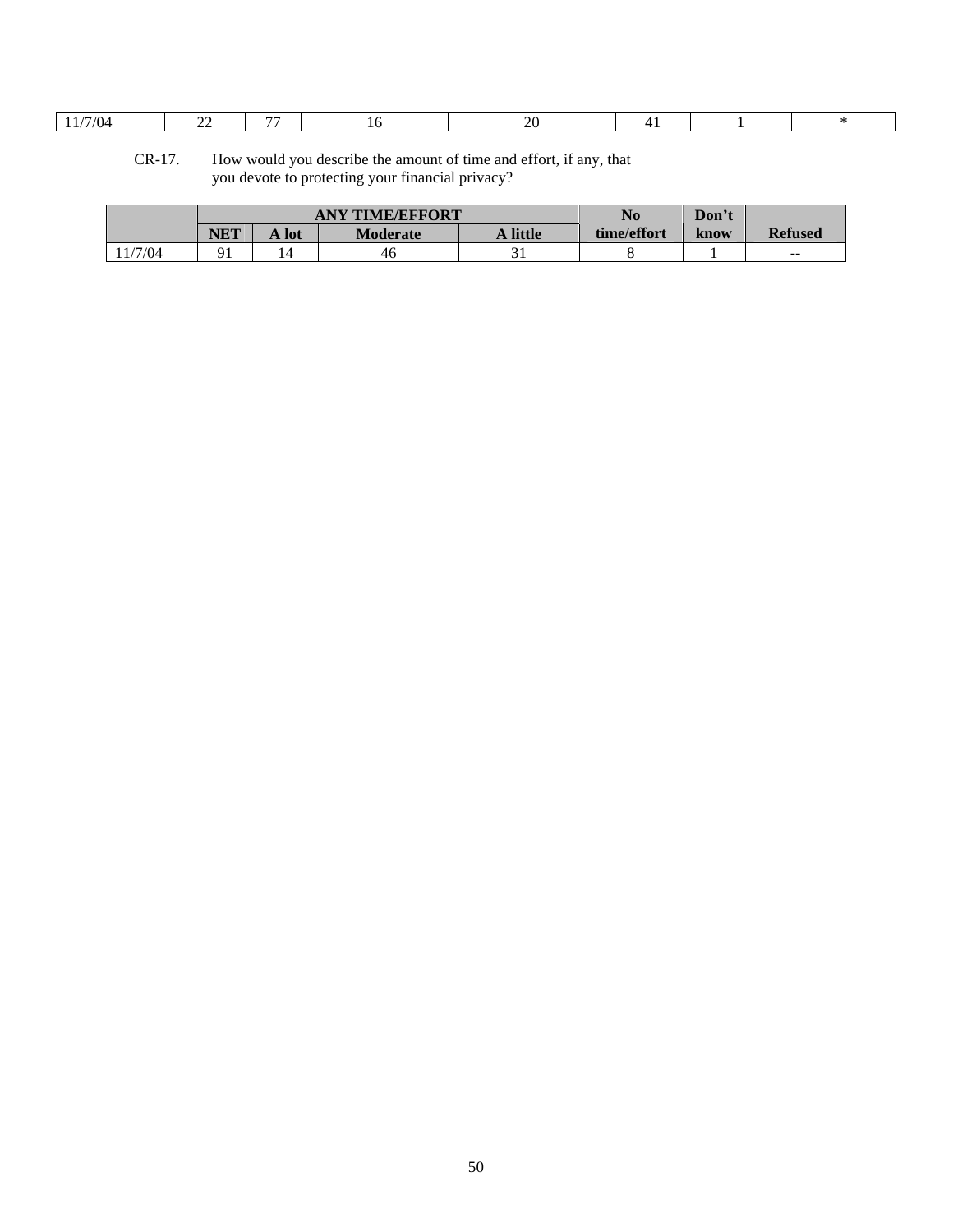| 11/7/04 | 22 | 77 | 16 | 20 | 41 | 1 | * |
|---|---|---|---|---|---|---|---|

CR-17. How would you describe the amount of time and effort, if any, that you devote to protecting your financial privacy?

| | ANY TIME/EFFORT | | | | No time/effort | Don't know | Refused |
|---|---|---|---|---|---|---|---|
| | NET | A lot | Moderate | A little | | | |
| 11/7/04 | 91 | 14 | 46 | 31 | 8 | 1 | -- |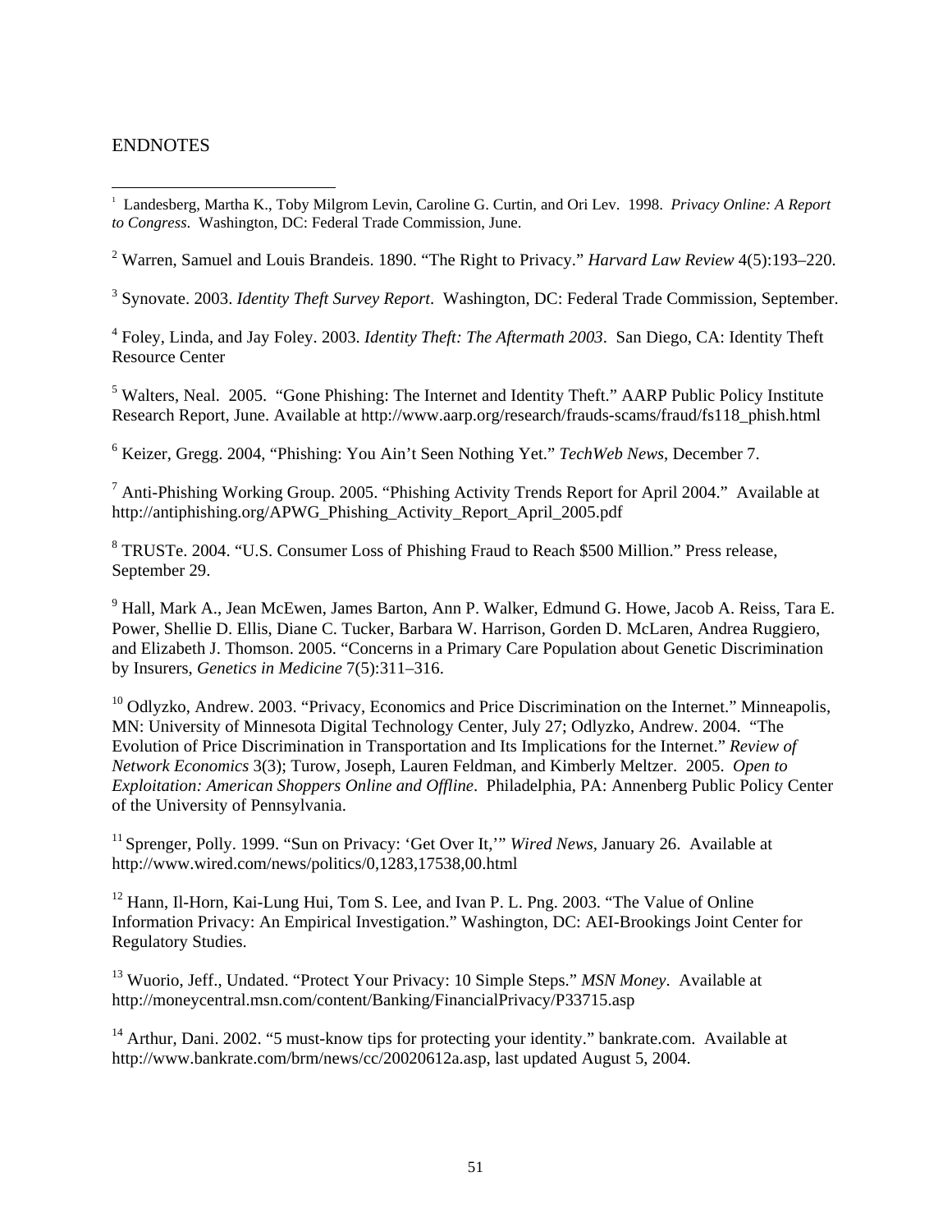ENDNOTES

[1] Landesberg, Martha K., Toby Milgrom Levin, Caroline G. Curtin, and Ori Lev. 1998. *Privacy Online: A Report to Congress*. Washington, DC: Federal Trade Commission, June.

[2] Warren, Samuel and Louis Brandeis. 1890. "The Right to Privacy." *Harvard Law Review* 4(5):193–220.

[3] Synovate. 2003. *Identity Theft Survey Report*. Washington, DC: Federal Trade Commission, September.

[4] Foley, Linda, and Jay Foley. 2003. *Identity Theft: The Aftermath 2003*. San Diego, CA: Identity Theft Resource Center

[5] Walters, Neal. 2005. "Gone Phishing: The Internet and Identity Theft." AARP Public Policy Institute Research Report, June. Available at http://www.aarp.org/research/frauds-scams/fraud/fs118_phish.html

[6] Keizer, Gregg. 2004, "Phishing: You Ain't Seen Nothing Yet." *TechWeb News*, December 7.

[7] Anti-Phishing Working Group. 2005. "Phishing Activity Trends Report for April 2004." Available at http://antiphishing.org/APWG_Phishing_Activity_Report_April_2005.pdf

[8] TRUSTe. 2004. "U.S. Consumer Loss of Phishing Fraud to Reach $500 Million." Press release, September 29.

[9] Hall, Mark A., Jean McEwen, James Barton, Ann P. Walker, Edmund G. Howe, Jacob A. Reiss, Tara E. Power, Shellie D. Ellis, Diane C. Tucker, Barbara W. Harrison, Gorden D. McLaren, Andrea Ruggiero, and Elizabeth J. Thomson. 2005. "Concerns in a Primary Care Population about Genetic Discrimination by Insurers, *Genetics in Medicine* 7(5):311–316.

[10] Odlyzko, Andrew. 2003. "Privacy, Economics and Price Discrimination on the Internet." Minneapolis, MN: University of Minnesota Digital Technology Center, July 27; Odlyzko, Andrew. 2004. "The Evolution of Price Discrimination in Transportation and Its Implications for the Internet." *Review of Network Economics* 3(3); Turow, Joseph, Lauren Feldman, and Kimberly Meltzer. 2005. *Open to Exploitation: American Shoppers Online and Offline*. Philadelphia, PA: Annenberg Public Policy Center of the University of Pennsylvania.

[11] Sprenger, Polly. 1999. "Sun on Privacy: 'Get Over It,'" *Wired News*, January 26. Available at http://www.wired.com/news/politics/0,1283,17538,00.html

[12] Hann, Il-Horn, Kai-Lung Hui, Tom S. Lee, and Ivan P. L. Png. 2003. "The Value of Online Information Privacy: An Empirical Investigation." Washington, DC: AEI-Brookings Joint Center for Regulatory Studies.

[13] Wuorio, Jeff., Undated. "Protect Your Privacy: 10 Simple Steps." *MSN Money*. Available at http://moneycentral.msn.com/content/Banking/FinancialPrivacy/P33715.asp

[14] Arthur, Dani. 2002. "5 must-know tips for protecting your identity." bankrate.com. Available at http://www.bankrate.com/brm/news/cc/20020612a.asp, last updated August 5, 2004.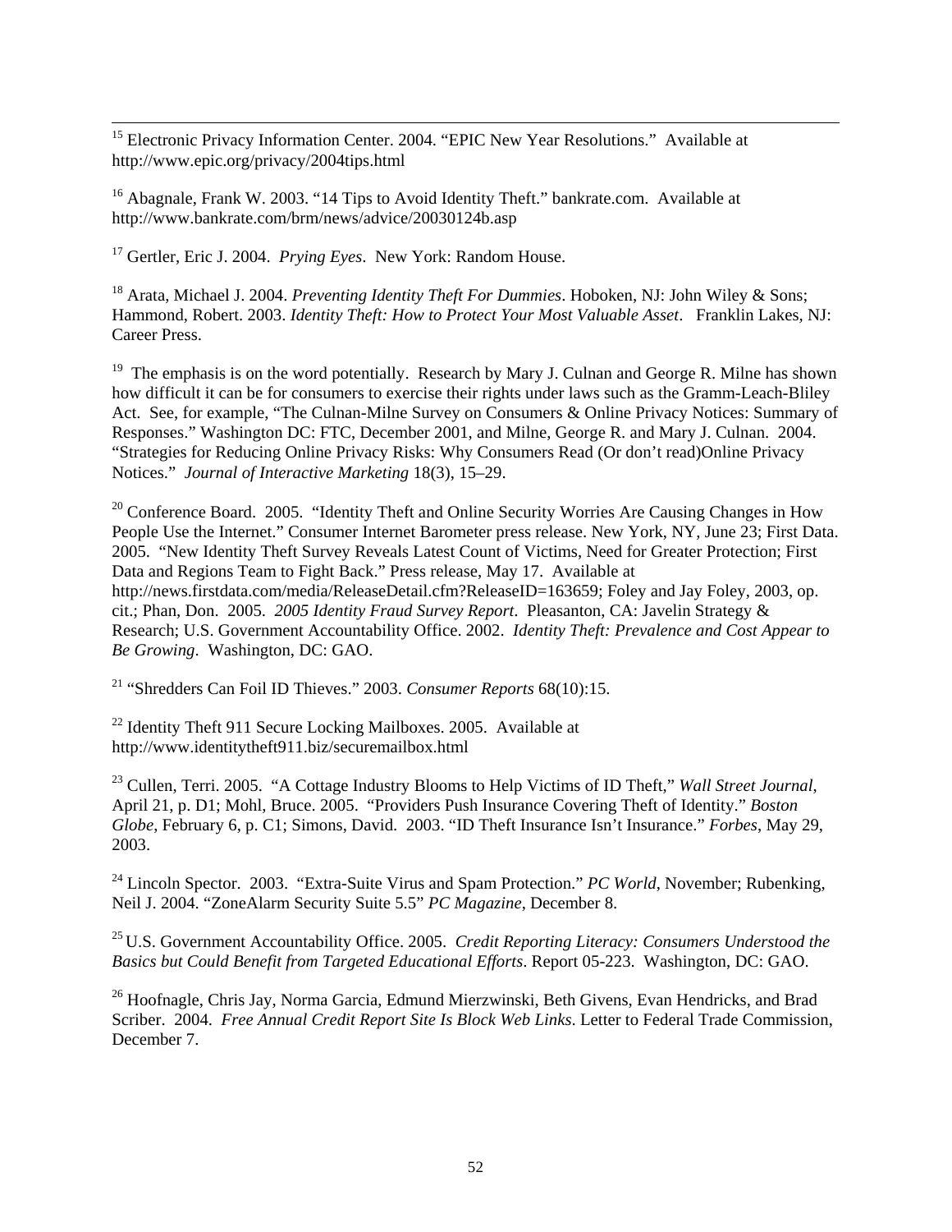[15] Electronic Privacy Information Center. 2004. "EPIC New Year Resolutions." Available at http://www.epic.org/privacy/2004tips.html

[16] Abagnale, Frank W. 2003. "14 Tips to Avoid Identity Theft." bankrate.com. Available at http://www.bankrate.com/brm/news/advice/20030124b.asp

[17] Gertler, Eric J. 2004. *Prying Eyes*. New York: Random House.

[18] Arata, Michael J. 2004. *Preventing Identity Theft For Dummies*. Hoboken, NJ: John Wiley & Sons; Hammond, Robert. 2003. *Identity Theft: How to Protect Your Most Valuable Asset*. Franklin Lakes, NJ: Career Press.

[19] The emphasis is on the word potentially. Research by Mary J. Culnan and George R. Milne has shown how difficult it can be for consumers to exercise their rights under laws such as the Gramm-Leach-Bliley Act. See, for example, "The Culnan-Milne Survey on Consumers & Online Privacy Notices: Summary of Responses." Washington DC: FTC, December 2001, and Milne, George R. and Mary J. Culnan. 2004. "Strategies for Reducing Online Privacy Risks: Why Consumers Read (Or don't read)Online Privacy Notices." *Journal of Interactive Marketing* 18(3), 15–29.

[20] Conference Board. 2005. "Identity Theft and Online Security Worries Are Causing Changes in How People Use the Internet." Consumer Internet Barometer press release. New York, NY, June 23; First Data. 2005. "New Identity Theft Survey Reveals Latest Count of Victims, Need for Greater Protection; First Data and Regions Team to Fight Back." Press release, May 17. Available at http://news.firstdata.com/media/ReleaseDetail.cfm?ReleaseID=163659; Foley and Jay Foley, 2003, op. cit.; Phan, Don. 2005. *2005 Identity Fraud Survey Report*. Pleasanton, CA: Javelin Strategy & Research; U.S. Government Accountability Office. 2002. *Identity Theft: Prevalence and Cost Appear to Be Growing*. Washington, DC: GAO.

[21] "Shredders Can Foil ID Thieves." 2003. *Consumer Reports* 68(10):15.

[22] Identity Theft 911 Secure Locking Mailboxes. 2005. Available at http://www.identitytheft911.biz/securemailbox.html

[23] Cullen, Terri. 2005. "A Cottage Industry Blooms to Help Victims of ID Theft," *Wall Street Journal*, April 21, p. D1; Mohl, Bruce. 2005. "Providers Push Insurance Covering Theft of Identity." *Boston Globe*, February 6, p. C1; Simons, David. 2003. "ID Theft Insurance Isn't Insurance." *Forbes*, May 29, 2003.

[24] Lincoln Spector. 2003. "Extra-Suite Virus and Spam Protection." *PC World*, November; Rubenking, Neil J. 2004. "ZoneAlarm Security Suite 5.5" *PC Magazine*, December 8.

[25] U.S. Government Accountability Office. 2005. *Credit Reporting Literacy: Consumers Understood the Basics but Could Benefit from Targeted Educational Efforts*. Report 05-223. Washington, DC: GAO.

[26] Hoofnagle, Chris Jay, Norma Garcia, Edmund Mierzwinski, Beth Givens, Evan Hendricks, and Brad Scriber. 2004. *Free Annual Credit Report Site Is Block Web Links*. Letter to Federal Trade Commission, December 7.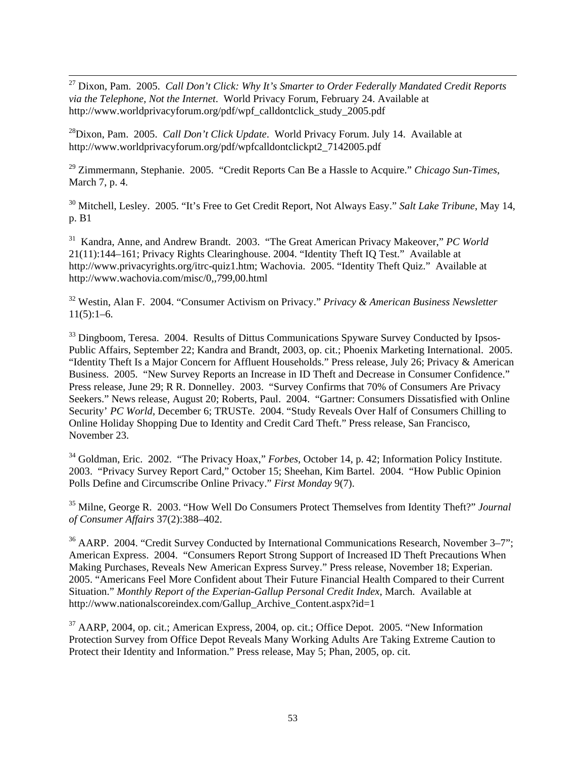[27] Dixon, Pam. 2005. *Call Don't Click: Why It's Smarter to Order Federally Mandated Credit Reports via the Telephone, Not the Internet*. World Privacy Forum, February 24. Available at http://www.worldprivacyforum.org/pdf/wpf_calldontclick_study_2005.pdf

[28] Dixon, Pam. 2005. *Call Don't Click Update*. World Privacy Forum. July 14. Available at http://www.worldprivacyforum.org/pdf/wpfcalldontclickpt2_7142005.pdf

[29] Zimmermann, Stephanie. 2005. "Credit Reports Can Be a Hassle to Acquire." *Chicago Sun-Times*, March 7, p. 4.

[30] Mitchell, Lesley. 2005. "It's Free to Get Credit Report, Not Always Easy." *Salt Lake Tribune*, May 14, p. B1

[31] Kandra, Anne, and Andrew Brandt. 2003. "The Great American Privacy Makeover," *PC World* 21(11):144–161; Privacy Rights Clearinghouse. 2004. "Identity Theft IQ Test." Available at http://www.privacyrights.org/itrc-quiz1.htm; Wachovia. 2005. "Identity Theft Quiz." Available at http://www.wachovia.com/misc/0,,799,00.html

[32] Westin, Alan F. 2004. "Consumer Activism on Privacy." *Privacy & American Business Newsletter* 11(5):1–6.

[33] Dingboom, Teresa. 2004. Results of Dittus Communications Spyware Survey Conducted by Ipsos-Public Affairs, September 22; Kandra and Brandt, 2003, op. cit.; Phoenix Marketing International. 2005. "Identity Theft Is a Major Concern for Affluent Households." Press release, July 26; Privacy & American Business. 2005. "New Survey Reports an Increase in ID Theft and Decrease in Consumer Confidence." Press release, June 29; R R. Donnelley. 2003. "Survey Confirms that 70% of Consumers Are Privacy Seekers." News release, August 20; Roberts, Paul. 2004. "Gartner: Consumers Dissatisfied with Online Security' *PC World*, December 6; TRUSTe. 2004. "Study Reveals Over Half of Consumers Chilling to Online Holiday Shopping Due to Identity and Credit Card Theft." Press release, San Francisco, November 23.

[34] Goldman, Eric. 2002. "The Privacy Hoax," *Forbes*, October 14, p. 42; Information Policy Institute. 2003. "Privacy Survey Report Card," October 15; Sheehan, Kim Bartel. 2004. "How Public Opinion Polls Define and Circumscribe Online Privacy." *First Monday* 9(7).

[35] Milne, George R. 2003. "How Well Do Consumers Protect Themselves from Identity Theft?" *Journal of Consumer Affairs* 37(2):388–402.

[36] AARP. 2004. "Credit Survey Conducted by International Communications Research, November 3–7"; American Express. 2004. "Consumers Report Strong Support of Increased ID Theft Precautions When Making Purchases, Reveals New American Express Survey." Press release, November 18; Experian. 2005. "Americans Feel More Confident about Their Future Financial Health Compared to their Current Situation." *Monthly Report of the Experian-Gallup Personal Credit Index*, March. Available at http://www.nationalscoreindex.com/Gallup_Archive_Content.aspx?id=1

[37] AARP, 2004, op. cit.; American Express, 2004, op. cit.; Office Depot. 2005. "New Information Protection Survey from Office Depot Reveals Many Working Adults Are Taking Extreme Caution to Protect their Identity and Information." Press release, May 5; Phan, 2005, op. cit.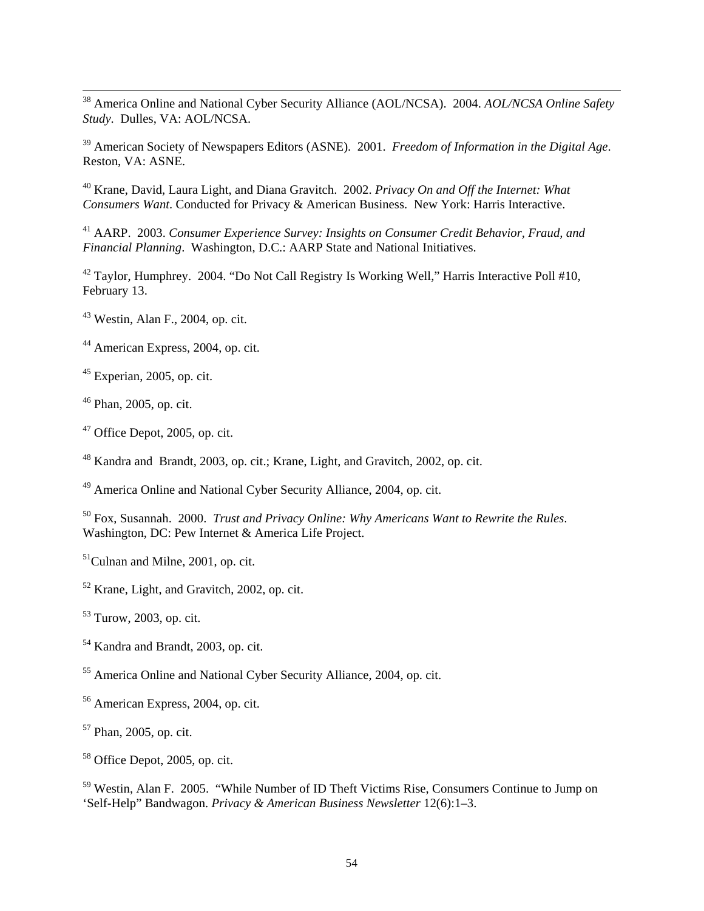[38] America Online and National Cyber Security Alliance (AOL/NCSA). 2004. *AOL/NCSA Online Safety Study*. Dulles, VA: AOL/NCSA.

[39] American Society of Newspapers Editors (ASNE). 2001. *Freedom of Information in the Digital Age*. Reston, VA: ASNE.

[40] Krane, David, Laura Light, and Diana Gravitch. 2002. *Privacy On and Off the Internet: What Consumers Want*. Conducted for Privacy & American Business. New York: Harris Interactive.

[41] AARP. 2003. *Consumer Experience Survey: Insights on Consumer Credit Behavior, Fraud, and Financial Planning*. Washington, D.C.: AARP State and National Initiatives.

[42] Taylor, Humphrey. 2004. "Do Not Call Registry Is Working Well," Harris Interactive Poll #10, February 13.

[43] Westin, Alan F., 2004, op. cit.

[44] American Express, 2004, op. cit.

[45] Experian, 2005, op. cit.

[46] Phan, 2005, op. cit.

[47] Office Depot, 2005, op. cit.

[48] Kandra and Brandt, 2003, op. cit.; Krane, Light, and Gravitch, 2002, op. cit.

[49] America Online and National Cyber Security Alliance, 2004, op. cit.

[50] Fox, Susannah. 2000. *Trust and Privacy Online: Why Americans Want to Rewrite the Rules*. Washington, DC: Pew Internet & America Life Project.

[51] Culnan and Milne, 2001, op. cit.

[52] Krane, Light, and Gravitch, 2002, op. cit.

[53] Turow, 2003, op. cit.

[54] Kandra and Brandt, 2003, op. cit.

[55] America Online and National Cyber Security Alliance, 2004, op. cit.

[56] American Express, 2004, op. cit.

[57] Phan, 2005, op. cit.

[58] Office Depot, 2005, op. cit.

[59] Westin, Alan F. 2005. "While Number of ID Theft Victims Rise, Consumers Continue to Jump on 'Self-Help" Bandwagon. *Privacy & American Business Newsletter* 12(6):1–3.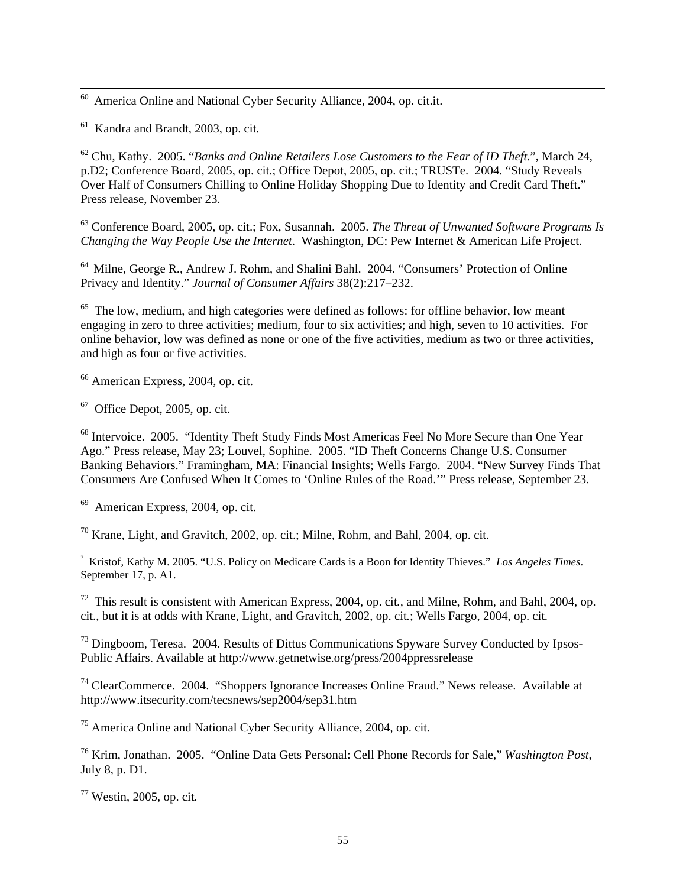[60] America Online and National Cyber Security Alliance, 2004, op. cit.it.

[61] Kandra and Brandt, 2003, op. cit.

[62] Chu, Kathy. 2005. "*Banks and Online Retailers Lose Customers to the Fear of ID Theft.*", March 24, p.D2; Conference Board, 2005, op. cit.; Office Depot, 2005, op. cit.; TRUSTe. 2004. "Study Reveals Over Half of Consumers Chilling to Online Holiday Shopping Due to Identity and Credit Card Theft." Press release, November 23.

[63] Conference Board, 2005, op. cit.; Fox, Susannah. 2005. *The Threat of Unwanted Software Programs Is Changing the Way People Use the Internet*. Washington, DC: Pew Internet & American Life Project.

[64] Milne, George R., Andrew J. Rohm, and Shalini Bahl. 2004. "Consumers' Protection of Online Privacy and Identity." *Journal of Consumer Affairs* 38(2):217–232.

[65] The low, medium, and high categories were defined as follows: for offline behavior, low meant engaging in zero to three activities; medium, four to six activities; and high, seven to 10 activities. For online behavior, low was defined as none or one of the five activities, medium as two or three activities, and high as four or five activities.

[66] American Express, 2004, op. cit.

[67] Office Depot, 2005, op. cit.

[68] Intervoice. 2005. "Identity Theft Study Finds Most Americas Feel No More Secure than One Year Ago." Press release, May 23; Louvel, Sophine. 2005. "ID Theft Concerns Change U.S. Consumer Banking Behaviors." Framingham, MA: Financial Insights; Wells Fargo. 2004. "New Survey Finds That Consumers Are Confused When It Comes to 'Online Rules of the Road.'" Press release, September 23.

[69] American Express, 2004, op. cit.

[70] Krane, Light, and Gravitch, 2002, op. cit.; Milne, Rohm, and Bahl, 2004, op. cit.

[71] Kristof, Kathy M. 2005. "U.S. Policy on Medicare Cards is a Boon for Identity Thieves." *Los Angeles Times*. September 17, p. A1.

[72] This result is consistent with American Express, 2004, op. cit., and Milne, Rohm, and Bahl, 2004, op. cit., but it is at odds with Krane, Light, and Gravitch, 2002, op. cit.; Wells Fargo, 2004, op. cit.

[73] Dingboom, Teresa. 2004. Results of Dittus Communications Spyware Survey Conducted by Ipsos-Public Affairs. Available at http://www.getnetwise.org/press/2004ppressrelease

[74] ClearCommerce. 2004. "Shoppers Ignorance Increases Online Fraud." News release. Available at http://www.itsecurity.com/tecsnews/sep2004/sep31.htm

[75] America Online and National Cyber Security Alliance, 2004, op. cit.

[76] Krim, Jonathan. 2005. "Online Data Gets Personal: Cell Phone Records for Sale," *Washington Post*, July 8, p. D1.

[77] Westin, 2005, op. cit.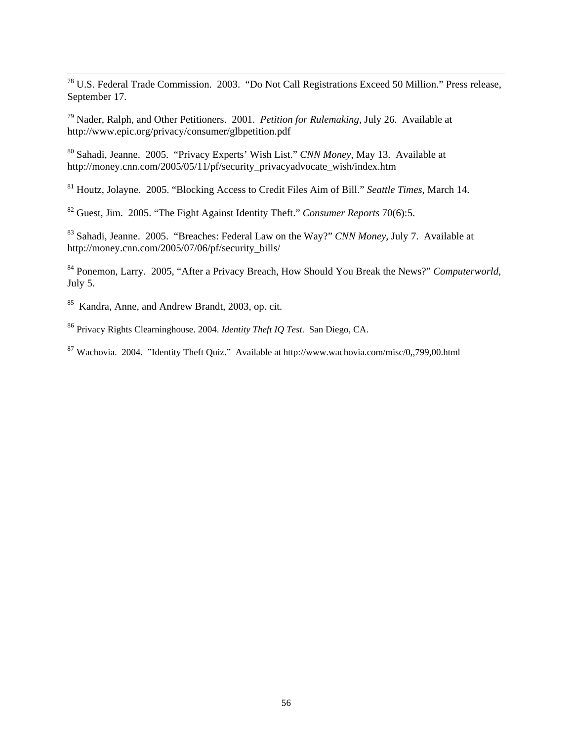[78] U.S. Federal Trade Commission. 2003. "Do Not Call Registrations Exceed 50 Million." Press release, September 17.

[79] Nader, Ralph, and Other Petitioners. 2001. *Petition for Rulemaking*, July 26. Available at http://www.epic.org/privacy/consumer/glbpetition.pdf

[80] Sahadi, Jeanne. 2005. "Privacy Experts' Wish List." *CNN Money*, May 13. Available at http://money.cnn.com/2005/05/11/pf/security_privacyadvocate_wish/index.htm

[81] Houtz, Jolayne. 2005. "Blocking Access to Credit Files Aim of Bill." *Seattle Times*, March 14.

[82] Guest, Jim. 2005. "The Fight Against Identity Theft." *Consumer Reports* 70(6):5.

[83] Sahadi, Jeanne. 2005. "Breaches: Federal Law on the Way?" *CNN Money*, July 7. Available at http://money.cnn.com/2005/07/06/pf/security_bills/

[84] Ponemon, Larry. 2005, "After a Privacy Breach, How Should You Break the News?" *Computerworld*, July 5.

[85] Kandra, Anne, and Andrew Brandt, 2003, op. cit.

[86] Privacy Rights Clearninghouse. 2004. *Identity Theft IQ Test.* San Diego, CA.

[87] Wachovia. 2004. "Identity Theft Quiz." Available at http://www.wachovia.com/misc/0,,799,00.html